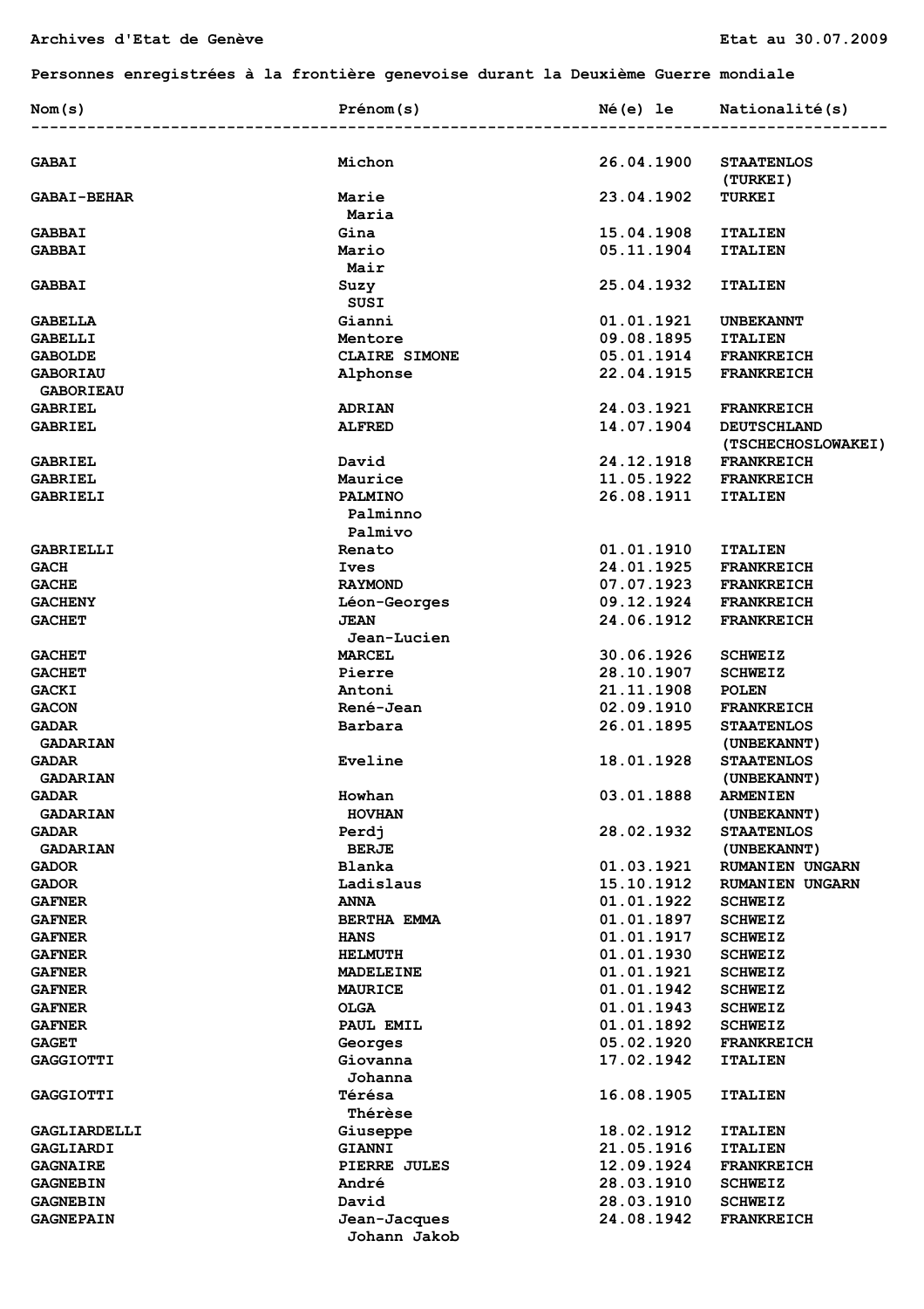Archives d'Etat de Genève

Etat au 30.07.2009

**Personnes enregistrées à la frontière genevoise durant la Deuxième Guerre mondiale**

| Nom(s) | Prénom(s) | Né(e) le | Nationalité(s) |
|---|---|---|---|
| GABAI | Michon | 26.04.1900 | STAATENLOS (TURKEI) |
| GABAI-BEHAR | Marie Maria | 23.04.1902 | TURKEI |
| GABBAI | Gina | 15.04.1908 | ITALIEN |
| GABBAI | Mario Mair | 05.11.1904 | ITALIEN |
| GABBAI | Suzy SUSI | 25.04.1932 | ITALIEN |
| GABELLA | Gianni | 01.01.1921 | UNBEKANNT |
| GABELLI | Mentore | 09.08.1895 | ITALIEN |
| GABOLDE | CLAIRE SIMONE | 05.01.1914 | FRANKREICH |
| GABORIAU GABORIEAU | Alphonse | 22.04.1915 | FRANKREICH |
| GABRIEL | ADRIAN | 24.03.1921 | FRANKREICH |
| GABRIEL | ALFRED | 14.07.1904 | DEUTSCHLAND (TSCHECHOSLOWAKEI) |
| GABRIEL | David | 24.12.1918 | FRANKREICH |
| GABRIEL | Maurice | 11.05.1922 | FRANKREICH |
| GABRIELI | PALMINO Palminno Palmivo | 26.08.1911 | ITALIEN |
| GABRIELLI | Renato | 01.01.1910 | ITALIEN |
| GACH | Ives | 24.01.1925 | FRANKREICH |
| GACHE | RAYMOND | 07.07.1923 | FRANKREICH |
| GACHENY | Léon-Georges | 09.12.1924 | FRANKREICH |
| GACHET | JEAN Jean-Lucien | 24.06.1912 | FRANKREICH |
| GACHET | MARCEL | 30.06.1926 | SCHWEIZ |
| GACHET | Pierre | 28.10.1907 | SCHWEIZ |
| GACKI | Antoni | 21.11.1908 | POLEN |
| GACON | René-Jean | 02.09.1910 | FRANKREICH |
| GADAR GADARIAN | Barbara | 26.01.1895 | STAATENLOS (UNBEKANNT) |
| GADAR GADARIAN | Eveline | 18.01.1928 | STAATENLOS (UNBEKANNT) |
| GADAR GADARIAN | Howhan HOVHAN | 03.01.1888 | ARMENIEN (UNBEKANNT) |
| GADAR GADARIAN | Perdj BERJE | 28.02.1932 | STAATENLOS (UNBEKANNT) |
| GADOR | Blanka | 01.03.1921 | RUMANIEN UNGARN |
| GADOR | Ladislaus | 15.10.1912 | RUMANIEN UNGARN |
| GAFNER | ANNA | 01.01.1922 | SCHWEIZ |
| GAFNER | BERTHA EMMA | 01.01.1897 | SCHWEIZ |
| GAFNER | HANS | 01.01.1917 | SCHWEIZ |
| GAFNER | HELMUTH | 01.01.1930 | SCHWEIZ |
| GAFNER | MADELEINE | 01.01.1921 | SCHWEIZ |
| GAFNER | MAURICE | 01.01.1942 | SCHWEIZ |
| GAFNER | OLGA | 01.01.1943 | SCHWEIZ |
| GAFNER | PAUL EMIL | 01.01.1892 | SCHWEIZ |
| GAGET | Georges | 05.02.1920 | FRANKREICH |
| GAGGIOTTI | Giovanna Johanna | 17.02.1942 | ITALIEN |
| GAGGIOTTI | Térésa Thérèse | 16.08.1905 | ITALIEN |
| GAGLIARDELLI | Giuseppe | 18.02.1912 | ITALIEN |
| GAGLIARDI | GIANNI | 21.05.1916 | ITALIEN |
| GAGNAIRE | PIERRE JULES | 12.09.1924 | FRANKREICH |
| GAGNEBIN | André | 28.03.1910 | SCHWEIZ |
| GAGNEBIN | David | 28.03.1910 | SCHWEIZ |
| GAGNEPAIN | Jean-Jacques Johann Jakob | 24.08.1942 | FRANKREICH |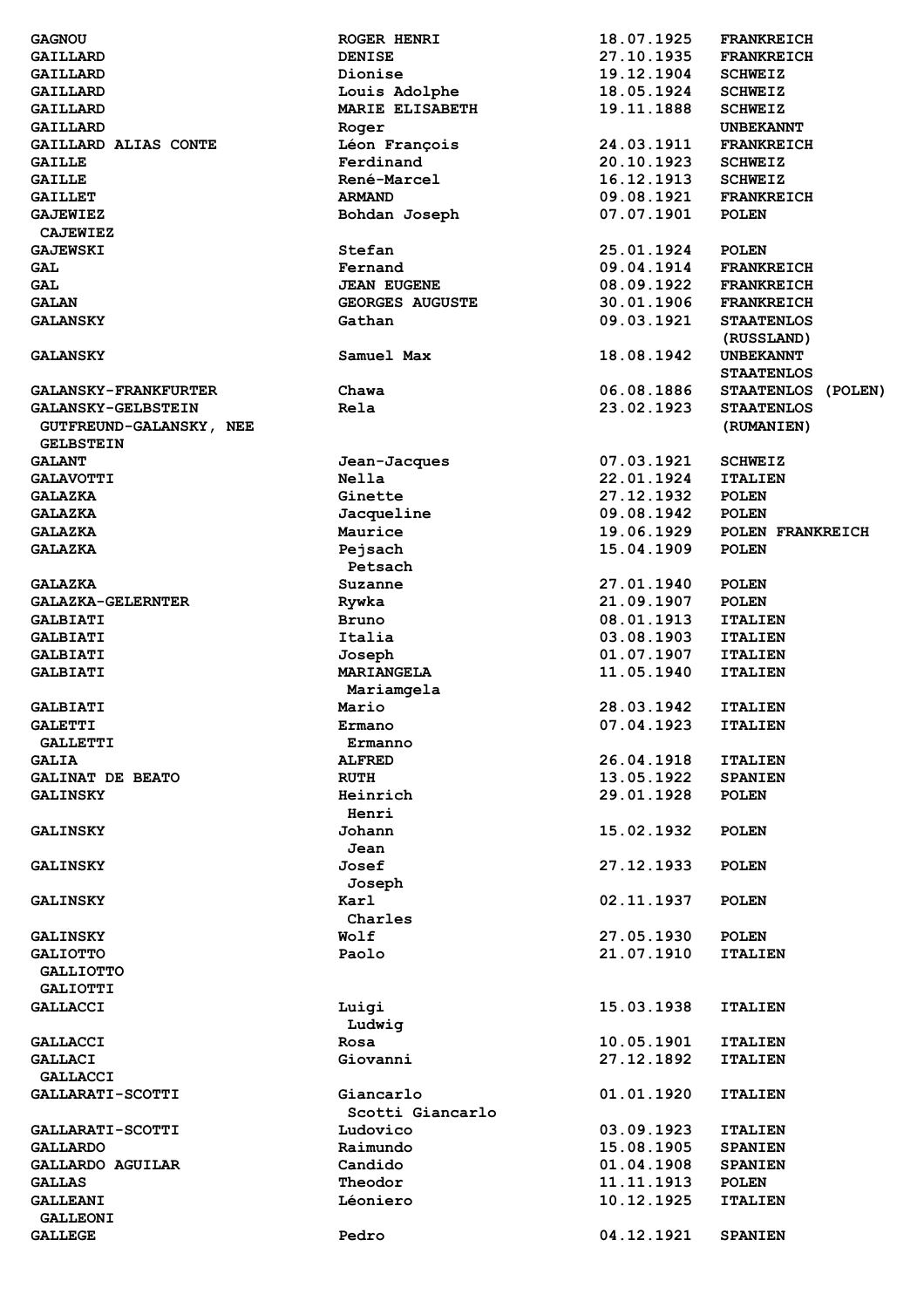| | | | |
|---|---|---|---|
| GAGNOU | ROGER HENRI | 18.07.1925 | FRANKREICH |
| GAILLARD | DENISE | 27.10.1935 | FRANKREICH |
| GAILLARD | Dionise | 19.12.1904 | SCHWEIZ |
| GAILLARD | Louis Adolphe | 18.05.1924 | SCHWEIZ |
| GAILLARD | MARIE ELISABETH | 19.11.1888 | SCHWEIZ |
| GAILLARD | Roger | | UNBEKANNT |
| GAILLARD ALIAS CONTE | Léon François | 24.03.1911 | FRANKREICH |
| GAILLE | Ferdinand | 20.10.1923 | SCHWEIZ |
| GAILLE | René-Marcel | 16.12.1913 | SCHWEIZ |
| GAILLET | ARMAND | 09.08.1921 | FRANKREICH |
| GAJEWIEZ CAJEWIEZ | Bohdan Joseph | 07.07.1901 | POLEN |
| GAJEWSKI | Stefan | 25.01.1924 | POLEN |
| GAL | Fernand | 09.04.1914 | FRANKREICH |
| GAL | JEAN EUGENE | 08.09.1922 | FRANKREICH |
| GALAN | GEORGES AUGUSTE | 30.01.1906 | FRANKREICH |
| GALANSKY | Gathan | 09.03.1921 | STAATENLOS (RUSSLAND) |
| GALANSKY | Samuel Max | 18.08.1942 | UNBEKANNT STAATENLOS |
| GALANSKY-FRANKFURTER | Chawa | 06.08.1886 | STAATENLOS (POLEN) |
| GALANSKY-GELBSTEIN GUTFREUND-GALANSKY, NEE GELBSTEIN | Rela | 23.02.1923 | STAATENLOS (RUMANIEN) |
| GALANT | Jean-Jacques | 07.03.1921 | SCHWEIZ |
| GALAVOTTI | Nella | 22.01.1924 | ITALIEN |
| GALAZKA | Ginette | 27.12.1932 | POLEN |
| GALAZKA | Jacqueline | 09.08.1942 | POLEN |
| GALAZKA | Maurice | 19.06.1929 | POLEN FRANKREICH |
| GALAZKA | Pejsach Petsach | 15.04.1909 | POLEN |
| GALAZKA | Suzanne | 27.01.1940 | POLEN |
| GALAZKA-GELERNTER | Rywka | 21.09.1907 | POLEN |
| GALBIATI | Bruno | 08.01.1913 | ITALIEN |
| GALBIATI | Italia | 03.08.1903 | ITALIEN |
| GALBIATI | Joseph | 01.07.1907 | ITALIEN |
| GALBIATI | MARIANGELA Mariamgela | 11.05.1940 | ITALIEN |
| GALBIATI | Mario | 28.03.1942 | ITALIEN |
| GALETTI GALLETTI | Ermano Ermanno | 07.04.1923 | ITALIEN |
| GALIA | ALFRED | 26.04.1918 | ITALIEN |
| GALINAT DE BEATO | RUTH | 13.05.1922 | SPANIEN |
| GALINSKY | Heinrich Henri | 29.01.1928 | POLEN |
| GALINSKY | Johann Jean | 15.02.1932 | POLEN |
| GALINSKY | Josef Joseph | 27.12.1933 | POLEN |
| GALINSKY | Karl Charles | 02.11.1937 | POLEN |
| GALINSKY | Wolf | 27.05.1930 | POLEN |
| GALIOTTO GALLIOTTO GALIOTTI | Paolo | 21.07.1910 | ITALIEN |
| GALLACCI | Luigi Ludwig | 15.03.1938 | ITALIEN |
| GALLACCI | Rosa | 10.05.1901 | ITALIEN |
| GALLACI GALLACCI | Giovanni | 27.12.1892 | ITALIEN |
| GALLARATI-SCOTTI | Giancarlo Scotti Giancarlo | 01.01.1920 | ITALIEN |
| GALLARATI-SCOTTI | Ludovico | 03.09.1923 | ITALIEN |
| GALLARDO | Raimundo | 15.08.1905 | SPANIEN |
| GALLARDO AGUILAR | Candido | 01.04.1908 | SPANIEN |
| GALLAS | Theodor | 11.11.1913 | POLEN |
| GALLEANI GALLEONI | Léoniero | 10.12.1925 | ITALIEN |
| GALLEGE | Pedro | 04.12.1921 | SPANIEN |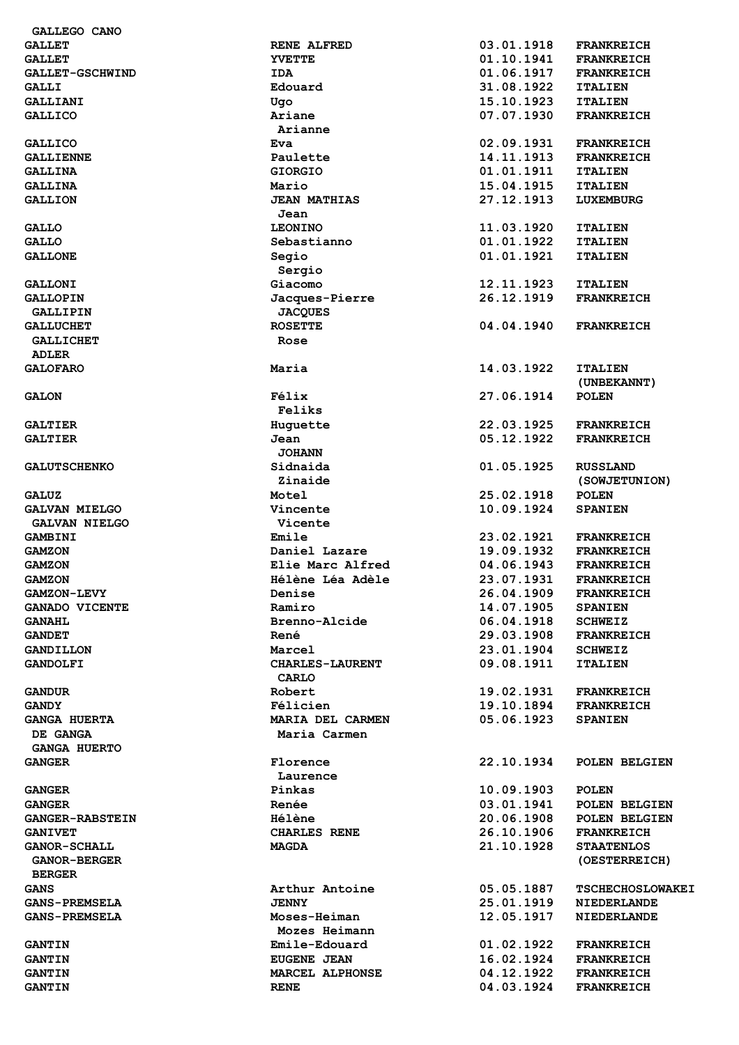| Name | Vorname | Geburtsdatum | Staatsangehörigkeit |
|---|---|---|---|
| GALLEGO CANO | | | |
| GALLET | RENE ALFRED | 03.01.1918 | FRANKREICH |
| GALLET | YVETTE | 01.10.1941 | FRANKREICH |
| GALLET-GSCHWIND | IDA | 01.06.1917 | FRANKREICH |
| GALLI | Edouard | 31.08.1922 | ITALIEN |
| GALLIANI | Ugo | 15.10.1923 | ITALIEN |
| GALLICO | Ariane<br>Arianne | 07.07.1930 | FRANKREICH |
| GALLICO | Eva | 02.09.1931 | FRANKREICH |
| GALLIENNE | Paulette | 14.11.1913 | FRANKREICH |
| GALLINA | GIORGIO | 01.01.1911 | ITALIEN |
| GALLINA | Mario | 15.04.1915 | ITALIEN |
| GALLION | JEAN MATHIAS<br>Jean | 27.12.1913 | LUXEMBURG |
| GALLO | LEONINO | 11.03.1920 | ITALIEN |
| GALLO | Sebastianno | 01.01.1922 | ITALIEN |
| GALLONE | Segio<br>Sergio | 01.01.1921 | ITALIEN |
| GALLONI | Giacomo | 12.11.1923 | ITALIEN |
| GALLOPIN<br>GALLIPIN | Jacques-Pierre<br>JACQUES | 26.12.1919 | FRANKREICH |
| GALLUCHET<br>GALLICHET<br>ADLER | ROSETTE<br>Rose | 04.04.1940 | FRANKREICH |
| GALOFARO | Maria | 14.03.1922 | ITALIEN<br>(UNBEKANNT) |
| GALON | Félix<br>Feliks | 27.06.1914 | POLEN |
| GALTIER | Huguette | 22.03.1925 | FRANKREICH |
| GALTIER | Jean<br>JOHANN | 05.12.1922 | FRANKREICH |
| GALUTSCHENKO | Sidnaida<br>Zinaide | 01.05.1925 | RUSSLAND<br>(SOWJETUNION) |
| GALUZ | Motel | 25.02.1918 | POLEN |
| GALVAN MIELGO<br>GALVAN NIELGO | Vincente<br>Vicente | 10.09.1924 | SPANIEN |
| GAMBINI | Emile | 23.02.1921 | FRANKREICH |
| GAMZON | Daniel Lazare | 19.09.1932 | FRANKREICH |
| GAMZON | Elie Marc Alfred | 04.06.1943 | FRANKREICH |
| GAMZON | Hélène Léa Adèle | 23.07.1931 | FRANKREICH |
| GAMZON-LEVY | Denise | 26.04.1909 | FRANKREICH |
| GANADO VICENTE | Ramiro | 14.07.1905 | SPANIEN |
| GANAHL | Brenno-Alcide | 06.04.1918 | SCHWEIZ |
| GANDET | René | 29.03.1908 | FRANKREICH |
| GANDILLON | Marcel | 23.01.1904 | SCHWEIZ |
| GANDOLFI | CHARLES-LAURENT<br>CARLO | 09.08.1911 | ITALIEN |
| GANDUR | Robert | 19.02.1931 | FRANKREICH |
| GANDY | Félicien | 19.10.1894 | FRANKREICH |
| GANGA HUERTA<br>DE GANGA<br>GANGA HUERTO | MARIA DEL CARMEN<br>Maria Carmen | 05.06.1923 | SPANIEN |
| GANGER | Florence<br>Laurence | 22.10.1934 | POLEN BELGIEN |
| GANGER | Pinkas | 10.09.1903 | POLEN |
| GANGER | Renée | 03.01.1941 | POLEN BELGIEN |
| GANGER-RABSTEIN | Hélène | 20.06.1908 | POLEN BELGIEN |
| GANIVET | CHARLES RENE | 26.10.1906 | FRANKREICH |
| GANOR-SCHALL<br>GANOR-BERGER<br>BERGER | MAGDA | 21.10.1928 | STAATENLOS<br>(OESTERREICH) |
| GANS | Arthur Antoine | 05.05.1887 | TSCHECHOSLOWAKEI |
| GANS-PREMSELA | JENNY | 25.01.1919 | NIEDERLANDE |
| GANS-PREMSELA | Moses-Heiman<br>Mozes Heimann | 12.05.1917 | NIEDERLANDE |
| GANTIN | Emile-Edouard | 01.02.1922 | FRANKREICH |
| GANTIN | EUGENE JEAN | 16.02.1924 | FRANKREICH |
| GANTIN | MARCEL ALPHONSE | 04.12.1922 | FRANKREICH |
| GANTIN | RENE | 04.03.1924 | FRANKREICH |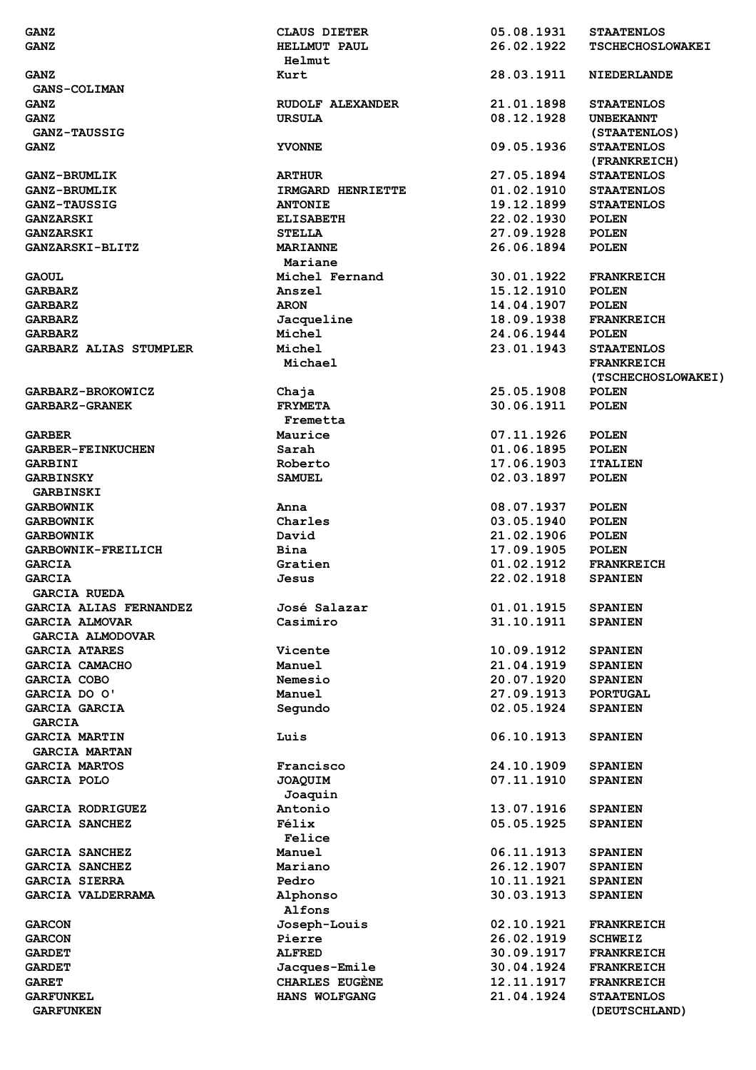| | | | |
|---|---|---|---|
| GANZ | CLAUS DIETER | 05.08.1931 | STAATENLOS |
| GANZ | HELLMUT PAUL<br>Helmut | 26.02.1922 | TSCHECHOSLOWAKEI |
| GANZ<br>GANS-COLIMAN | Kurt | 28.03.1911 | NIEDERLANDE |
| GANZ | RUDOLF ALEXANDER | 21.01.1898 | STAATENLOS |
| GANZ<br>GANZ-TAUSSIG | URSULA | 08.12.1928 | UNBEKANNT<br>(STAATENLOS) |
| GANZ | YVONNE | 09.05.1936 | STAATENLOS<br>(FRANKREICH) |
| GANZ-BRUMLIK | ARTHUR | 27.05.1894 | STAATENLOS |
| GANZ-BRUMLIK | IRMGARD HENRIETTE | 01.02.1910 | STAATENLOS |
| GANZ-TAUSSIG | ANTONIE | 19.12.1899 | STAATENLOS |
| GANZARSKI | ELISABETH | 22.02.1930 | POLEN |
| GANZARSKI | STELLA | 27.09.1928 | POLEN |
| GANZARSKI-BLITZ | MARIANNE<br>Mariane | 26.06.1894 | POLEN |
| GAOUL | Michel Fernand | 30.01.1922 | FRANKREICH |
| GARBARZ | Anszel | 15.12.1910 | POLEN |
| GARBARZ | ARON | 14.04.1907 | POLEN |
| GARBARZ | Jacqueline | 18.09.1938 | FRANKREICH |
| GARBARZ | Michel | 24.06.1944 | POLEN |
| GARBARZ ALIAS STUMPLER | Michel<br>Michael | 23.01.1943 | STAATENLOS<br>FRANKREICH<br>(TSCHECHOSLOWAKEI) |
| GARBARZ-BROKOWICZ | Chaja | 25.05.1908 | POLEN |
| GARBARZ-GRANEK | FRYMETA<br>Fremetta | 30.06.1911 | POLEN |
| GARBER | Maurice | 07.11.1926 | POLEN |
| GARBER-FEINKUCHEN | Sarah | 01.06.1895 | POLEN |
| GARBINI | Roberto | 17.06.1903 | ITALIEN |
| GARBINSKY<br>GARBINSKI | SAMUEL | 02.03.1897 | POLEN |
| GARBOWNIK | Anna | 08.07.1937 | POLEN |
| GARBOWNIK | Charles | 03.05.1940 | POLEN |
| GARBOWNIK | David | 21.02.1906 | POLEN |
| GARBOWNIK-FREILICH | Bina | 17.09.1905 | POLEN |
| GARCIA | Gratien | 01.02.1912 | FRANKREICH |
| GARCIA<br>GARCIA RUEDA | Jesus | 22.02.1918 | SPANIEN |
| GARCIA ALIAS FERNANDEZ | José Salazar | 01.01.1915 | SPANIEN |
| GARCIA ALMOVAR<br>GARCIA ALMODOVAR | Casimiro | 31.10.1911 | SPANIEN |
| GARCIA ATARES | Vicente | 10.09.1912 | SPANIEN |
| GARCIA CAMACHO | Manuel | 21.04.1919 | SPANIEN |
| GARCIA COBO | Nemesio | 20.07.1920 | SPANIEN |
| GARCIA DO O' | Manuel | 27.09.1913 | PORTUGAL |
| GARCIA GARCIA<br>GARCIA | Segundo | 02.05.1924 | SPANIEN |
| GARCIA MARTIN<br>GARCIA MARTAN | Luis | 06.10.1913 | SPANIEN |
| GARCIA MARTOS | Francisco | 24.10.1909 | SPANIEN |
| GARCIA POLO | JOAQUIM<br>Joaquin | 07.11.1910 | SPANIEN |
| GARCIA RODRIGUEZ | Antonio | 13.07.1916 | SPANIEN |
| GARCIA SANCHEZ | Félix<br>Felice | 05.05.1925 | SPANIEN |
| GARCIA SANCHEZ | Manuel | 06.11.1913 | SPANIEN |
| GARCIA SANCHEZ | Mariano | 26.12.1907 | SPANIEN |
| GARCIA SIERRA | Pedro | 10.11.1921 | SPANIEN |
| GARCIA VALDERRAMA | Alphonso<br>Alfons | 30.03.1913 | SPANIEN |
| GARCON | Joseph-Louis | 02.10.1921 | FRANKREICH |
| GARCON | Pierre | 26.02.1919 | SCHWEIZ |
| GARDET | ALFRED | 30.09.1917 | FRANKREICH |
| GARDET | Jacques-Emile | 30.04.1924 | FRANKREICH |
| GARET | CHARLES EUGÈNE | 12.11.1917 | FRANKREICH |
| GARFUNKEL<br>GARFUNKEN | HANS WOLFGANG | 21.04.1924 | STAATENLOS<br>(DEUTSCHLAND) |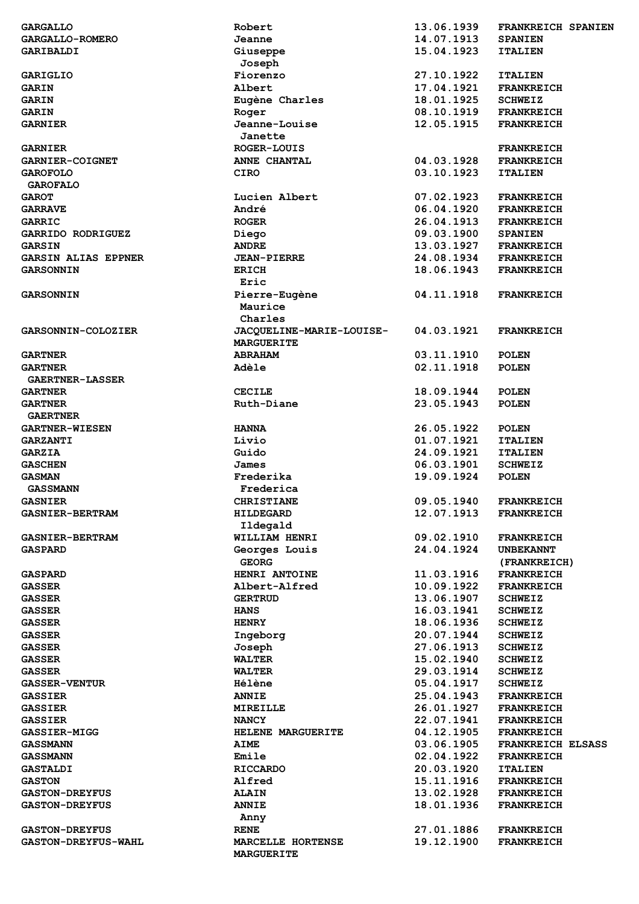| | | | |
|---|---|---|---|
| GARGALLO | Robert | 13.06.1939 | FRANKREICH SPANIEN |
| GARGALLO-ROMERO | Jeanne | 14.07.1913 | SPANIEN |
| GARIBALDI | Giuseppe<br>Joseph | 15.04.1923 | ITALIEN |
| GARIGLIO | Fiorenzo | 27.10.1922 | ITALIEN |
| GARIN | Albert | 17.04.1921 | FRANKREICH |
| GARIN | Eugène Charles | 18.01.1925 | SCHWEIZ |
| GARIN | Roger | 08.10.1919 | FRANKREICH |
| GARNIER | Jeanne-Louise<br>Janette | 12.05.1915 | FRANKREICH |
| GARNIER | ROGER-LOUIS | | FRANKREICH |
| GARNIER-COIGNET | ANNE CHANTAL | 04.03.1928 | FRANKREICH |
| GAROFOLO<br>GAROFALO | CIRO | 03.10.1923 | ITALIEN |
| GAROT | Lucien Albert | 07.02.1923 | FRANKREICH |
| GARRAVE | André | 06.04.1920 | FRANKREICH |
| GARRIC | ROGER | 26.04.1913 | FRANKREICH |
| GARRIDO RODRIGUEZ | Diego | 09.03.1900 | SPANIEN |
| GARSIN | ANDRE | 13.03.1927 | FRANKREICH |
| GARSIN ALIAS EPPNER | JEAN-PIERRE | 24.08.1934 | FRANKREICH |
| GARSONNIN | ERICH<br>Eric | 18.06.1943 | FRANKREICH |
| GARSONNIN | Pierre-Eugène<br>Maurice<br>Charles | 04.11.1918 | FRANKREICH |
| GARSONNIN-COLOZIER | JACQUELINE-MARIE-LOUISE-<br>MARGUERITE | 04.03.1921 | FRANKREICH |
| GARTNER | ABRAHAM | 03.11.1910 | POLEN |
| GARTNER<br>GAERTNER-LASSER | Adèle | 02.11.1918 | POLEN |
| GARTNER | CECILE | 18.09.1944 | POLEN |
| GARTNER<br>GAERTNER | Ruth-Diane | 23.05.1943 | POLEN |
| GARTNER-WIESEN | HANNA | 26.05.1922 | POLEN |
| GARZANTI | Livio | 01.07.1921 | ITALIEN |
| GARZIA | Guido | 24.09.1921 | ITALIEN |
| GASCHEN | James | 06.03.1901 | SCHWEIZ |
| GASMAN<br>GASSMANN | Frederika<br>Frederica | 19.09.1924 | POLEN |
| GASNIER | CHRISTIANE | 09.05.1940 | FRANKREICH |
| GASNIER-BERTRAM | HILDEGARD<br>Ildegald | 12.07.1913 | FRANKREICH |
| GASNIER-BERTRAM | WILLIAM HENRI | 09.02.1910 | FRANKREICH |
| GASPARD | Georges Louis<br>GEORG | 24.04.1924 | UNBEKANNT<br>(FRANKREICH) |
| GASPARD | HENRI ANTOINE | 11.03.1916 | FRANKREICH |
| GASSER | Albert-Alfred | 10.09.1922 | FRANKREICH |
| GASSER | GERTRUD | 13.06.1907 | SCHWEIZ |
| GASSER | HANS | 16.03.1941 | SCHWEIZ |
| GASSER | HENRY | 18.06.1936 | SCHWEIZ |
| GASSER | Ingeborg | 20.07.1944 | SCHWEIZ |
| GASSER | Joseph | 27.06.1913 | SCHWEIZ |
| GASSER | WALTER | 15.02.1940 | SCHWEIZ |
| GASSER | WALTER | 29.03.1914 | SCHWEIZ |
| GASSER-VENTUR | Hélène | 05.04.1917 | SCHWEIZ |
| GASSIER | ANNIE | 25.04.1943 | FRANKREICH |
| GASSIER | MIREILLE | 26.01.1927 | FRANKREICH |
| GASSIER | NANCY | 22.07.1941 | FRANKREICH |
| GASSIER-MIGG | HELENE MARGUERITE | 04.12.1905 | FRANKREICH |
| GASSMANN | AIME | 03.06.1905 | FRANKREICH ELSASS |
| GASSMANN | Emile | 02.04.1922 | FRANKREICH |
| GASTALDI | RICCARDO | 20.03.1920 | ITALIEN |
| GASTON | Alfred | 15.11.1916 | FRANKREICH |
| GASTON-DREYFUS | ALAIN | 13.02.1928 | FRANKREICH |
| GASTON-DREYFUS | ANNIE<br>Anny | 18.01.1936 | FRANKREICH |
| GASTON-DREYFUS | RENE | 27.01.1886 | FRANKREICH |
| GASTON-DREYFUS-WAHL | MARCELLE HORTENSE<br>MARGUERITE | 19.12.1900 | FRANKREICH |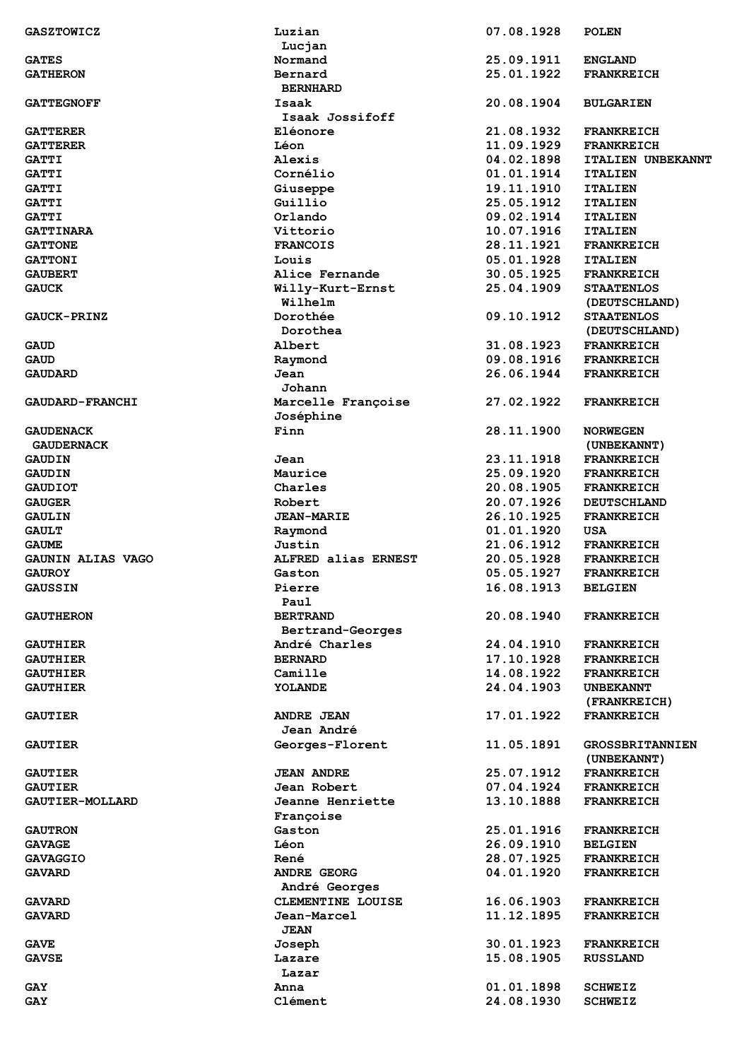| | | | |
|---|---|---|---|
| GASZTOWICZ | Luzian<br>Lucjan | 07.08.1928 | POLEN |
| GATES | Normand | 25.09.1911 | ENGLAND |
| GATHERON | Bernard<br>BERNHARD | 25.01.1922 | FRANKREICH |
| GATTEGNOFF | Isaak<br>Isaak Jossifoff | 20.08.1904 | BULGARIEN |
| GATTERER | Eléonore | 21.08.1932 | FRANKREICH |
| GATTERER | Léon | 11.09.1929 | FRANKREICH |
| GATTI | Alexis | 04.02.1898 | ITALIEN UNBEKANNT |
| GATTI | Cornélio | 01.01.1914 | ITALIEN |
| GATTI | Giuseppe | 19.11.1910 | ITALIEN |
| GATTI | Guillio | 25.05.1912 | ITALIEN |
| GATTI | Orlando | 09.02.1914 | ITALIEN |
| GATTINARA | Vittorio | 10.07.1916 | ITALIEN |
| GATTONE | FRANCOIS | 28.11.1921 | FRANKREICH |
| GATTONI | Louis | 05.01.1928 | ITALIEN |
| GAUBERT | Alice Fernande | 30.05.1925 | FRANKREICH |
| GAUCK | Willy-Kurt-Ernst<br>Wilhelm | 25.04.1909 | STAATENLOS<br>(DEUTSCHLAND) |
| GAUCK-PRINZ | Dorothée<br>Dorothea | 09.10.1912 | STAATENLOS<br>(DEUTSCHLAND) |
| GAUD | Albert | 31.08.1923 | FRANKREICH |
| GAUD | Raymond | 09.08.1916 | FRANKREICH |
| GAUDARD | Jean<br>Johann | 26.06.1944 | FRANKREICH |
| GAUDARD-FRANCHI | Marcelle Françoise<br>Joséphine | 27.02.1922 | FRANKREICH |
| GAUDENACK<br>GAUDERNACK | Finn | 28.11.1900 | NORWEGEN<br>(UNBEKANNT) |
| GAUDIN | Jean | 23.11.1918 | FRANKREICH |
| GAUDIN | Maurice | 25.09.1920 | FRANKREICH |
| GAUDIOT | Charles | 20.08.1905 | FRANKREICH |
| GAUGER | Robert | 20.07.1926 | DEUTSCHLAND |
| GAULIN | JEAN-MARIE | 26.10.1925 | FRANKREICH |
| GAULT | Raymond | 01.01.1920 | USA |
| GAUME | Justin | 21.06.1912 | FRANKREICH |
| GAUNIN ALIAS VAGO | ALFRED alias ERNEST | 20.05.1928 | FRANKREICH |
| GAUROY | Gaston | 05.05.1927 | FRANKREICH |
| GAUSSIN | Pierre<br>Paul | 16.08.1913 | BELGIEN |
| GAUTHERON | BERTRAND<br>Bertrand-Georges | 20.08.1940 | FRANKREICH |
| GAUTHIER | André Charles | 24.04.1910 | FRANKREICH |
| GAUTHIER | BERNARD | 17.10.1928 | FRANKREICH |
| GAUTHIER | Camille | 14.08.1922 | FRANKREICH |
| GAUTHIER | YOLANDE | 24.04.1903 | UNBEKANNT<br>(FRANKREICH) |
| GAUTIER | ANDRE JEAN<br>Jean André | 17.01.1922 | FRANKREICH |
| GAUTIER | Georges-Florent | 11.05.1891 | GROSSBRITANNIEN<br>(UNBEKANNT) |
| GAUTIER | JEAN ANDRE | 25.07.1912 | FRANKREICH |
| GAUTIER | Jean Robert | 07.04.1924 | FRANKREICH |
| GAUTIER-MOLLARD | Jeanne Henriette<br>Françoise | 13.10.1888 | FRANKREICH |
| GAUTRON | Gaston | 25.01.1916 | FRANKREICH |
| GAVAGE | Léon | 26.09.1910 | BELGIEN |
| GAVAGGIO | René | 28.07.1925 | FRANKREICH |
| GAVARD | ANDRE GEORG<br>André Georges | 04.01.1920 | FRANKREICH |
| GAVARD | CLEMENTINE LOUISE | 16.06.1903 | FRANKREICH |
| GAVARD | Jean-Marcel<br>JEAN | 11.12.1895 | FRANKREICH |
| GAVE | Joseph | 30.01.1923 | FRANKREICH |
| GAVSE | Lazare<br>Lazar | 15.08.1905 | RUSSLAND |
| GAY | Anna | 01.01.1898 | SCHWEIZ |
| GAY | Clément | 24.08.1930 | SCHWEIZ |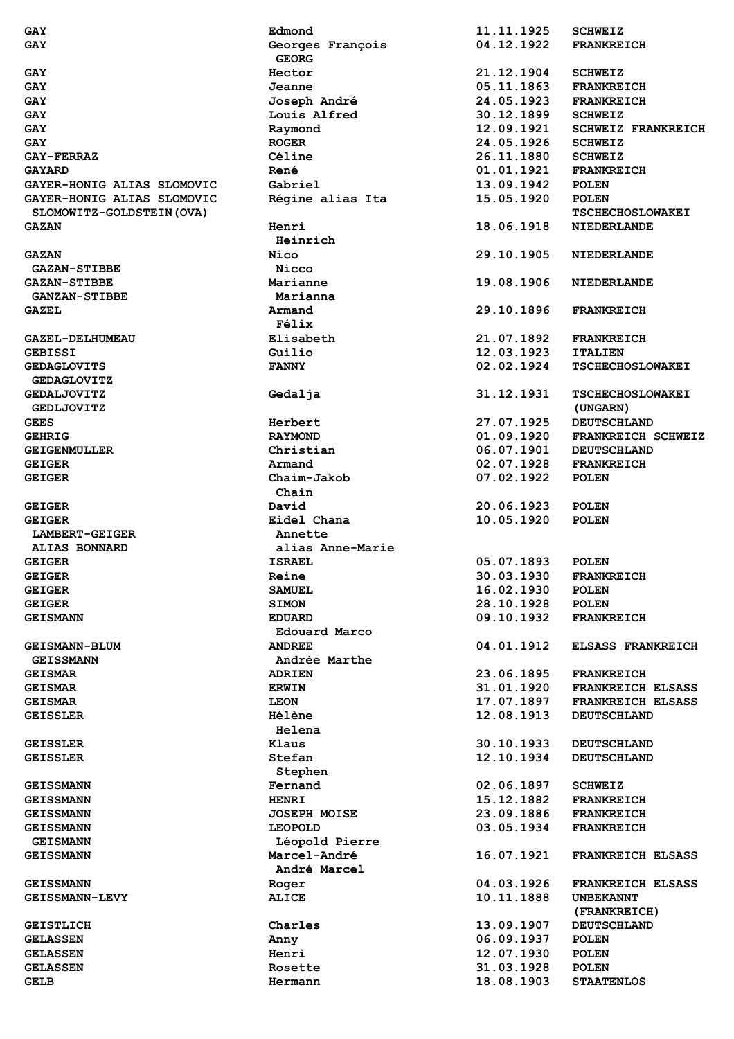| | | | |
|---|---|---|---|
| GAY | Edmond | 11.11.1925 | SCHWEIZ |
| GAY | Georges François<br>GEORG | 04.12.1922 | FRANKREICH |
| GAY | Hector | 21.12.1904 | SCHWEIZ |
| GAY | Jeanne | 05.11.1863 | FRANKREICH |
| GAY | Joseph André | 24.05.1923 | FRANKREICH |
| GAY | Louis Alfred | 30.12.1899 | SCHWEIZ |
| GAY | Raymond | 12.09.1921 | SCHWEIZ FRANKREICH |
| GAY | ROGER | 24.05.1926 | SCHWEIZ |
| GAY-FERRAZ | Céline | 26.11.1880 | SCHWEIZ |
| GAYARD | René | 01.01.1921 | FRANKREICH |
| GAYER-HONIG ALIAS SLOMOVIC | Gabriel | 13.09.1942 | POLEN |
| GAYER-HONIG ALIAS SLOMOVIC<br>SLOMOWITZ-GOLDSTEIN(OVA) | Régine alias Ita | 15.05.1920 | POLEN<br>TSCHECHOSLOWAKEI |
| GAZAN | Henri<br>Heinrich | 18.06.1918 | NIEDERLANDE |
| GAZAN<br>GAZAN-STIBBE | Nico<br>Nicco | 29.10.1905 | NIEDERLANDE |
| GAZAN-STIBBE<br>GANZAN-STIBBE | Marianne<br>Marianna | 19.08.1906 | NIEDERLANDE |
| GAZEL | Armand<br>Félix | 29.10.1896 | FRANKREICH |
| GAZEL-DELHUMEAU | Elisabeth | 21.07.1892 | FRANKREICH |
| GEBISSI | Guilio | 12.03.1923 | ITALIEN |
| GEDAGLOVITS<br>GEDAGLOVITZ | FANNY | 02.02.1924 | TSCHECHOSLOWAKEI |
| GEDALJOVITZ<br>GEDLJOVITZ | Gedalja | 31.12.1931 | TSCHECHOSLOWAKEI<br>(UNGARN) |
| GEES | Herbert | 27.07.1925 | DEUTSCHLAND |
| GEHRIG | RAYMOND | 01.09.1920 | FRANKREICH SCHWEIZ |
| GEIGENMULLER | Christian | 06.07.1901 | DEUTSCHLAND |
| GEIGER | Armand | 02.07.1928 | FRANKREICH |
| GEIGER | Chaim-Jakob<br>Chain | 07.02.1922 | POLEN |
| GEIGER | David | 20.06.1923 | POLEN |
| GEIGER<br>LAMBERT-GEIGER<br>ALIAS BONNARD | Eidel Chana<br>Annette<br>alias Anne-Marie | 10.05.1920 | POLEN |
| GEIGER | ISRAEL | 05.07.1893 | POLEN |
| GEIGER | Reine | 30.03.1930 | FRANKREICH |
| GEIGER | SAMUEL | 16.02.1930 | POLEN |
| GEIGER | SIMON | 28.10.1928 | POLEN |
| GEISMANN | EDUARD<br>Edouard Marco | 09.10.1932 | FRANKREICH |
| GEISMANN-BLUM<br>GEISSMANN | ANDREE<br>Andrée Marthe | 04.01.1912 | ELSASS FRANKREICH |
| GEISMAR | ADRIEN | 23.06.1895 | FRANKREICH |
| GEISMAR | ERWIN | 31.01.1920 | FRANKREICH ELSASS |
| GEISMAR | LEON | 17.07.1897 | FRANKREICH ELSASS |
| GEISSLER | Hélène<br>Helena | 12.08.1913 | DEUTSCHLAND |
| GEISSLER | Klaus | 30.10.1933 | DEUTSCHLAND |
| GEISSLER | Stefan<br>Stephen | 12.10.1934 | DEUTSCHLAND |
| GEISSMANN | Fernand | 02.06.1897 | SCHWEIZ |
| GEISSMANN | HENRI | 15.12.1882 | FRANKREICH |
| GEISSMANN | JOSEPH MOISE | 23.09.1886 | FRANKREICH |
| GEISSMANN<br>GEISMANN | LEOPOLD<br>Léopold Pierre | 03.05.1934 | FRANKREICH |
| GEISSMANN | Marcel-André<br>André Marcel | 16.07.1921 | FRANKREICH ELSASS |
| GEISSMANN | Roger | 04.03.1926 | FRANKREICH ELSASS |
| GEISSMANN-LEVY | ALICE | 10.11.1888 | UNBEKANNT<br>(FRANKREICH) |
| GEISTLICH | Charles | 13.09.1907 | DEUTSCHLAND |
| GELASSEN | Anny | 06.09.1937 | POLEN |
| GELASSEN | Henri | 12.07.1930 | POLEN |
| GELASSEN | Rosette | 31.03.1928 | POLEN |
| GELB | Hermann | 18.08.1903 | STAATENLOS |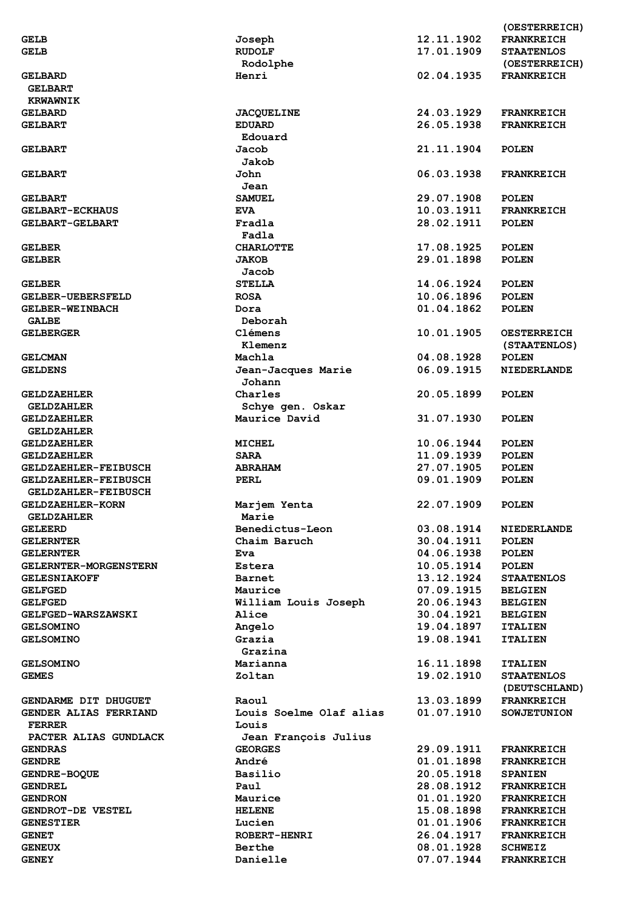| | | | |
|---|---|---|---|
| | | | (OESTERREICH) |
| GELB | Joseph | 12.11.1902 | FRANKREICH |
| GELB | RUDOLF<br>Rodolphe | 17.01.1909 | STAATENLOS<br>(OESTERREICH) |
| GELBARD<br>GELBART<br>KRWAWNIK | Henri | 02.04.1935 | FRANKREICH |
| GELBARD | JACQUELINE | 24.03.1929 | FRANKREICH |
| GELBART | EDUARD<br>Edouard | 26.05.1938 | FRANKREICH |
| GELBART | Jacob<br>Jakob | 21.11.1904 | POLEN |
| GELBART | John<br>Jean | 06.03.1938 | FRANKREICH |
| GELBART | SAMUEL | 29.07.1908 | POLEN |
| GELBART-ECKHAUS | EVA | 10.03.1911 | FRANKREICH |
| GELBART-GELBART | Fradla<br>Fadla | 28.02.1911 | POLEN |
| GELBER | CHARLOTTE | 17.08.1925 | POLEN |
| GELBER | JAKOB<br>Jacob | 29.01.1898 | POLEN |
| GELBER | STELLA | 14.06.1924 | POLEN |
| GELBER-UEBERSFELD | ROSA | 10.06.1896 | POLEN |
| GELBER-WEINBACH<br>GALBE | Dora<br>Deborah | 01.04.1862 | POLEN |
| GELBERGER | Clémens<br>Klemenz | 10.01.1905 | OESTERREICH<br>(STAATENLOS) |
| GELCMAN | Machla | 04.08.1928 | POLEN |
| GELDENS | Jean-Jacques Marie<br>Johann | 06.09.1915 | NIEDERLANDE |
| GELDZAEHLER<br>GELDZAHLER | Charles<br>Schye gen. Oskar | 20.05.1899 | POLEN |
| GELDZAEHLER<br>GELDZAHLER | Maurice David | 31.07.1930 | POLEN |
| GELDZAEHLER | MICHEL | 10.06.1944 | POLEN |
| GELDZAEHLER | SARA | 11.09.1939 | POLEN |
| GELDZAEHLER-FEIBUSCH | ABRAHAM | 27.07.1905 | POLEN |
| GELDZAEHLER-FEIBUSCH<br>GELDZAHLER-FEIBUSCH | PERL | 09.01.1909 | POLEN |
| GELDZAEHLER-KORN<br>GELDZAHLER | Marjem Yenta<br>Marie | 22.07.1909 | POLEN |
| GELEERD | Benedictus-Leon | 03.08.1914 | NIEDERLANDE |
| GELERNTER | Chaim Baruch | 30.04.1911 | POLEN |
| GELERNTER | Eva | 04.06.1938 | POLEN |
| GELERNTER-MORGENSTERN | Estera | 10.05.1914 | POLEN |
| GELESNIAKOFF | Barnet | 13.12.1924 | STAATENLOS |
| GELFGED | Maurice | 07.09.1915 | BELGIEN |
| GELFGED | William Louis Joseph | 20.06.1943 | BELGIEN |
| GELFGED-WARSZAWSKI | Alice | 30.04.1921 | BELGIEN |
| GELSOMINO | Angelo | 19.04.1897 | ITALIEN |
| GELSOMINO | Grazia<br>Grazina | 19.08.1941 | ITALIEN |
| GELSOMINO | Marianna | 16.11.1898 | ITALIEN |
| GEMES | Zoltan | 19.02.1910 | STAATENLOS<br>(DEUTSCHLAND) |
| GENDARME DIT DHUGUET | Raoul | 13.03.1899 | FRANKREICH |
| GENDER ALIAS FERRIAND<br>FERRER<br>PACTER ALIAS GUNDLACK | Louis Soelme Olaf alias<br>Louis<br>Jean François Julius | 01.07.1910 | SOWJETUNION |
| GENDRAS | GEORGES | 29.09.1911 | FRANKREICH |
| GENDRE | André | 01.01.1898 | FRANKREICH |
| GENDRE-BOQUE | Basilio | 20.05.1918 | SPANIEN |
| GENDREL | Paul | 28.08.1912 | FRANKREICH |
| GENDRON | Maurice | 01.01.1920 | FRANKREICH |
| GENDROT-DE VESTEL | HELENE | 15.08.1898 | FRANKREICH |
| GENESTIER | Lucien | 01.01.1906 | FRANKREICH |
| GENET | ROBERT-HENRI | 26.04.1917 | FRANKREICH |
| GENEUX | Berthe | 08.01.1928 | SCHWEIZ |
| GENEY | Danielle | 07.07.1944 | FRANKREICH |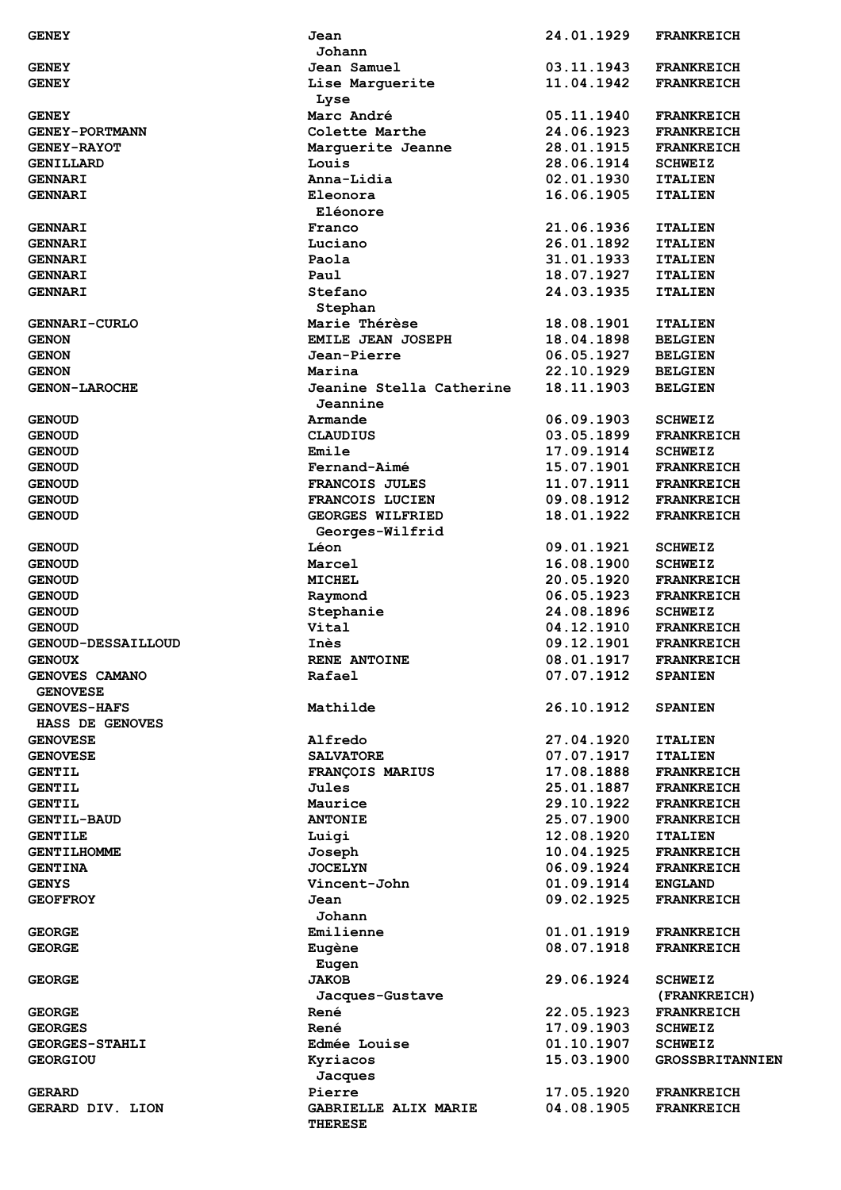| | | | |
|---|---|---|---|
| GENEY | Jean<br>Johann | 24.01.1929 | FRANKREICH |
| GENEY | Jean Samuel | 03.11.1943 | FRANKREICH |
| GENEY | Lise Marguerite<br>Lyse | 11.04.1942 | FRANKREICH |
| GENEY | Marc André | 05.11.1940 | FRANKREICH |
| GENEY-PORTMANN | Colette Marthe | 24.06.1923 | FRANKREICH |
| GENEY-RAYOT | Marguerite Jeanne | 28.01.1915 | FRANKREICH |
| GENILLARD | Louis | 28.06.1914 | SCHWEIZ |
| GENNARI | Anna-Lidia | 02.01.1930 | ITALIEN |
| GENNARI | Eleonora<br>Eléonore | 16.06.1905 | ITALIEN |
| GENNARI | Franco | 21.06.1936 | ITALIEN |
| GENNARI | Luciano | 26.01.1892 | ITALIEN |
| GENNARI | Paola | 31.01.1933 | ITALIEN |
| GENNARI | Paul | 18.07.1927 | ITALIEN |
| GENNARI | Stefano<br>Stephan | 24.03.1935 | ITALIEN |
| GENNARI-CURLO | Marie Thérèse | 18.08.1901 | ITALIEN |
| GENON | EMILE JEAN JOSEPH | 18.04.1898 | BELGIEN |
| GENON | Jean-Pierre | 06.05.1927 | BELGIEN |
| GENON | Marina | 22.10.1929 | BELGIEN |
| GENON-LAROCHE | Jeanine Stella Catherine<br>Jeannine | 18.11.1903 | BELGIEN |
| GENOUD | Armande | 06.09.1903 | SCHWEIZ |
| GENOUD | CLAUDIUS | 03.05.1899 | FRANKREICH |
| GENOUD | Emile | 17.09.1914 | SCHWEIZ |
| GENOUD | Fernand-Aimé | 15.07.1901 | FRANKREICH |
| GENOUD | FRANCOIS JULES | 11.07.1911 | FRANKREICH |
| GENOUD | FRANCOIS LUCIEN | 09.08.1912 | FRANKREICH |
| GENOUD | GEORGES WILFRIED<br>Georges-Wilfrid | 18.01.1922 | FRANKREICH |
| GENOUD | Léon | 09.01.1921 | SCHWEIZ |
| GENOUD | Marcel | 16.08.1900 | SCHWEIZ |
| GENOUD | MICHEL | 20.05.1920 | FRANKREICH |
| GENOUD | Raymond | 06.05.1923 | FRANKREICH |
| GENOUD | Stephanie | 24.08.1896 | SCHWEIZ |
| GENOUD | Vital | 04.12.1910 | FRANKREICH |
| GENOUD-DESSAILLOUD | Inès | 09.12.1901 | FRANKREICH |
| GENOUX | RENE ANTOINE | 08.01.1917 | FRANKREICH |
| GENOVES CAMANO<br>GENOVESE | Rafael | 07.07.1912 | SPANIEN |
| GENOVES-HAFS<br>HASS DE GENOVES | Mathilde | 26.10.1912 | SPANIEN |
| GENOVESE | Alfredo | 27.04.1920 | ITALIEN |
| GENOVESE | SALVATORE | 07.07.1917 | ITALIEN |
| GENTIL | FRANÇOIS MARIUS | 17.08.1888 | FRANKREICH |
| GENTIL | Jules | 25.01.1887 | FRANKREICH |
| GENTIL | Maurice | 29.10.1922 | FRANKREICH |
| GENTIL-BAUD | ANTONIE | 25.07.1900 | FRANKREICH |
| GENTILE | Luigi | 12.08.1920 | ITALIEN |
| GENTILHOMME | Joseph | 10.04.1925 | FRANKREICH |
| GENTINA | JOCELYN | 06.09.1924 | FRANKREICH |
| GENYS | Vincent-John | 01.09.1914 | ENGLAND |
| GEOFFROY | Jean<br>Johann | 09.02.1925 | FRANKREICH |
| GEORGE | Emilienne | 01.01.1919 | FRANKREICH |
| GEORGE | Eugène<br>Eugen | 08.07.1918 | FRANKREICH |
| GEORGE | JAKOB<br>Jacques-Gustave | 29.06.1924 | SCHWEIZ<br>(FRANKREICH) |
| GEORGE | René | 22.05.1923 | FRANKREICH |
| GEORGES | René | 17.09.1903 | SCHWEIZ |
| GEORGES-STAHLI | Edmée Louise | 01.10.1907 | SCHWEIZ |
| GEORGIOU | Kyriacos<br>Jacques | 15.03.1900 | GROSSBRITANNIEN |
| GERARD | Pierre | 17.05.1920 | FRANKREICH |
| GERARD DIV. LION | GABRIELLE ALIX MARIE<br>THERESE | 04.08.1905 | FRANKREICH |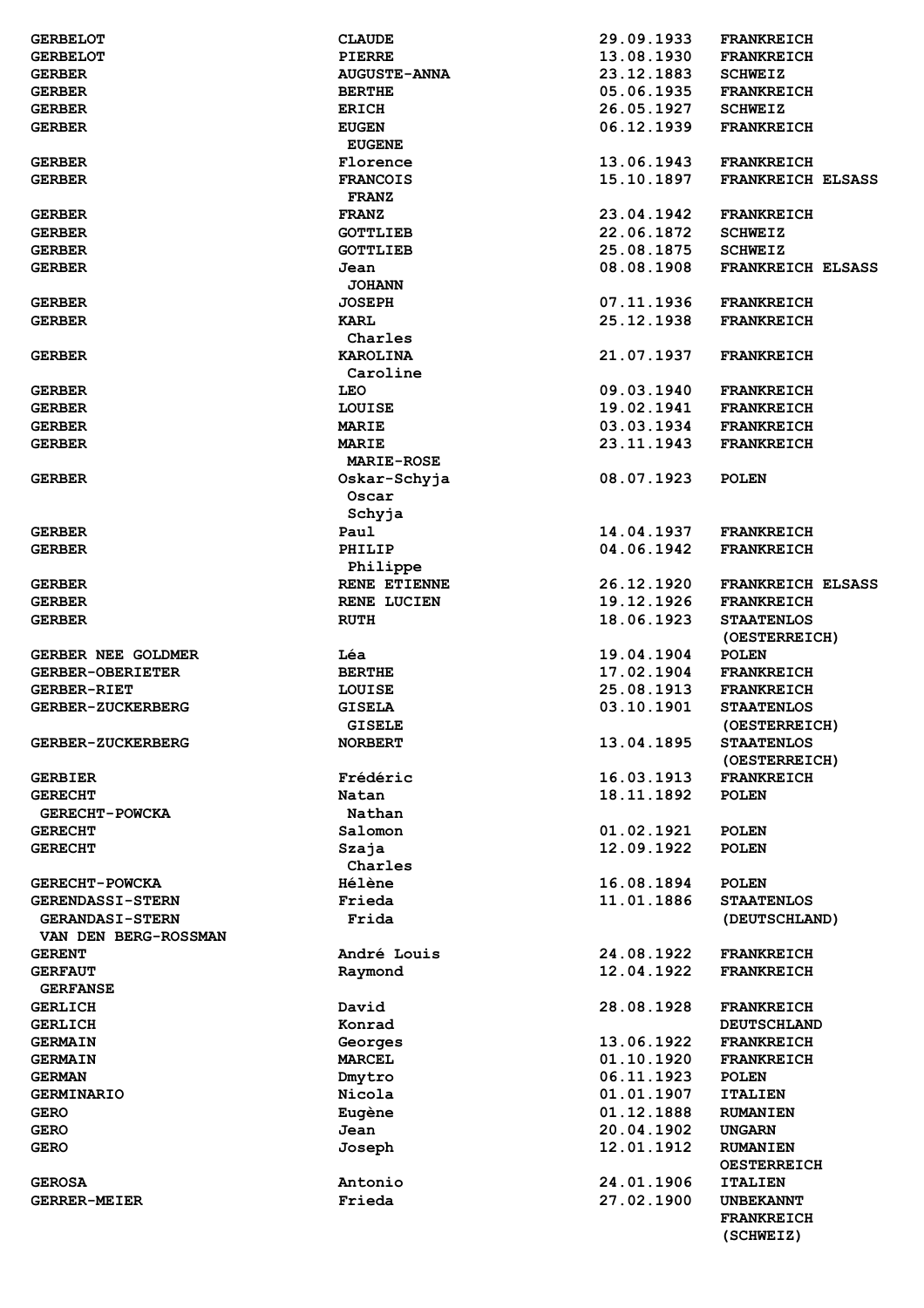| | | | |
|---|---|---|---|
| GERBELOT | CLAUDE | 29.09.1933 | FRANKREICH |
| GERBELOT | PIERRE | 13.08.1930 | FRANKREICH |
| GERBER | AUGUSTE-ANNA | 23.12.1883 | SCHWEIZ |
| GERBER | BERTHE | 05.06.1935 | FRANKREICH |
| GERBER | ERICH | 26.05.1927 | SCHWEIZ |
| GERBER | EUGEN<br>EUGENE | 06.12.1939 | FRANKREICH |
| GERBER | Florence | 13.06.1943 | FRANKREICH |
| GERBER | FRANCOIS<br>FRANZ | 15.10.1897 | FRANKREICH ELSASS |
| GERBER | FRANZ | 23.04.1942 | FRANKREICH |
| GERBER | GOTTLIEB | 22.06.1872 | SCHWEIZ |
| GERBER | GOTTLIEB | 25.08.1875 | SCHWEIZ |
| GERBER | Jean<br>JOHANN | 08.08.1908 | FRANKREICH ELSASS |
| GERBER | JOSEPH | 07.11.1936 | FRANKREICH |
| GERBER | KARL<br>Charles | 25.12.1938 | FRANKREICH |
| GERBER | KAROLINA<br>Caroline | 21.07.1937 | FRANKREICH |
| GERBER | LEO | 09.03.1940 | FRANKREICH |
| GERBER | LOUISE | 19.02.1941 | FRANKREICH |
| GERBER | MARIE | 03.03.1934 | FRANKREICH |
| GERBER | MARIE<br>MARIE-ROSE | 23.11.1943 | FRANKREICH |
| GERBER | Oskar-Schyja<br>Oscar<br>Schyja | 08.07.1923 | POLEN |
| GERBER | Paul | 14.04.1937 | FRANKREICH |
| GERBER | PHILIP<br>Philippe | 04.06.1942 | FRANKREICH |
| GERBER | RENE ETIENNE | 26.12.1920 | FRANKREICH ELSASS |
| GERBER | RENE LUCIEN | 19.12.1926 | FRANKREICH |
| GERBER | RUTH | 18.06.1923 | STAATENLOS<br>(OESTERREICH) |
| GERBER NEE GOLDMER | Léa | 19.04.1904 | POLEN |
| GERBER-OBERIETER | BERTHE | 17.02.1904 | FRANKREICH |
| GERBER-RIET | LOUISE | 25.08.1913 | FRANKREICH |
| GERBER-ZUCKERBERG | GISELA<br>GISELE | 03.10.1901 | STAATENLOS<br>(OESTERREICH) |
| GERBER-ZUCKERBERG | NORBERT | 13.04.1895 | STAATENLOS<br>(OESTERREICH) |
| GERBIER | Frédéric | 16.03.1913 | FRANKREICH |
| GERECHT<br>GERECHT-POWCKA | Natan<br>Nathan | 18.11.1892 | POLEN |
| GERECHT | Salomon | 01.02.1921 | POLEN |
| GERECHT | Szaja<br>Charles | 12.09.1922 | POLEN |
| GERECHT-POWCKA | Hélène | 16.08.1894 | POLEN |
| GERENDASSI-STERN<br>GERANDASI-STERN<br>VAN DEN BERG-ROSSMAN | Frieda<br>Frida | 11.01.1886 | STAATENLOS<br>(DEUTSCHLAND) |
| GERENT | André Louis | 24.08.1922 | FRANKREICH |
| GERFAUT<br>GERFANSE | Raymond | 12.04.1922 | FRANKREICH |
| GERLICH | David | 28.08.1928 | FRANKREICH |
| GERLICH | Konrad | | DEUTSCHLAND |
| GERMAIN | Georges | 13.06.1922 | FRANKREICH |
| GERMAIN | MARCEL | 01.10.1920 | FRANKREICH |
| GERMAN | Dmytro | 06.11.1923 | POLEN |
| GERMINARIO | Nicola | 01.01.1907 | ITALIEN |
| GERO | Eugène | 01.12.1888 | RUMANIEN |
| GERO | Jean | 20.04.1902 | UNGARN |
| GERO | Joseph | 12.01.1912 | RUMANIEN<br>OESTERREICH |
| GEROSA | Antonio | 24.01.1906 | ITALIEN |
| GERRER-MEIER | Frieda | 27.02.1900 | UNBEKANNT<br>FRANKREICH<br>(SCHWEIZ) |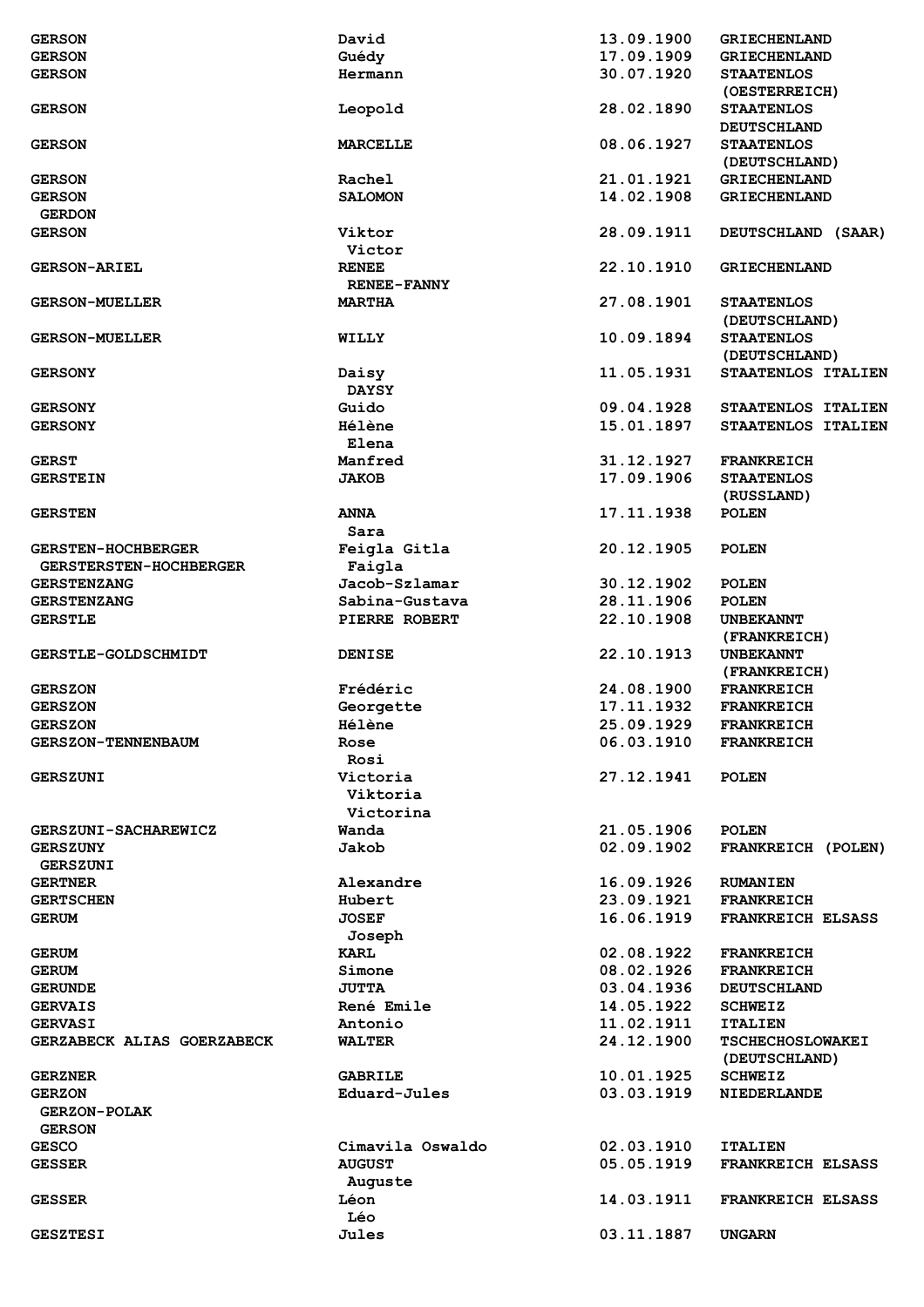| | | | |
|---|---|---|---|
| GERSON | David | 13.09.1900 | GRIECHENLAND |
| GERSON | Guédy | 17.09.1909 | GRIECHENLAND |
| GERSON | Hermann | 30.07.1920 | STAATENLOS (OESTERREICH) |
| GERSON | Leopold | 28.02.1890 | STAATENLOS DEUTSCHLAND |
| GERSON | MARCELLE | 08.06.1927 | STAATENLOS (DEUTSCHLAND) |
| GERSON | Rachel | 21.01.1921 | GRIECHENLAND |
| GERSON<br>GERDON | SALOMON | 14.02.1908 | GRIECHENLAND |
| GERSON | Viktor<br>Victor | 28.09.1911 | DEUTSCHLAND (SAAR) |
| GERSON-ARIEL | RENEE<br>RENEE-FANNY | 22.10.1910 | GRIECHENLAND |
| GERSON-MUELLER | MARTHA | 27.08.1901 | STAATENLOS (DEUTSCHLAND) |
| GERSON-MUELLER | WILLY | 10.09.1894 | STAATENLOS (DEUTSCHLAND) |
| GERSONY | Daisy<br>DAYSY | 11.05.1931 | STAATENLOS ITALIEN |
| GERSONY | Guido | 09.04.1928 | STAATENLOS ITALIEN |
| GERSONY | Hélène<br>Elena | 15.01.1897 | STAATENLOS ITALIEN |
| GERST | Manfred | 31.12.1927 | FRANKREICH |
| GERSTEIN | JAKOB | 17.09.1906 | STAATENLOS (RUSSLAND) |
| GERSTEN | ANNA<br>Sara | 17.11.1938 | POLEN |
| GERSTEN-HOCHBERGER<br>GERSTERSTEN-HOCHBERGER | Feigla Gitla<br>Faigla | 20.12.1905 | POLEN |
| GERSTENZANG | Jacob-Szlamar | 30.12.1902 | POLEN |
| GERSTENZANG | Sabina-Gustava | 28.11.1906 | POLEN |
| GERSTLE | PIERRE ROBERT | 22.10.1908 | UNBEKANNT (FRANKREICH) |
| GERSTLE-GOLDSCHMIDT | DENISE | 22.10.1913 | UNBEKANNT (FRANKREICH) |
| GERSZON | Frédéric | 24.08.1900 | FRANKREICH |
| GERSZON | Georgette | 17.11.1932 | FRANKREICH |
| GERSZON | Hélène | 25.09.1929 | FRANKREICH |
| GERSZON-TENNENBAUM | Rose<br>Rosi | 06.03.1910 | FRANKREICH |
| GERSZUNI | Victoria<br>Viktoria<br>Victorina | 27.12.1941 | POLEN |
| GERSZUNI-SACHAREWICZ | Wanda | 21.05.1906 | POLEN |
| GERSZUNY<br>GERSZUNI | Jakob | 02.09.1902 | FRANKREICH (POLEN) |
| GERTNER | Alexandre | 16.09.1926 | RUMANIEN |
| GERTSCHEN | Hubert | 23.09.1921 | FRANKREICH |
| GERUM | JOSEF<br>Joseph | 16.06.1919 | FRANKREICH ELSASS |
| GERUM | KARL | 02.08.1922 | FRANKREICH |
| GERUM | Simone | 08.02.1926 | FRANKREICH |
| GERUNDE | JUTTA | 03.04.1936 | DEUTSCHLAND |
| GERVAIS | René Emile | 14.05.1922 | SCHWEIZ |
| GERVASI | Antonio | 11.02.1911 | ITALIEN |
| GERZABECK ALIAS GOERZABECK | WALTER | 24.12.1900 | TSCHECHOSLOWAKEI (DEUTSCHLAND) |
| GERZNER | GABRILE | 10.01.1925 | SCHWEIZ |
| GERZON<br>GERZON-POLAK<br>GERSON | Eduard-Jules | 03.03.1919 | NIEDERLANDE |
| GESCO | Cimavila Oswaldo | 02.03.1910 | ITALIEN |
| GESSER | AUGUST<br>Auguste | 05.05.1919 | FRANKREICH ELSASS |
| GESSER | Léon<br>Léo | 14.03.1911 | FRANKREICH ELSASS |
| GESZTESI | Jules | 03.11.1887 | UNGARN |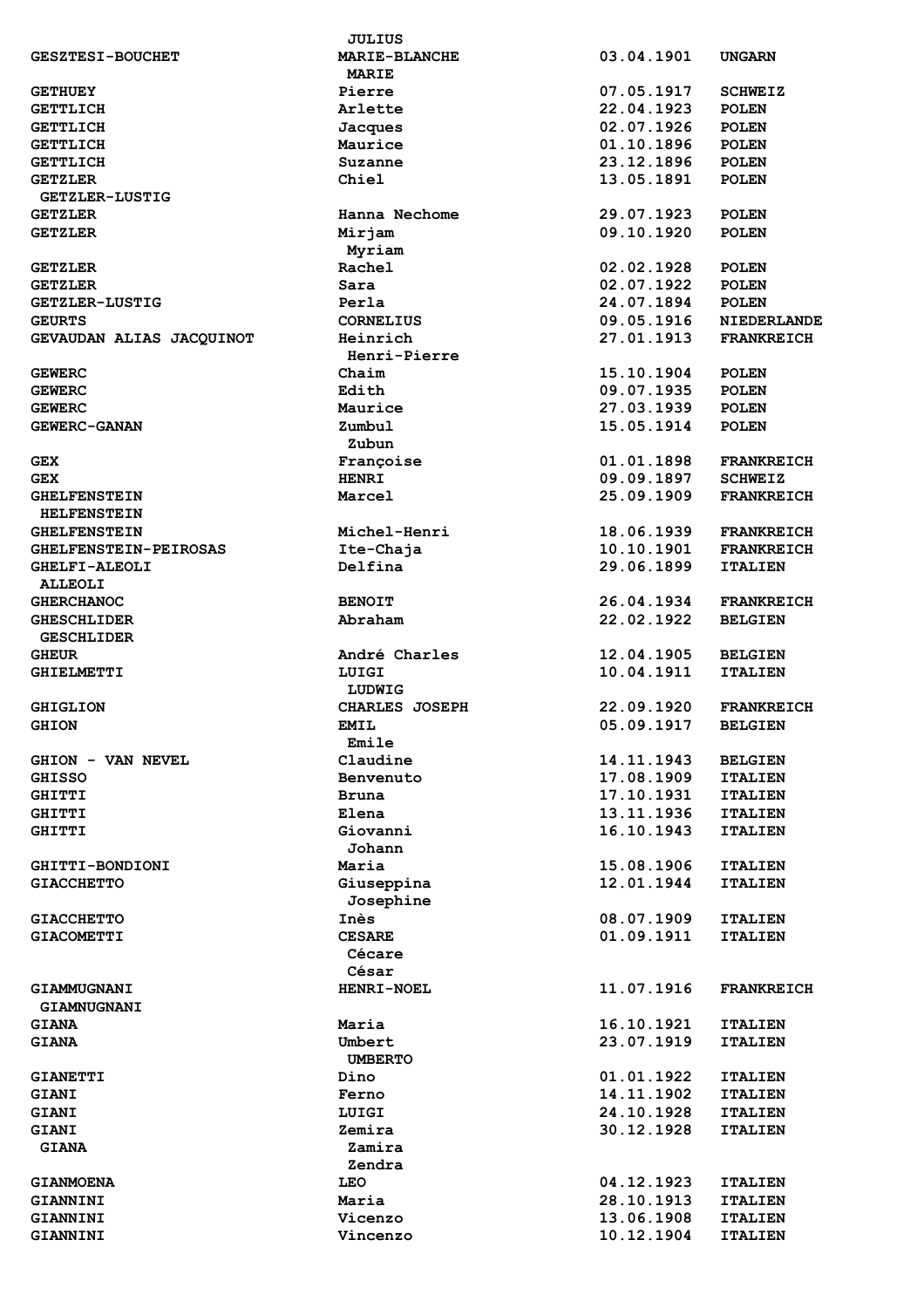| | | | |
|---|---|---|---|
| | JULIUS | | |
| GESZTESI-BOUCHET | MARIE-BLANCHE | 03.04.1901 | UNGARN |
| | MARIE | | |
| GETHUEY | Pierre | 07.05.1917 | SCHWEIZ |
| GETTLICH | Arlette | 22.04.1923 | POLEN |
| GETTLICH | Jacques | 02.07.1926 | POLEN |
| GETTLICH | Maurice | 01.10.1896 | POLEN |
| GETTLICH | Suzanne | 23.12.1896 | POLEN |
| GETZLER | Chiel | 13.05.1891 | POLEN |
| GETZLER-LUSTIG | | | |
| GETZLER | Hanna Nechome | 29.07.1923 | POLEN |
| GETZLER | Mirjam | 09.10.1920 | POLEN |
| | Myriam | | |
| GETZLER | Rachel | 02.02.1928 | POLEN |
| GETZLER | Sara | 02.07.1922 | POLEN |
| GETZLER-LUSTIG | Perla | 24.07.1894 | POLEN |
| GEURTS | CORNELIUS | 09.05.1916 | NIEDERLANDE |
| GEVAUDAN ALIAS JACQUINOT | Heinrich | 27.01.1913 | FRANKREICH |
| | Henri-Pierre | | |
| GEWERC | Chaim | 15.10.1904 | POLEN |
| GEWERC | Edith | 09.07.1935 | POLEN |
| GEWERC | Maurice | 27.03.1939 | POLEN |
| GEWERC-GANAN | Zumbul | 15.05.1914 | POLEN |
| | Zubun | | |
| GEX | Françoise | 01.01.1898 | FRANKREICH |
| GEX | HENRI | 09.09.1897 | SCHWEIZ |
| GHELFENSTEIN | Marcel | 25.09.1909 | FRANKREICH |
| HELFENSTEIN | | | |
| GHELFENSTEIN | Michel-Henri | 18.06.1939 | FRANKREICH |
| GHELFENSTEIN-PEIROSAS | Ite-Chaja | 10.10.1901 | FRANKREICH |
| GHELFI-ALEOLI | Delfina | 29.06.1899 | ITALIEN |
| ALLEOLI | | | |
| GHERCHANOC | BENOIT | 26.04.1934 | FRANKREICH |
| GHESCHLIDER | Abraham | 22.02.1922 | BELGIEN |
| GESCHLIDER | | | |
| GHEUR | André Charles | 12.04.1905 | BELGIEN |
| GHIELMETTI | LUIGI | 10.04.1911 | ITALIEN |
| | LUDWIG | | |
| GHIGLION | CHARLES JOSEPH | 22.09.1920 | FRANKREICH |
| GHION | EMIL | 05.09.1917 | BELGIEN |
| | Emile | | |
| GHION - VAN NEVEL | Claudine | 14.11.1943 | BELGIEN |
| GHISSO | Benvenuto | 17.08.1909 | ITALIEN |
| GHITTI | Bruna | 17.10.1931 | ITALIEN |
| GHITTI | Elena | 13.11.1936 | ITALIEN |
| GHITTI | Giovanni | 16.10.1943 | ITALIEN |
| | Johann | | |
| GHITTI-BONDIONI | Maria | 15.08.1906 | ITALIEN |
| GIACCHETTO | Giuseppina | 12.01.1944 | ITALIEN |
| | Josephine | | |
| GIACCHETTO | Inès | 08.07.1909 | ITALIEN |
| GIACOMETTI | CESARE | 01.09.1911 | ITALIEN |
| | Cécare | | |
| | César | | |
| GIAMMUGNANI | HENRI-NOEL | 11.07.1916 | FRANKREICH |
| GIAMNUGNANI | | | |
| GIANA | Maria | 16.10.1921 | ITALIEN |
| GIANA | Umbert | 23.07.1919 | ITALIEN |
| | UMBERTO | | |
| GIANETTI | Dino | 01.01.1922 | ITALIEN |
| GIANI | Ferno | 14.11.1902 | ITALIEN |
| GIANI | LUIGI | 24.10.1928 | ITALIEN |
| GIANI | Zemira | 30.12.1928 | ITALIEN |
| GIANA | Zamira | | |
| | Zendra | | |
| GIANMOENA | LEO | 04.12.1923 | ITALIEN |
| GIANNINI | Maria | 28.10.1913 | ITALIEN |
| GIANNINI | Vicenzo | 13.06.1908 | ITALIEN |
| GIANNINI | Vincenzo | 10.12.1904 | ITALIEN |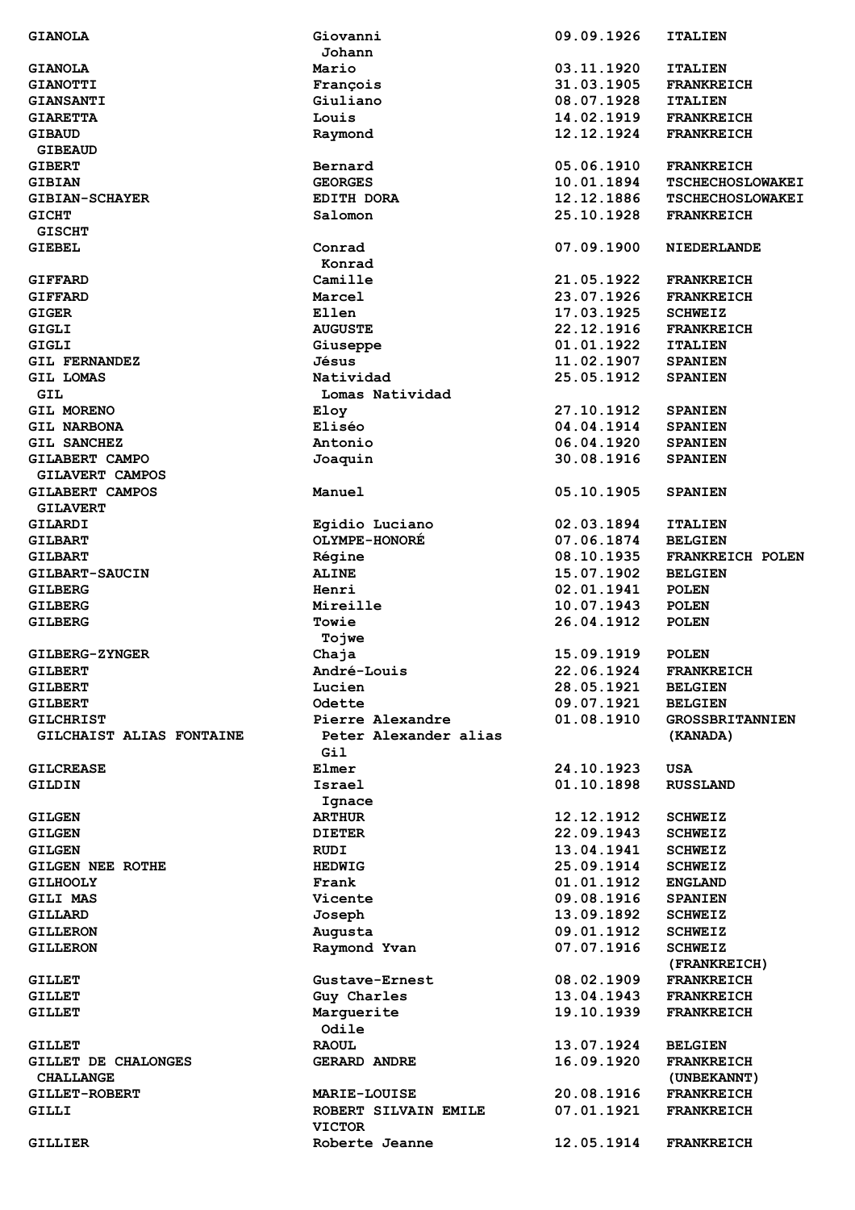| | | | |
|---|---|---|---|
| GIANOLA | Giovanni<br>Johann | 09.09.1926 | ITALIEN |
| GIANOLA | Mario | 03.11.1920 | ITALIEN |
| GIANOTTI | François | 31.03.1905 | FRANKREICH |
| GIANSANTI | Giuliano | 08.07.1928 | ITALIEN |
| GIARETTA | Louis | 14.02.1919 | FRANKREICH |
| GIBAUD<br>GIBEAUD | Raymond | 12.12.1924 | FRANKREICH |
| GIBERT | Bernard | 05.06.1910 | FRANKREICH |
| GIBIAN | GEORGES | 10.01.1894 | TSCHECHOSLOWAKEI |
| GIBIAN-SCHAYER | EDITH DORA | 12.12.1886 | TSCHECHOSLOWAKEI |
| GICHT<br>GISCHT | Salomon | 25.10.1928 | FRANKREICH |
| GIEBEL | Conrad<br>Konrad | 07.09.1900 | NIEDERLANDE |
| GIFFARD | Camille | 21.05.1922 | FRANKREICH |
| GIFFARD | Marcel | 23.07.1926 | FRANKREICH |
| GIGER | Ellen | 17.03.1925 | SCHWEIZ |
| GIGLI | AUGUSTE | 22.12.1916 | FRANKREICH |
| GIGLI | Giuseppe | 01.01.1922 | ITALIEN |
| GIL FERNANDEZ | Jésus | 11.02.1907 | SPANIEN |
| GIL LOMAS<br>GIL | Natividad<br>Lomas Natividad | 25.05.1912 | SPANIEN |
| GIL MORENO | Eloy | 27.10.1912 | SPANIEN |
| GIL NARBONA | Eliséo | 04.04.1914 | SPANIEN |
| GIL SANCHEZ | Antonio | 06.04.1920 | SPANIEN |
| GILABERT CAMPO<br>GILAVERT CAMPOS | Joaquin | 30.08.1916 | SPANIEN |
| GILABERT CAMPOS<br>GILAVERT | Manuel | 05.10.1905 | SPANIEN |
| GILARDI | Egidio Luciano | 02.03.1894 | ITALIEN |
| GILBART | OLYMPE-HONORÉ | 07.06.1874 | BELGIEN |
| GILBART | Régine | 08.10.1935 | FRANKREICH POLEN |
| GILBART-SAUCIN | ALINE | 15.07.1902 | BELGIEN |
| GILBERG | Henri | 02.01.1941 | POLEN |
| GILBERG | Mireille | 10.07.1943 | POLEN |
| GILBERG | Towie<br>Tojwe | 26.04.1912 | POLEN |
| GILBERG-ZYNGER | Chaja | 15.09.1919 | POLEN |
| GILBERT | André-Louis | 22.06.1924 | FRANKREICH |
| GILBERT | Lucien | 28.05.1921 | BELGIEN |
| GILBERT | Odette | 09.07.1921 | BELGIEN |
| GILCHRIST<br>GILCHAIST ALIAS FONTAINE | Pierre Alexandre<br>Peter Alexander alias Gil | 01.08.1910 | GROSSBRITANNIEN<br>(KANADA) |
| GILCREASE | Elmer | 24.10.1923 | USA |
| GILDIN | Israel<br>Ignace | 01.10.1898 | RUSSLAND |
| GILGEN | ARTHUR | 12.12.1912 | SCHWEIZ |
| GILGEN | DIETER | 22.09.1943 | SCHWEIZ |
| GILGEN | RUDI | 13.04.1941 | SCHWEIZ |
| GILGEN NEE ROTHE | HEDWIG | 25.09.1914 | SCHWEIZ |
| GILHOOLY | Frank | 01.01.1912 | ENGLAND |
| GILI MAS | Vicente | 09.08.1916 | SPANIEN |
| GILLARD | Joseph | 13.09.1892 | SCHWEIZ |
| GILLERON | Augusta | 09.01.1912 | SCHWEIZ |
| GILLERON | Raymond Yvan | 07.07.1916 | SCHWEIZ<br>(FRANKREICH) |
| GILLET | Gustave-Ernest | 08.02.1909 | FRANKREICH |
| GILLET | Guy Charles | 13.04.1943 | FRANKREICH |
| GILLET | Marguerite<br>Odile | 19.10.1939 | FRANKREICH |
| GILLET | RAOUL | 13.07.1924 | BELGIEN |
| GILLET DE CHALONGES<br>CHALLANGE | GERARD ANDRE | 16.09.1920 | FRANKREICH<br>(UNBEKANNT) |
| GILLET-ROBERT | MARIE-LOUISE | 20.08.1916 | FRANKREICH |
| GILLI | ROBERT SILVAIN EMILE<br>VICTOR | 07.01.1921 | FRANKREICH |
| GILLIER | Roberte Jeanne | 12.05.1914 | FRANKREICH |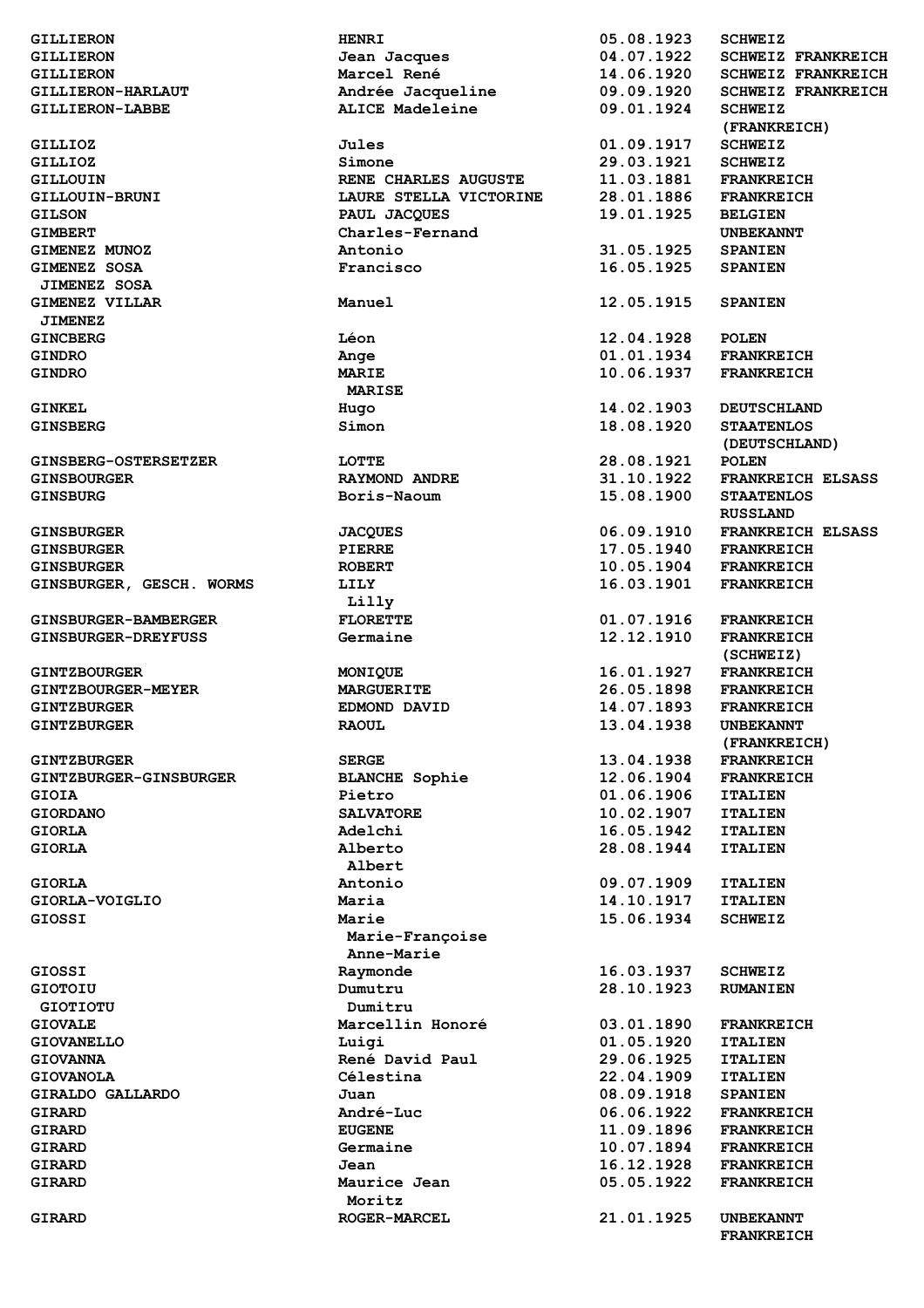| | | | |
|---|---|---|---|
| GILLIERON | HENRI | 05.08.1923 | SCHWEIZ |
| GILLIERON | Jean Jacques | 04.07.1922 | SCHWEIZ FRANKREICH |
| GILLIERON | Marcel René | 14.06.1920 | SCHWEIZ FRANKREICH |
| GILLIERON-HARLAUT | Andrée Jacqueline | 09.09.1920 | SCHWEIZ FRANKREICH |
| GILLIERON-LABBE | ALICE Madeleine | 09.01.1924 | SCHWEIZ (FRANKREICH) |
| GILLIOZ | Jules | 01.09.1917 | SCHWEIZ |
| GILLIOZ | Simone | 29.03.1921 | SCHWEIZ |
| GILLOUIN | RENE CHARLES AUGUSTE | 11.03.1881 | FRANKREICH |
| GILLOUIN-BRUNI | LAURE STELLA VICTORINE | 28.01.1886 | FRANKREICH |
| GILSON | PAUL JACQUES | 19.01.1925 | BELGIEN |
| GIMBERT | Charles-Fernand | | UNBEKANNT |
| GIMENEZ MUNOZ | Antonio | 31.05.1925 | SPANIEN |
| GIMENEZ SOSA<br>JIMENEZ SOSA | Francisco | 16.05.1925 | SPANIEN |
| GIMENEZ VILLAR<br>JIMENEZ | Manuel | 12.05.1915 | SPANIEN |
| GINCBERG | Léon | 12.04.1928 | POLEN |
| GINDRO | Ange | 01.01.1934 | FRANKREICH |
| GINDRO | MARIE<br>MARISE | 10.06.1937 | FRANKREICH |
| GINKEL | Hugo | 14.02.1903 | DEUTSCHLAND |
| GINSBERG | Simon | 18.08.1920 | STAATENLOS (DEUTSCHLAND) |
| GINSBERG-OSTERSETZER | LOTTE | 28.08.1921 | POLEN |
| GINSBOURGER | RAYMOND ANDRE | 31.10.1922 | FRANKREICH ELSASS |
| GINSBURG | Boris-Naoum | 15.08.1900 | STAATENLOS RUSSLAND |
| GINSBURGER | JACQUES | 06.09.1910 | FRANKREICH ELSASS |
| GINSBURGER | PIERRE | 17.05.1940 | FRANKREICH |
| GINSBURGER | ROBERT | 10.05.1904 | FRANKREICH |
| GINSBURGER, GESCH. WORMS | LILY<br>Lilly | 16.03.1901 | FRANKREICH |
| GINSBURGER-BAMBERGER | FLORETTE | 01.07.1916 | FRANKREICH |
| GINSBURGER-DREYFUSS | Germaine | 12.12.1910 | FRANKREICH (SCHWEIZ) |
| GINTZBOURGER | MONIQUE | 16.01.1927 | FRANKREICH |
| GINTZBOURGER-MEYER | MARGUERITE | 26.05.1898 | FRANKREICH |
| GINTZBURGER | EDMOND DAVID | 14.07.1893 | FRANKREICH |
| GINTZBURGER | RAOUL | 13.04.1938 | UNBEKANNT (FRANKREICH) |
| GINTZBURGER | SERGE | 13.04.1938 | FRANKREICH |
| GINTZBURGER-GINSBURGER | BLANCHE Sophie | 12.06.1904 | FRANKREICH |
| GIOIA | Pietro | 01.06.1906 | ITALIEN |
| GIORDANO | SALVATORE | 10.02.1907 | ITALIEN |
| GIORLA | Adelchi | 16.05.1942 | ITALIEN |
| GIORLA | Alberto<br>Albert | 28.08.1944 | ITALIEN |
| GIORLA | Antonio | 09.07.1909 | ITALIEN |
| GIORLA-VOIGLIO | Maria | 14.10.1917 | ITALIEN |
| GIOSSI | Marie<br>Marie-Françoise<br>Anne-Marie | 15.06.1934 | SCHWEIZ |
| GIOSSI | Raymonde | 16.03.1937 | SCHWEIZ |
| GIOTOIU<br>GIOTIOTU | Dumutru<br>Dumitru | 28.10.1923 | RUMANIEN |
| GIOVALE | Marcellin Honoré | 03.01.1890 | FRANKREICH |
| GIOVANELLO | Luigi | 01.05.1920 | ITALIEN |
| GIOVANNA | René David Paul | 29.06.1925 | ITALIEN |
| GIOVANOLA | Célestina | 22.04.1909 | ITALIEN |
| GIRALDO GALLARDO | Juan | 08.09.1918 | SPANIEN |
| GIRARD | André-Luc | 06.06.1922 | FRANKREICH |
| GIRARD | EUGENE | 11.09.1896 | FRANKREICH |
| GIRARD | Germaine | 10.07.1894 | FRANKREICH |
| GIRARD | Jean | 16.12.1928 | FRANKREICH |
| GIRARD | Maurice Jean<br>Moritz | 05.05.1922 | FRANKREICH |
| GIRARD | ROGER-MARCEL | 21.01.1925 | UNBEKANNT FRANKREICH |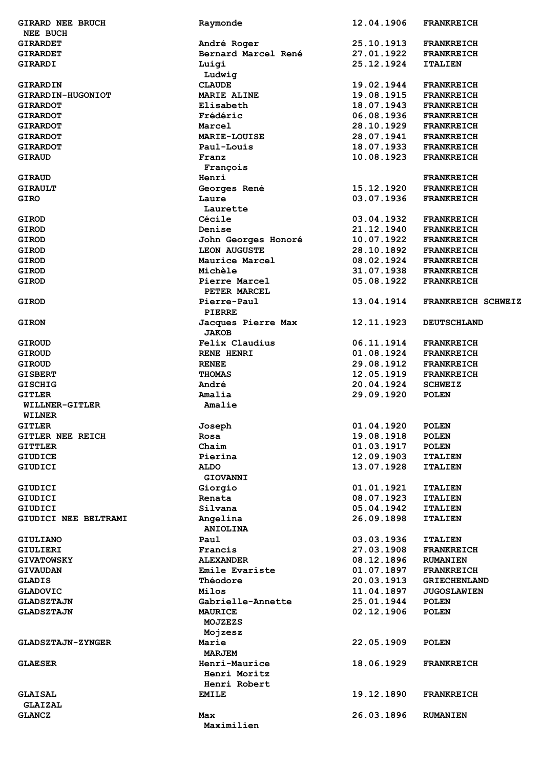| | | | |
|---|---|---|---|
| GIRARD NEE BRUCH<br>NEE BUCH | Raymonde | 12.04.1906 | FRANKREICH |
| GIRARDET | André Roger | 25.10.1913 | FRANKREICH |
| GIRARDET | Bernard Marcel René | 27.01.1922 | FRANKREICH |
| GIRARDI | Luigi<br>Ludwig | 25.12.1924 | ITALIEN |
| GIRARDIN | CLAUDE | 19.02.1944 | FRANKREICH |
| GIRARDIN-HUGONIOT | MARIE ALINE | 19.08.1915 | FRANKREICH |
| GIRARDOT | Elisabeth | 18.07.1943 | FRANKREICH |
| GIRARDOT | Frédéric | 06.08.1936 | FRANKREICH |
| GIRARDOT | Marcel | 28.10.1929 | FRANKREICH |
| GIRARDOT | MARIE-LOUISE | 28.07.1941 | FRANKREICH |
| GIRARDOT | Paul-Louis | 18.07.1933 | FRANKREICH |
| GIRAUD | Franz<br>François | 10.08.1923 | FRANKREICH |
| GIRAUD | Henri | | FRANKREICH |
| GIRAULT | Georges René | 15.12.1920 | FRANKREICH |
| GIRO | Laure<br>Laurette | 03.07.1936 | FRANKREICH |
| GIROD | Cécile | 03.04.1932 | FRANKREICH |
| GIROD | Denise | 21.12.1940 | FRANKREICH |
| GIROD | John Georges Honoré | 10.07.1922 | FRANKREICH |
| GIROD | LEON AUGUSTE | 28.10.1892 | FRANKREICH |
| GIROD | Maurice Marcel | 08.02.1924 | FRANKREICH |
| GIROD | Michèle | 31.07.1938 | FRANKREICH |
| GIROD | Pierre Marcel<br>PETER MARCEL | 05.08.1922 | FRANKREICH |
| GIROD | Pierre-Paul<br>PIERRE | 13.04.1914 | FRANKREICH SCHWEIZ |
| GIRON | Jacques Pierre Max<br>JAKOB | 12.11.1923 | DEUTSCHLAND |
| GIROUD | Felix Claudius | 06.11.1914 | FRANKREICH |
| GIROUD | RENE HENRI | 01.08.1924 | FRANKREICH |
| GIROUD | RENEE | 29.08.1912 | FRANKREICH |
| GISBERT | THOMAS | 12.05.1919 | FRANKREICH |
| GISCHIG | André | 20.04.1924 | SCHWEIZ |
| GITLER<br>WILLNER-GITLER<br>WILNER | Amalia<br>Amalie | 29.09.1920 | POLEN |
| GITLER | Joseph | 01.04.1920 | POLEN |
| GITLER NEE REICH | Rosa | 19.08.1918 | POLEN |
| GITTLER | Chaim | 01.03.1917 | POLEN |
| GIUDICE | Pierina | 12.09.1903 | ITALIEN |
| GIUDICI | ALDO<br>GIOVANNI | 13.07.1928 | ITALIEN |
| GIUDICI | Giorgio | 01.01.1921 | ITALIEN |
| GIUDICI | Renata | 08.07.1923 | ITALIEN |
| GIUDICI | Silvana | 05.04.1942 | ITALIEN |
| GIUDICI NEE BELTRAMI | Angelina<br>ANIOLINA | 26.09.1898 | ITALIEN |
| GIULIANO | Paul | 03.03.1936 | ITALIEN |
| GIULIERI | Francis | 27.03.1908 | FRANKREICH |
| GIVATOWSKY | ALEXANDER | 08.12.1896 | RUMANIEN |
| GIVAUDAN | Emile Evariste | 01.07.1897 | FRANKREICH |
| GLADIS | Théodore | 20.03.1913 | GRIECHENLAND |
| GLADOVIC | Milos | 11.04.1897 | JUGOSLAWIEN |
| GLADSZTAJN | Gabrielle-Annette | 25.01.1944 | POLEN |
| GLADSZTAJN | MAURICE<br>MOJZEZS<br>Mojzesz | 02.12.1906 | POLEN |
| GLADSZTAJN-ZYNGER | Marie<br>MARJEM | 22.05.1909 | POLEN |
| GLAESER | Henri-Maurice<br>Henri Moritz<br>Henri Robert | 18.06.1929 | FRANKREICH |
| GLAISAL<br>GLAIZAL | EMILE | 19.12.1890 | FRANKREICH |
| GLANCZ | Max<br>Maximilien | 26.03.1896 | RUMANIEN |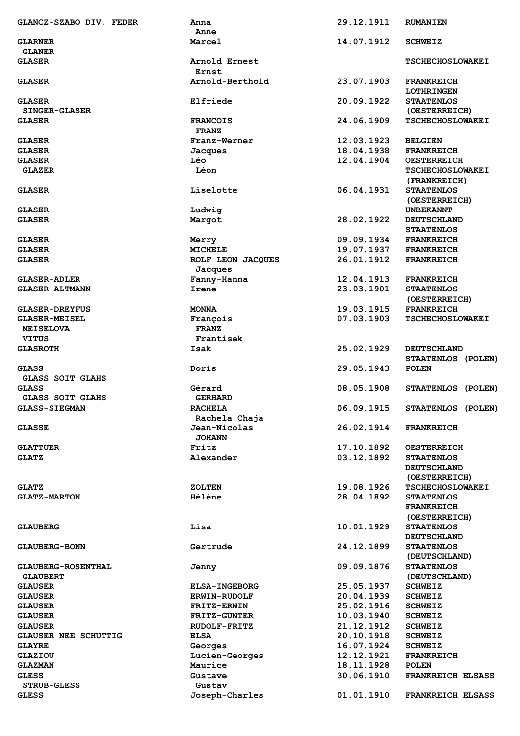| | | | |
|---|---|---|---|
| GLANCZ-SZABO DIV. FEDER | Anna<br>Anne | 29.12.1911 | RUMANIEN |
| GLARNER<br>GLANER | Marcel | 14.07.1912 | SCHWEIZ |
| GLASER | Arnold Ernest<br>Ernst | | TSCHECHOSLOWAKEI |
| GLASER | Arnold-Berthold | 23.07.1903 | FRANKREICH<br>LOTHRINGEN |
| GLASER<br>SINGER-GLASER | Elfriede | 20.09.1922 | STAATENLOS<br>(OESTERREICH) |
| GLASER | FRANCOIS<br>FRANZ | 24.06.1909 | TSCHECHOSLOWAKEI |
| GLASER | Franz-Werner | 12.03.1923 | BELGIEN |
| GLASER | Jacques | 18.04.1938 | FRANKREICH |
| GLASER<br>GLAZER | Léo<br>Léon | 12.04.1904 | OESTERREICH<br>TSCHECHOSLOWAKEI<br>(FRANKREICH) |
| GLASER | Liselotte | 06.04.1931 | STAATENLOS<br>(OESTERREICH) |
| GLASER | Ludwig | | UNBEKANNT |
| GLASER | Margot | 28.02.1922 | DEUTSCHLAND<br>STAATENLOS |
| GLASER | Merry | 09.09.1934 | FRANKREICH |
| GLASER | MICHELE | 19.07.1937 | FRANKREICH |
| GLASER | ROLF LEON JACQUES<br>Jacques | 26.01.1912 | FRANKREICH |
| GLASER-ADLER | Fanny-Hanna | 12.04.1913 | FRANKREICH |
| GLASER-ALTMANN | Irene | 23.03.1901 | STAATENLOS<br>(OESTERREICH) |
| GLASER-DREYFUS | MONNA | 19.03.1915 | FRANKREICH |
| GLASER-MEISEL<br>MEISELOVA<br>VITUS | François<br>FRANZ<br>Frantisek | 07.03.1903 | TSCHECHOSLOWAKEI |
| GLASROTH | Isak | 25.02.1929 | DEUTSCHLAND<br>STAATENLOS (POLEN) |
| GLASS<br>GLASS SOIT GLAHS | Doris | 29.05.1943 | POLEN |
| GLASS<br>GLASS SOIT GLAHS | Gérard<br>GERHARD | 08.05.1908 | STAATENLOS (POLEN) |
| GLASS-SIEGMAN | RACHELA<br>Rachela Chaja | 06.09.1915 | STAATENLOS (POLEN) |
| GLASSE | Jean-Nicolas<br>JOHANN | 26.02.1914 | FRANKREICH |
| GLATTUER | Fritz | 17.10.1892 | OESTERREICH |
| GLATZ | Alexander | 03.12.1892 | STAATENLOS<br>DEUTSCHLAND<br>(OESTERREICH) |
| GLATZ | ZOLTEN | 19.08.1926 | TSCHECHOSLOWAKEI |
| GLATZ-MARTON | Hélène | 28.04.1892 | STAATENLOS<br>FRANKREICH<br>(OESTERREICH) |
| GLAUBERG | Lisa | 10.01.1929 | STAATENLOS<br>DEUTSCHLAND |
| GLAUBERG-BONN | Gertrude | 24.12.1899 | STAATENLOS<br>(DEUTSCHLAND) |
| GLAUBERG-ROSENTHAL<br>GLAUBERT | Jenny | 09.09.1876 | STAATENLOS<br>(DEUTSCHLAND) |
| GLAUSER | ELSA-INGEBORG | 25.05.1937 | SCHWEIZ |
| GLAUSER | ERWIN-RUDOLF | 20.04.1939 | SCHWEIZ |
| GLAUSER | FRITZ-ERWIN | 25.02.1916 | SCHWEIZ |
| GLAUSER | FRITZ-GUNTER | 10.03.1940 | SCHWEIZ |
| GLAUSER | RUDOLF-FRITZ | 21.12.1912 | SCHWEIZ |
| GLAUSER NEE SCHUTTIG | ELSA | 20.10.1918 | SCHWEIZ |
| GLAYRE | Georges | 16.07.1924 | SCHWEIZ |
| GLAZIOU | Lucien-Georges | 12.12.1921 | FRANKREICH |
| GLAZMAN | Maurice | 18.11.1928 | POLEN |
| GLESS<br>STRUB-GLESS | Gustave<br>Gustav | 30.06.1910 | FRANKREICH ELSASS |
| GLESS | Joseph-Charles | 01.01.1910 | FRANKREICH ELSASS |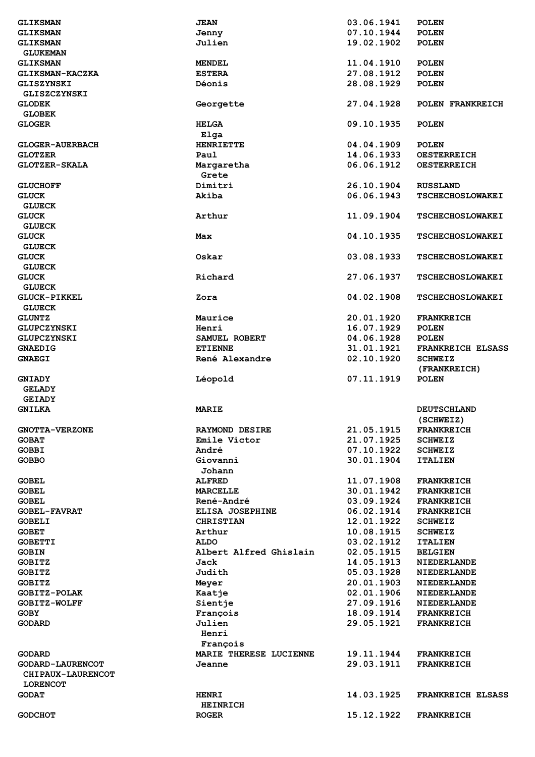| | | | |
|---|---|---|---|
| GLIKSMAN | JEAN | 03.06.1941 | POLEN |
| GLIKSMAN | Jenny | 07.10.1944 | POLEN |
| GLIKSMAN<br>GLUKEMAN | Julien | 19.02.1902 | POLEN |
| GLIKSMAN | MENDEL | 11.04.1910 | POLEN |
| GLIKSMAN-KACZKA | ESTERA | 27.08.1912 | POLEN |
| GLISZYNSKI<br>GLISZCZYNSKI | Déonis | 28.08.1929 | POLEN |
| GLODEK<br>GLOBEK | Georgette | 27.04.1928 | POLEN FRANKREICH |
| GLOGER | HELGA<br>Elga | 09.10.1935 | POLEN |
| GLOGER-AUERBACH | HENRIETTE | 04.04.1909 | POLEN |
| GLOTZER | Paul | 14.06.1933 | OESTERREICH |
| GLOTZER-SKALA | Margaretha<br>Grete | 06.06.1912 | OESTERREICH |
| GLUCHOFF | Dimitri | 26.10.1904 | RUSSLAND |
| GLUCK<br>GLUECK | Akiba | 06.06.1943 | TSCHECHOSLOWAKEI |
| GLUCK<br>GLUECK | Arthur | 11.09.1904 | TSCHECHOSLOWAKEI |
| GLUCK<br>GLUECK | Max | 04.10.1935 | TSCHECHOSLOWAKEI |
| GLUCK<br>GLUECK | Oskar | 03.08.1933 | TSCHECHOSLOWAKEI |
| GLUCK<br>GLUECK | Richard | 27.06.1937 | TSCHECHOSLOWAKEI |
| GLUCK-PIKKEL<br>GLUECK | Zora | 04.02.1908 | TSCHECHOSLOWAKEI |
| GLUNTZ | Maurice | 20.01.1920 | FRANKREICH |
| GLUPCZYNSKI | Henri | 16.07.1929 | POLEN |
| GLUPCZYNSKI | SAMUEL ROBERT | 04.06.1928 | POLEN |
| GNAEDIG | ETIENNE | 31.01.1921 | FRANKREICH ELSASS |
| GNAEGI | René Alexandre | 02.10.1920 | SCHWEIZ<br>(FRANKREICH) |
| GNIADY<br>GELADY<br>GEIADY | Léopold | 07.11.1919 | POLEN |
| GNILKA | MARIE | | DEUTSCHLAND<br>(SCHWEIZ) |
| GNOTTA-VERZONE | RAYMOND DESIRE | 21.05.1915 | FRANKREICH |
| GOBAT | Emile Victor | 21.07.1925 | SCHWEIZ |
| GOBBI | André | 07.10.1922 | SCHWEIZ |
| GOBBO | Giovanni<br>Johann | 30.01.1904 | ITALIEN |
| GOBEL | ALFRED | 11.07.1908 | FRANKREICH |
| GOBEL | MARCELLE | 30.01.1942 | FRANKREICH |
| GOBEL | René-André | 03.09.1924 | FRANKREICH |
| GOBEL-FAVRAT | ELISA JOSEPHINE | 06.02.1914 | FRANKREICH |
| GOBELI | CHRISTIAN | 12.01.1922 | SCHWEIZ |
| GOBET | Arthur | 10.08.1915 | SCHWEIZ |
| GOBETTI | ALDO | 03.02.1912 | ITALIEN |
| GOBIN | Albert Alfred Ghislain | 02.05.1915 | BELGIEN |
| GOBITZ | Jack | 14.05.1913 | NIEDERLANDE |
| GOBITZ | Judith | 05.03.1928 | NIEDERLANDE |
| GOBITZ | Meyer | 20.01.1903 | NIEDERLANDE |
| GOBITZ-POLAK | Kaatje | 02.01.1906 | NIEDERLANDE |
| GOBITZ-WOLFF | Sientje | 27.09.1916 | NIEDERLANDE |
| GOBY | François | 18.09.1914 | FRANKREICH |
| GODARD | Julien<br>Henri<br>François | 29.05.1921 | FRANKREICH |
| GODARD | MARIE THERESE LUCIENNE | 19.11.1944 | FRANKREICH |
| GODARD-LAURENCOT<br>CHIPAUX-LAURENCOT<br>LORENCOT | Jeanne | 29.03.1911 | FRANKREICH |
| GODAT | HENRI<br>HEINRICH | 14.03.1925 | FRANKREICH ELSASS |
| GODCHOT | ROGER | 15.12.1922 | FRANKREICH |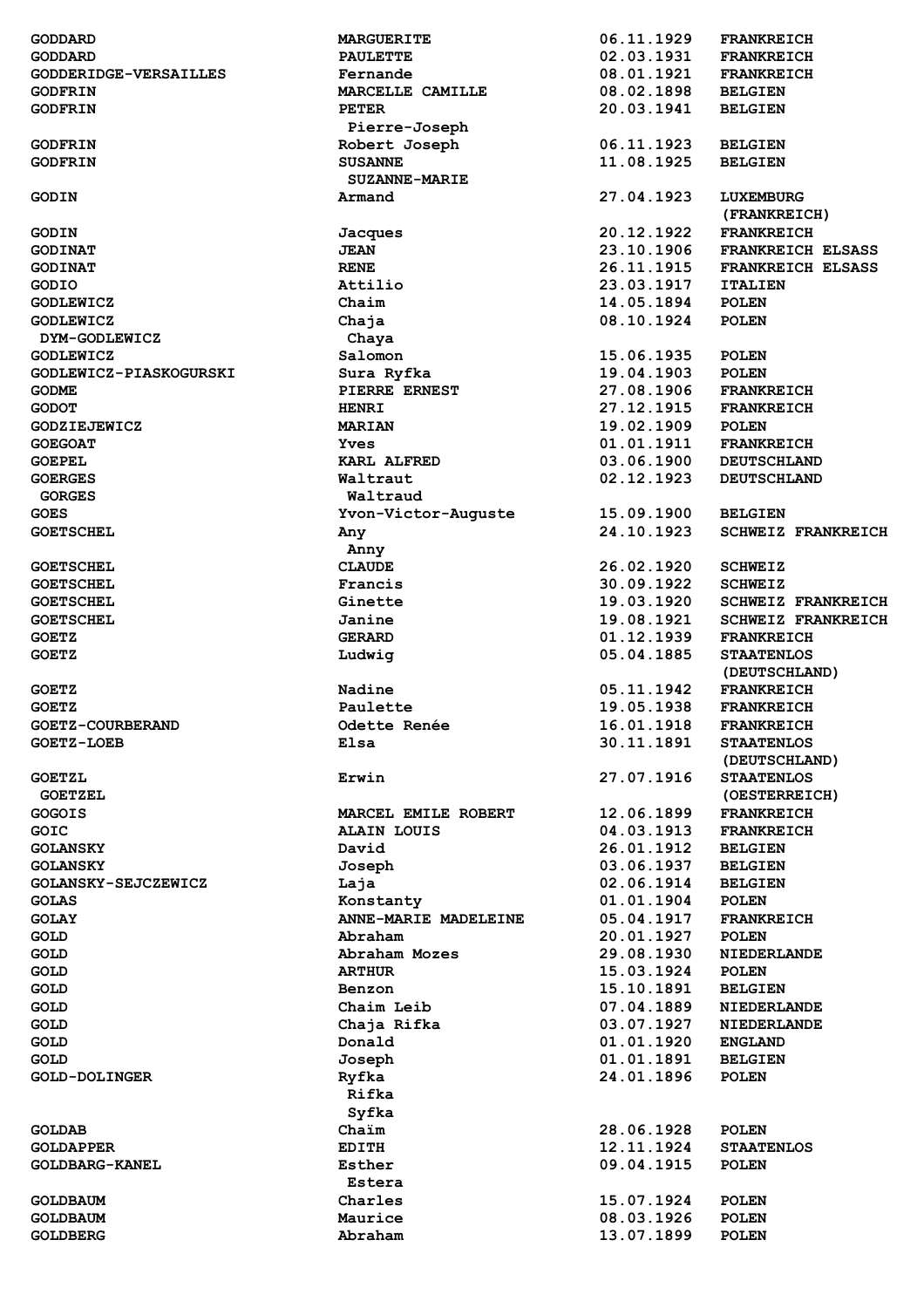| | | | |
|---|---|---|---|
| GODDARD | MARGUERITE | 06.11.1929 | FRANKREICH |
| GODDARD | PAULETTE | 02.03.1931 | FRANKREICH |
| GODDERIDGE-VERSAILLES | Fernande | 08.01.1921 | FRANKREICH |
| GODFRIN | MARCELLE CAMILLE | 08.02.1898 | BELGIEN |
| GODFRIN | PETER<br>Pierre-Joseph | 20.03.1941 | BELGIEN |
| GODFRIN | Robert Joseph | 06.11.1923 | BELGIEN |
| GODFRIN | SUSANNE<br>SUZANNE-MARIE | 11.08.1925 | BELGIEN |
| GODIN | Armand | 27.04.1923 | LUXEMBURG<br>(FRANKREICH) |
| GODIN | Jacques | 20.12.1922 | FRANKREICH |
| GODINAT | JEAN | 23.10.1906 | FRANKREICH ELSASS |
| GODINAT | RENE | 26.11.1915 | FRANKREICH ELSASS |
| GODIO | Attilio | 23.03.1917 | ITALIEN |
| GODLEWICZ | Chaim | 14.05.1894 | POLEN |
| GODLEWICZ<br>DYM-GODLEWICZ | Chaja<br>Chaya | 08.10.1924 | POLEN |
| GODLEWICZ | Salomon | 15.06.1935 | POLEN |
| GODLEWICZ-PIASKOGURSKI | Sura Ryfka | 19.04.1903 | POLEN |
| GODME | PIERRE ERNEST | 27.08.1906 | FRANKREICH |
| GODOT | HENRI | 27.12.1915 | FRANKREICH |
| GODZIEJEWICZ | MARIAN | 19.02.1909 | POLEN |
| GOEGOAT | Yves | 01.01.1911 | FRANKREICH |
| GOEPEL | KARL ALFRED | 03.06.1900 | DEUTSCHLAND |
| GOERGES<br>GORGES | Waltraut<br>Waltraud | 02.12.1923 | DEUTSCHLAND |
| GOES | Yvon-Victor-Auguste | 15.09.1900 | BELGIEN |
| GOETSCHEL | Any<br>Anny | 24.10.1923 | SCHWEIZ FRANKREICH |
| GOETSCHEL | CLAUDE | 26.02.1920 | SCHWEIZ |
| GOETSCHEL | Francis | 30.09.1922 | SCHWEIZ |
| GOETSCHEL | Ginette | 19.03.1920 | SCHWEIZ FRANKREICH |
| GOETSCHEL | Janine | 19.08.1921 | SCHWEIZ FRANKREICH |
| GOETZ | GERARD | 01.12.1939 | FRANKREICH |
| GOETZ | Ludwig | 05.04.1885 | STAATENLOS<br>(DEUTSCHLAND) |
| GOETZ | Nadine | 05.11.1942 | FRANKREICH |
| GOETZ | Paulette | 19.05.1938 | FRANKREICH |
| GOETZ-COURBERAND | Odette Renée | 16.01.1918 | FRANKREICH |
| GOETZ-LOEB | Elsa | 30.11.1891 | STAATENLOS<br>(DEUTSCHLAND) |
| GOETZL<br>GOETZEL | Erwin | 27.07.1916 | STAATENLOS<br>(OESTERREICH) |
| GOGOIS | MARCEL EMILE ROBERT | 12.06.1899 | FRANKREICH |
| GOIC | ALAIN LOUIS | 04.03.1913 | FRANKREICH |
| GOLANSKY | David | 26.01.1912 | BELGIEN |
| GOLANSKY | Joseph | 03.06.1937 | BELGIEN |
| GOLANSKY-SEJCZEWICZ | Laja | 02.06.1914 | BELGIEN |
| GOLAS | Konstanty | 01.01.1904 | POLEN |
| GOLAY | ANNE-MARIE MADELEINE | 05.04.1917 | FRANKREICH |
| GOLD | Abraham | 20.01.1927 | POLEN |
| GOLD | Abraham Mozes | 29.08.1930 | NIEDERLANDE |
| GOLD | ARTHUR | 15.03.1924 | POLEN |
| GOLD | Benzon | 15.10.1891 | BELGIEN |
| GOLD | Chaim Leib | 07.04.1889 | NIEDERLANDE |
| GOLD | Chaja Rifka | 03.07.1927 | NIEDERLANDE |
| GOLD | Donald | 01.01.1920 | ENGLAND |
| GOLD | Joseph | 01.01.1891 | BELGIEN |
| GOLD-DOLINGER | Ryfka<br>Rifka<br>Syfka | 24.01.1896 | POLEN |
| GOLDAB | Chaïm | 28.06.1928 | POLEN |
| GOLDAPPER | EDITH | 12.11.1924 | STAATENLOS |
| GOLDBARG-KANEL | Esther<br>Estera | 09.04.1915 | POLEN |
| GOLDBAUM | Charles | 15.07.1924 | POLEN |
| GOLDBAUM | Maurice | 08.03.1926 | POLEN |
| GOLDBERG | Abraham | 13.07.1899 | POLEN |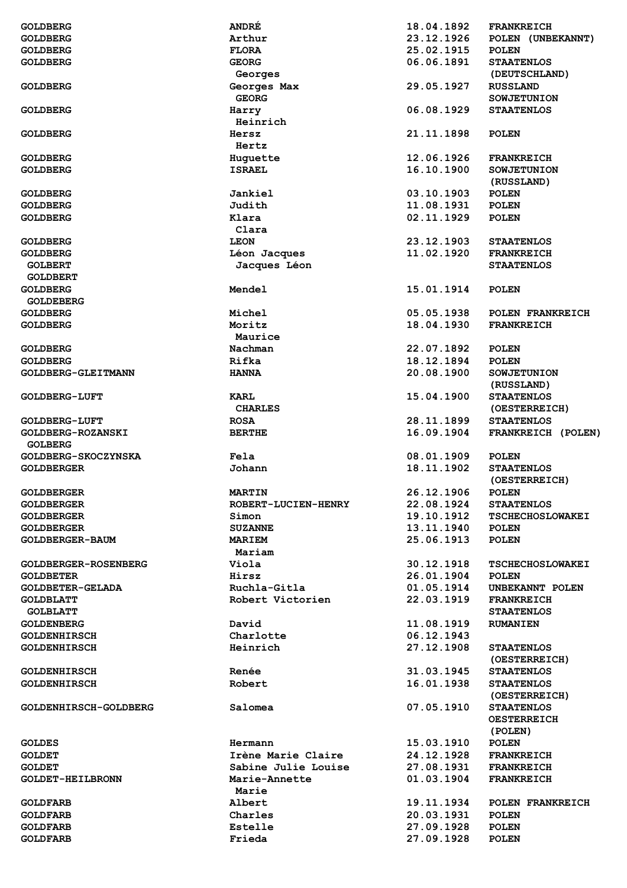| | | | |
|---|---|---|---|
| GOLDBERG | ANDRÉ | 18.04.1892 | FRANKREICH |
| GOLDBERG | Arthur | 23.12.1926 | POLEN (UNBEKANNT) |
| GOLDBERG | FLORA | 25.02.1915 | POLEN |
| GOLDBERG | GEORG<br>Georges | 06.06.1891 | STAATENLOS<br>(DEUTSCHLAND) |
| GOLDBERG | Georges Max<br>GEORG | 29.05.1927 | RUSSLAND<br>SOWJETUNION |
| GOLDBERG | Harry<br>Heinrich | 06.08.1929 | STAATENLOS |
| GOLDBERG | Hersz<br>Hertz | 21.11.1898 | POLEN |
| GOLDBERG | Huguette | 12.06.1926 | FRANKREICH |
| GOLDBERG | ISRAEL | 16.10.1900 | SOWJETUNION<br>(RUSSLAND) |
| GOLDBERG | Jankiel | 03.10.1903 | POLEN |
| GOLDBERG | Judith | 11.08.1931 | POLEN |
| GOLDBERG | Klara<br>Clara | 02.11.1929 | POLEN |
| GOLDBERG | LEON | 23.12.1903 | STAATENLOS |
| GOLDBERG<br>GOLBERT<br>GOLDBERT | Léon Jacques<br>Jacques Léon | 11.02.1920 | FRANKREICH<br>STAATENLOS |
| GOLDBERG<br>GOLDEBERG | Mendel | 15.01.1914 | POLEN |
| GOLDBERG | Michel | 05.05.1938 | POLEN FRANKREICH |
| GOLDBERG | Moritz<br>Maurice | 18.04.1930 | FRANKREICH |
| GOLDBERG | Nachman | 22.07.1892 | POLEN |
| GOLDBERG | Rifka | 18.12.1894 | POLEN |
| GOLDBERG-GLEITMANN | HANNA | 20.08.1900 | SOWJETUNION<br>(RUSSLAND) |
| GOLDBERG-LUFT | KARL<br>CHARLES | 15.04.1900 | STAATENLOS<br>(OESTERREICH) |
| GOLDBERG-LUFT | ROSA | 28.11.1899 | STAATENLOS |
| GOLDBERG-ROZANSKI<br>GOLBERG | BERTHE | 16.09.1904 | FRANKREICH (POLEN) |
| GOLDBERG-SKOCZYNSKA | Fela | 08.01.1909 | POLEN |
| GOLDBERGER | Johann | 18.11.1902 | STAATENLOS<br>(OESTERREICH) |
| GOLDBERGER | MARTIN | 26.12.1906 | POLEN |
| GOLDBERGER | ROBERT-LUCIEN-HENRY | 22.08.1924 | STAATENLOS |
| GOLDBERGER | Simon | 19.10.1912 | TSCHECHOSLOWAKEI |
| GOLDBERGER | SUZANNE | 13.11.1940 | POLEN |
| GOLDBERGER-BAUM | MARIEM<br>Mariam | 25.06.1913 | POLEN |
| GOLDBERGER-ROSENBERG | Viola | 30.12.1918 | TSCHECHOSLOWAKEI |
| GOLDBETER | Hirsz | 26.01.1904 | POLEN |
| GOLDBETER-GELADA | Ruchla-Gitla | 01.05.1914 | UNBEKANNT POLEN |
| GOLDBLATT<br>GOLBLATT | Robert Victorien | 22.03.1919 | FRANKREICH<br>STAATENLOS |
| GOLDENBERG | David | 11.08.1919 | RUMANIEN |
| GOLDENHIRSCH | Charlotte | 06.12.1943 | |
| GOLDENHIRSCH | Heinrich | 27.12.1908 | STAATENLOS<br>(OESTERREICH) |
| GOLDENHIRSCH | Renée | 31.03.1945 | STAATENLOS |
| GOLDENHIRSCH | Robert | 16.01.1938 | STAATENLOS<br>(OESTERREICH) |
| GOLDENHIRSCH-GOLDBERG | Salomea | 07.05.1910 | STAATENLOS<br>OESTERREICH<br>(POLEN) |
| GOLDES | Hermann | 15.03.1910 | POLEN |
| GOLDET | Irène Marie Claire | 24.12.1928 | FRANKREICH |
| GOLDET | Sabine Julie Louise | 27.08.1931 | FRANKREICH |
| GOLDET-HEILBRONN | Marie-Annette<br>Marie | 01.03.1904 | FRANKREICH |
| GOLDFARB | Albert | 19.11.1934 | POLEN FRANKREICH |
| GOLDFARB | Charles | 20.03.1931 | POLEN |
| GOLDFARB | Estelle | 27.09.1928 | POLEN |
| GOLDFARB | Frieda | 27.09.1928 | POLEN |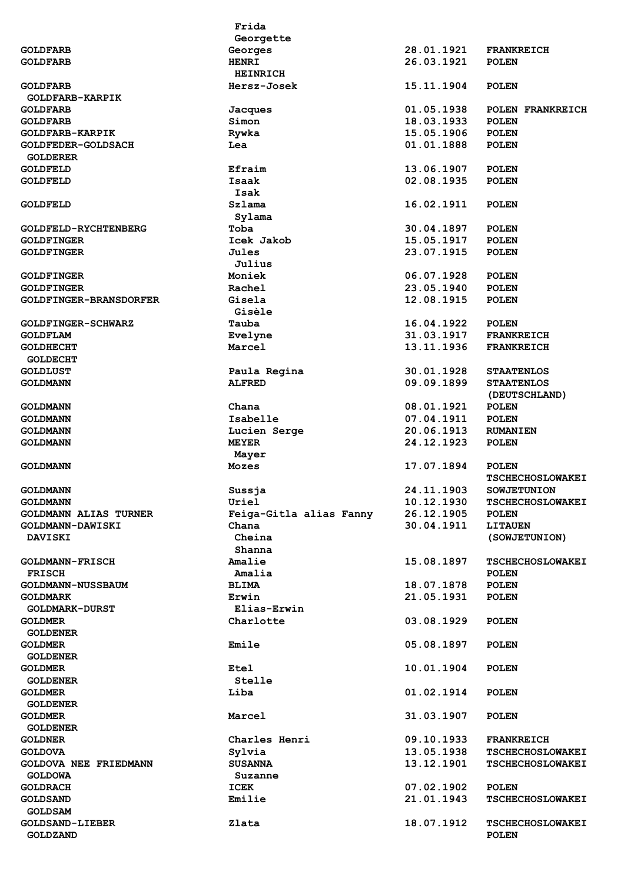| Name | Vorname | Geburtsdatum | Staatsangehörigkeit |
|---|---|---|---|
| | Frida | | |
| | Georgette | | |
| GOLDFARB | Georges | 28.01.1921 | FRANKREICH |
| GOLDFARB | HENRI | 26.03.1921 | POLEN |
| | HEINRICH | | |
| GOLDFARB | Hersz-Josek | 15.11.1904 | POLEN |
| GOLDFARB-KARPIK | | | |
| GOLDFARB | Jacques | 01.05.1938 | POLEN FRANKREICH |
| GOLDFARB | Simon | 18.03.1933 | POLEN |
| GOLDFARB-KARPIK | Rywka | 15.05.1906 | POLEN |
| GOLDFEDER-GOLDSACH | Lea | 01.01.1888 | POLEN |
| GOLDERER | | | |
| GOLDFELD | Efraim | 13.06.1907 | POLEN |
| GOLDFELD | Isaak | 02.08.1935 | POLEN |
| | Isak | | |
| GOLDFELD | Szlama | 16.02.1911 | POLEN |
| | Sylama | | |
| GOLDFELD-RYCHTENBERG | Toba | 30.04.1897 | POLEN |
| GOLDFINGER | Icek Jakob | 15.05.1917 | POLEN |
| GOLDFINGER | Jules | 23.07.1915 | POLEN |
| | Julius | | |
| GOLDFINGER | Moniek | 06.07.1928 | POLEN |
| GOLDFINGER | Rachel | 23.05.1940 | POLEN |
| GOLDFINGER-BRANSDORFER | Gisela | 12.08.1915 | POLEN |
| | Gisèle | | |
| GOLDFINGER-SCHWARZ | Tauba | 16.04.1922 | POLEN |
| GOLDFLAM | Evelyne | 31.03.1917 | FRANKREICH |
| GOLDHECHT | Marcel | 13.11.1936 | FRANKREICH |
| GOLDECHT | | | |
| GOLDLUST | Paula Regina | 30.01.1928 | STAATENLOS |
| GOLDMANN | ALFRED | 09.09.1899 | STAATENLOS (DEUTSCHLAND) |
| GOLDMANN | Chana | 08.01.1921 | POLEN |
| GOLDMANN | Isabelle | 07.04.1911 | POLEN |
| GOLDMANN | Lucien Serge | 20.06.1913 | RUMANIEN |
| GOLDMANN | MEYER | 24.12.1923 | POLEN |
| | Mayer | | |
| GOLDMANN | Mozes | 17.07.1894 | POLEN TSCHECHOSLOWAKEI |
| GOLDMANN | Sussja | 24.11.1903 | SOWJETUNION |
| GOLDMANN | Uriel | 10.12.1930 | TSCHECHOSLOWAKEI |
| GOLDMANN ALIAS TURNER | Feiga-Gitla alias Fanny | 26.12.1905 | POLEN |
| GOLDMANN-DAWISKI | Chana | 30.04.1911 | LITAUEN |
| DAVISKI | Cheina | | (SOWJETUNION) |
| | Shanna | | |
| GOLDMANN-FRISCH | Amalie | 15.08.1897 | TSCHECHOSLOWAKEI |
| FRISCH | Amalia | | POLEN |
| GOLDMANN-NUSSBAUM | BLIMA | 18.07.1878 | POLEN |
| GOLDMARK | Erwin | 21.05.1931 | POLEN |
| GOLDMARK-DURST | Elias-Erwin | | |
| GOLDMER | Charlotte | 03.08.1929 | POLEN |
| GOLDENER | | | |
| GOLDMER | Emile | 05.08.1897 | POLEN |
| GOLDENER | | | |
| GOLDMER | Etel | 10.01.1904 | POLEN |
| GOLDENER | Stelle | | |
| GOLDMER | Liba | 01.02.1914 | POLEN |
| GOLDENER | | | |
| GOLDMER | Marcel | 31.03.1907 | POLEN |
| GOLDENER | | | |
| GOLDNER | Charles Henri | 09.10.1933 | FRANKREICH |
| GOLDOVA | Sylvia | 13.05.1938 | TSCHECHOSLOWAKEI |
| GOLDOVA NEE FRIEDMANN | SUSANNA | 13.12.1901 | TSCHECHOSLOWAKEI |
| GOLDOWA | Suzanne | | |
| GOLDRACH | ICEK | 07.02.1902 | POLEN |
| GOLDSAND | Emilie | 21.01.1943 | TSCHECHOSLOWAKEI |
| GOLDSAM | | | |
| GOLDSAND-LIEBER | Zlata | 18.07.1912 | TSCHECHOSLOWAKEI |
| GOLDZAND | | | POLEN |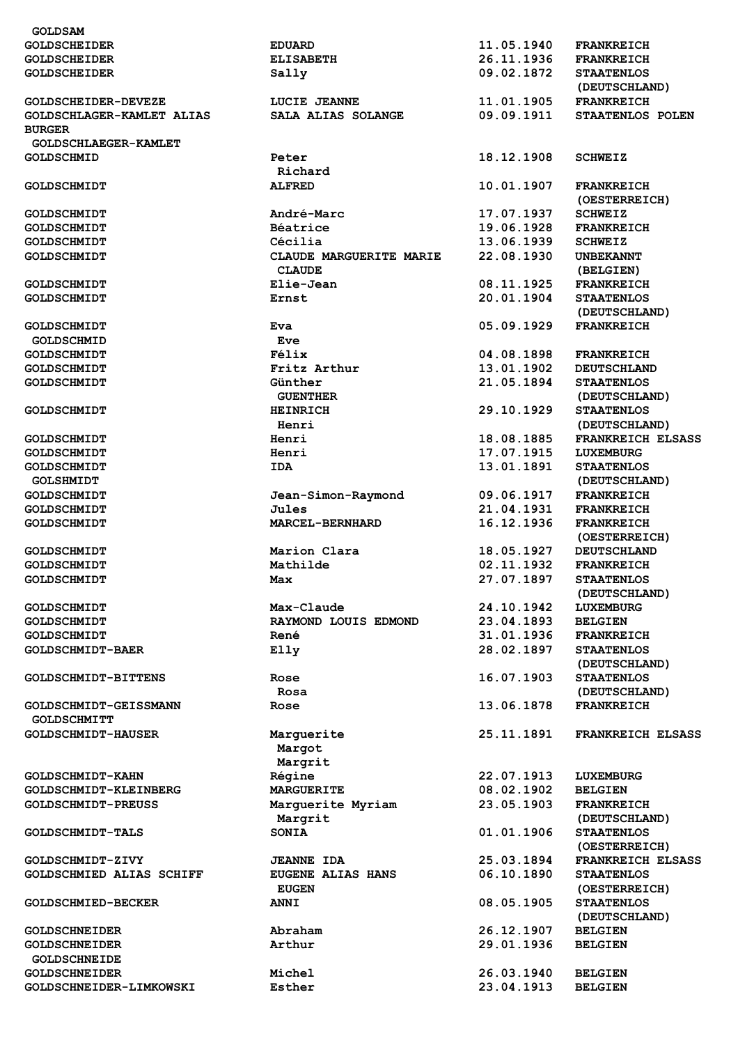| | | | |
|---|---|---|---|
| GOLDSAM | | | |
| GOLDSCHEIDER | EDUARD | 11.05.1940 | FRANKREICH |
| GOLDSCHEIDER | ELISABETH | 26.11.1936 | FRANKREICH |
| GOLDSCHEIDER | Sally | 09.02.1872 | STAATENLOS (DEUTSCHLAND) |
| GOLDSCHEIDER-DEVEZE | LUCIE JEANNE | 11.01.1905 | FRANKREICH |
| GOLDSCHLAGER-KAMLET ALIAS BURGER GOLDSCHLAEGER-KAMLET | SALA ALIAS SOLANGE | 09.09.1911 | STAATENLOS POLEN |
| GOLDSCHMID | Peter Richard | 18.12.1908 | SCHWEIZ |
| GOLDSCHMIDT | ALFRED | 10.01.1907 | FRANKREICH (OESTERREICH) |
| GOLDSCHMIDT | André-Marc | 17.07.1937 | SCHWEIZ |
| GOLDSCHMIDT | Béatrice | 19.06.1928 | FRANKREICH |
| GOLDSCHMIDT | Cécilia | 13.06.1939 | SCHWEIZ |
| GOLDSCHMIDT | CLAUDE MARGUERITE MARIE CLAUDE | 22.08.1930 | UNBEKANNT (BELGIEN) |
| GOLDSCHMIDT | Elie-Jean | 08.11.1925 | FRANKREICH |
| GOLDSCHMIDT | Ernst | 20.01.1904 | STAATENLOS (DEUTSCHLAND) |
| GOLDSCHMIDT GOLDSCHMID | Eva Eve | 05.09.1929 | FRANKREICH |
| GOLDSCHMIDT | Félix | 04.08.1898 | FRANKREICH |
| GOLDSCHMIDT | Fritz Arthur | 13.01.1902 | DEUTSCHLAND |
| GOLDSCHMIDT | Günther GUENTHER | 21.05.1894 | STAATENLOS (DEUTSCHLAND) |
| GOLDSCHMIDT | HEINRICH Henri | 29.10.1929 | STAATENLOS (DEUTSCHLAND) |
| GOLDSCHMIDT | Henri | 18.08.1885 | FRANKREICH ELSASS |
| GOLDSCHMIDT | Henri | 17.07.1915 | LUXEMBURG |
| GOLDSCHMIDT GOLSHMIDT | IDA | 13.01.1891 | STAATENLOS (DEUTSCHLAND) |
| GOLDSCHMIDT | Jean-Simon-Raymond | 09.06.1917 | FRANKREICH |
| GOLDSCHMIDT | Jules | 21.04.1931 | FRANKREICH |
| GOLDSCHMIDT | MARCEL-BERNHARD | 16.12.1936 | FRANKREICH (OESTERREICH) |
| GOLDSCHMIDT | Marion Clara | 18.05.1927 | DEUTSCHLAND |
| GOLDSCHMIDT | Mathilde | 02.11.1932 | FRANKREICH |
| GOLDSCHMIDT | Max | 27.07.1897 | STAATENLOS (DEUTSCHLAND) |
| GOLDSCHMIDT | Max-Claude | 24.10.1942 | LUXEMBURG |
| GOLDSCHMIDT | RAYMOND LOUIS EDMOND | 23.04.1893 | BELGIEN |
| GOLDSCHMIDT | René | 31.01.1936 | FRANKREICH |
| GOLDSCHMIDT-BAER | Elly | 28.02.1897 | STAATENLOS (DEUTSCHLAND) |
| GOLDSCHMIDT-BITTENS | Rose Rosa | 16.07.1903 | STAATENLOS (DEUTSCHLAND) |
| GOLDSCHMIDT-GEISSMANN GOLDSCHMITT | Rose | 13.06.1878 | FRANKREICH |
| GOLDSCHMIDT-HAUSER | Marguerite Margot Margrit | 25.11.1891 | FRANKREICH ELSASS |
| GOLDSCHMIDT-KAHN | Régine | 22.07.1913 | LUXEMBURG |
| GOLDSCHMIDT-KLEINBERG | MARGUERITE | 08.02.1902 | BELGIEN |
| GOLDSCHMIDT-PREUSS | Marguerite Myriam Margrit | 23.05.1903 | FRANKREICH (DEUTSCHLAND) |
| GOLDSCHMIDT-TALS | SONIA | 01.01.1906 | STAATENLOS (OESTERREICH) |
| GOLDSCHMIDT-ZIVY | JEANNE IDA | 25.03.1894 | FRANKREICH ELSASS |
| GOLDSCHMIED ALIAS SCHIFF | EUGENE ALIAS HANS EUGEN | 06.10.1890 | STAATENLOS (OESTERREICH) |
| GOLDSCHMIED-BECKER | ANNI | 08.05.1905 | STAATENLOS (DEUTSCHLAND) |
| GOLDSCHNEIDER | Abraham | 26.12.1907 | BELGIEN |
| GOLDSCHNEIDER GOLDSCHNEIDE | Arthur | 29.01.1936 | BELGIEN |
| GOLDSCHNEIDER | Michel | 26.03.1940 | BELGIEN |
| GOLDSCHNEIDER-LIMKOWSKI | Esther | 23.04.1913 | BELGIEN |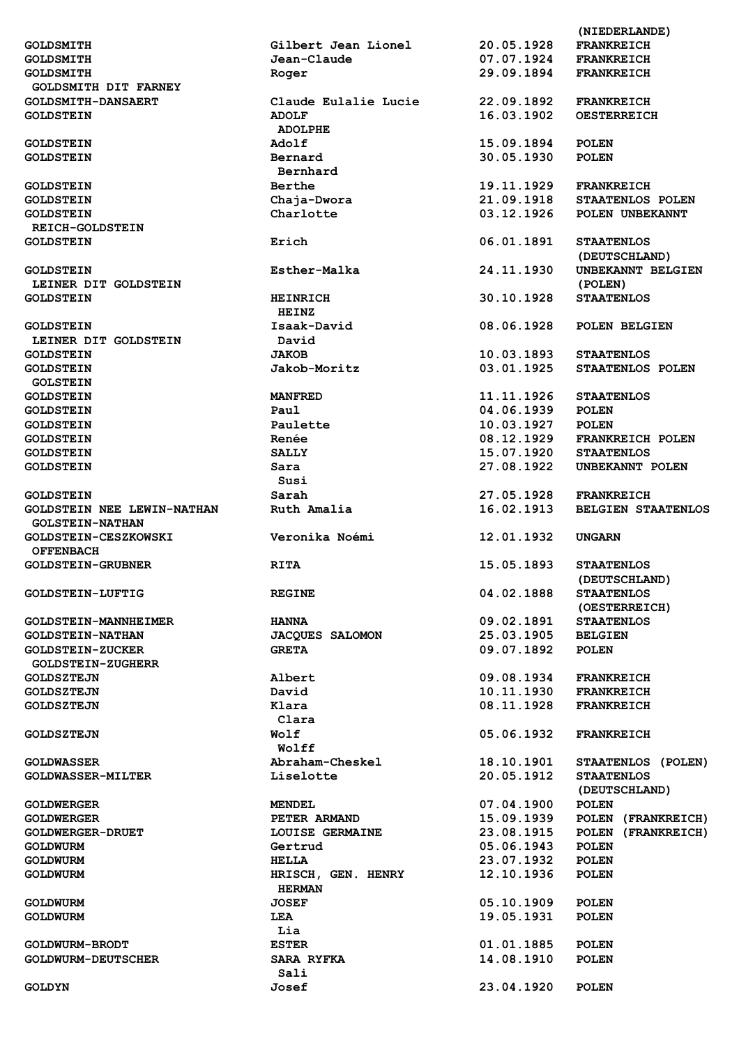| | | | |
|---|---|---|---|
| | | | (NIEDERLANDE) |
| GOLDSMITH | Gilbert Jean Lionel | 20.05.1928 | FRANKREICH |
| GOLDSMITH | Jean-Claude | 07.07.1924 | FRANKREICH |
| GOLDSMITH | Roger | 29.09.1894 | FRANKREICH |
| GOLDSMITH DIT FARNEY | | | |
| GOLDSMITH-DANSAERT | Claude Eulalie Lucie | 22.09.1892 | FRANKREICH |
| GOLDSTEIN | ADOLF ADOLPHE | 16.03.1902 | OESTERREICH |
| GOLDSTEIN | Adolf | 15.09.1894 | POLEN |
| GOLDSTEIN | Bernard Bernhard | 30.05.1930 | POLEN |
| GOLDSTEIN | Berthe | 19.11.1929 | FRANKREICH |
| GOLDSTEIN | Chaja-Dwora | 21.09.1918 | STAATENLOS POLEN |
| GOLDSTEIN REICH-GOLDSTEIN | Charlotte | 03.12.1926 | POLEN UNBEKANNT |
| GOLDSTEIN | Erich | 06.01.1891 | STAATENLOS (DEUTSCHLAND) |
| GOLDSTEIN LEINER DIT GOLDSTEIN | Esther-Malka | 24.11.1930 | UNBEKANNT BELGIEN (POLEN) |
| GOLDSTEIN | HEINRICH HEINZ | 30.10.1928 | STAATENLOS |
| GOLDSTEIN LEINER DIT GOLDSTEIN | Isaak-David David | 08.06.1928 | POLEN BELGIEN |
| GOLDSTEIN | JAKOB | 10.03.1893 | STAATENLOS |
| GOLDSTEIN GOLSTEIN | Jakob-Moritz | 03.01.1925 | STAATENLOS POLEN |
| GOLDSTEIN | MANFRED | 11.11.1926 | STAATENLOS |
| GOLDSTEIN | Paul | 04.06.1939 | POLEN |
| GOLDSTEIN | Paulette | 10.03.1927 | POLEN |
| GOLDSTEIN | Renée | 08.12.1929 | FRANKREICH POLEN |
| GOLDSTEIN | SALLY | 15.07.1920 | STAATENLOS |
| GOLDSTEIN | Sara Susi | 27.08.1922 | UNBEKANNT POLEN |
| GOLDSTEIN | Sarah | 27.05.1928 | FRANKREICH |
| GOLDSTEIN NEE LEWIN-NATHAN GOLSTEIN-NATHAN | Ruth Amalia | 16.02.1913 | BELGIEN STAATENLOS |
| GOLDSTEIN-CESZKOWSKI OFFENBACH | Veronika Noémi | 12.01.1932 | UNGARN |
| GOLDSTEIN-GRUBNER | RITA | 15.05.1893 | STAATENLOS (DEUTSCHLAND) |
| GOLDSTEIN-LUFTIG | REGINE | 04.02.1888 | STAATENLOS (OESTERREICH) |
| GOLDSTEIN-MANNHEIMER | HANNA | 09.02.1891 | STAATENLOS |
| GOLDSTEIN-NATHAN | JACQUES SALOMON | 25.03.1905 | BELGIEN |
| GOLDSTEIN-ZUCKER GOLDSTEIN-ZUGHERR | GRETA | 09.07.1892 | POLEN |
| GOLDSZTEJN | Albert | 09.08.1934 | FRANKREICH |
| GOLDSZTEJN | David | 10.11.1930 | FRANKREICH |
| GOLDSZTEJN | Klara Clara | 08.11.1928 | FRANKREICH |
| GOLDSZTEJN | Wolf Wolff | 05.06.1932 | FRANKREICH |
| GOLDWASSER | Abraham-Cheskel | 18.10.1901 | STAATENLOS (POLEN) |
| GOLDWASSER-MILTER | Liselotte | 20.05.1912 | STAATENLOS (DEUTSCHLAND) |
| GOLDWERGER | MENDEL | 07.04.1900 | POLEN |
| GOLDWERGER | PETER ARMAND | 15.09.1939 | POLEN (FRANKREICH) |
| GOLDWERGER-DRUET | LOUISE GERMAINE | 23.08.1915 | POLEN (FRANKREICH) |
| GOLDWURM | Gertrud | 05.06.1943 | POLEN |
| GOLDWURM | HELLA | 23.07.1932 | POLEN |
| GOLDWURM | HRISCH, GEN. HENRY HERMAN | 12.10.1936 | POLEN |
| GOLDWURM | JOSEF | 05.10.1909 | POLEN |
| GOLDWURM | LEA Lia | 19.05.1931 | POLEN |
| GOLDWURM-BRODT | ESTER | 01.01.1885 | POLEN |
| GOLDWURM-DEUTSCHER | SARA RYFKA Sali | 14.08.1910 | POLEN |
| GOLDYN | Josef | 23.04.1920 | POLEN |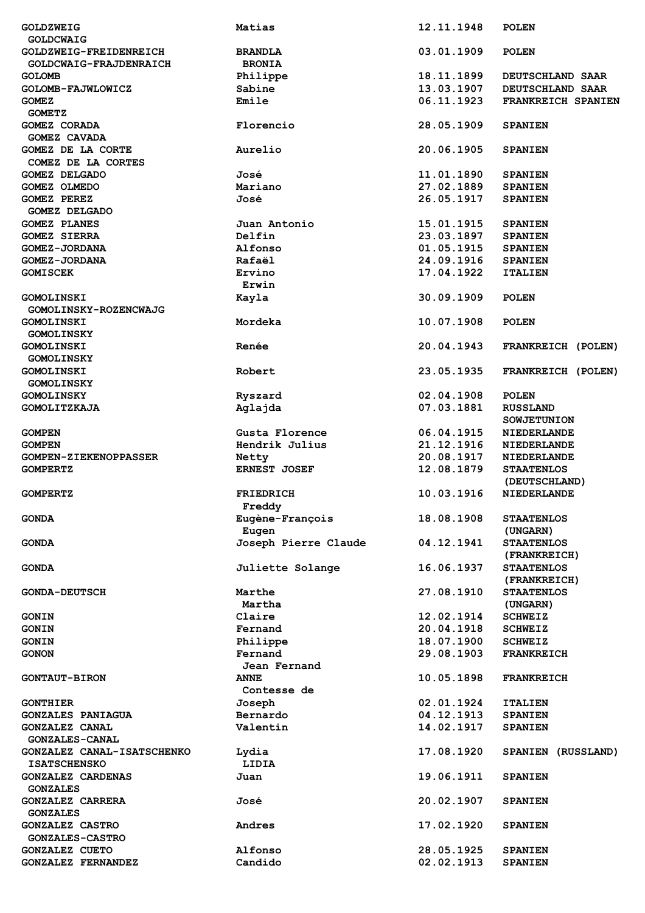| | | | |
|---|---|---|---|
| GOLDZWEIG<br>GOLDCWAIG | Matias | 12.11.1948 | POLEN |
| GOLDZWEIG-FREIDENREICH<br>GOLDCWAIG-FRAJDENRAICH | BRANDLA<br>BRONIA | 03.01.1909 | POLEN |
| GOLOMB | Philippe | 18.11.1899 | DEUTSCHLAND SAAR |
| GOLOMB-FAJWLOWICZ | Sabine | 13.03.1907 | DEUTSCHLAND SAAR |
| GOMEZ<br>GOMETZ | Emile | 06.11.1923 | FRANKREICH SPANIEN |
| GOMEZ CORADA<br>GOMEZ CAVADA | Florencio | 28.05.1909 | SPANIEN |
| GOMEZ DE LA CORTE<br>COMEZ DE LA CORTES | Aurelio | 20.06.1905 | SPANIEN |
| GOMEZ DELGADO | José | 11.01.1890 | SPANIEN |
| GOMEZ OLMEDO | Mariano | 27.02.1889 | SPANIEN |
| GOMEZ PEREZ<br>GOMEZ DELGADO | José | 26.05.1917 | SPANIEN |
| GOMEZ PLANES | Juan Antonio | 15.01.1915 | SPANIEN |
| GOMEZ SIERRA | Delfin | 23.03.1897 | SPANIEN |
| GOMEZ-JORDANA | Alfonso | 01.05.1915 | SPANIEN |
| GOMEZ-JORDANA | Rafaël | 24.09.1916 | SPANIEN |
| GOMISCEK | Ervino<br>Erwin | 17.04.1922 | ITALIEN |
| GOMOLINSKI<br>GOMOLINSKY-ROZENCWAJG | Kayla | 30.09.1909 | POLEN |
| GOMOLINSKI<br>GOMOLINSKY | Mordeka | 10.07.1908 | POLEN |
| GOMOLINSKI<br>GOMOLINSKY | Renée | 20.04.1943 | FRANKREICH (POLEN) |
| GOMOLINSKI<br>GOMOLINSKY | Robert | 23.05.1935 | FRANKREICH (POLEN) |
| GOMOLINSKY | Ryszard | 02.04.1908 | POLEN |
| GOMOLITZKAJA | Aglajda | 07.03.1881 | RUSSLAND<br>SOWJETUNION |
| GOMPEN | Gusta Florence | 06.04.1915 | NIEDERLANDE |
| GOMPEN | Hendrik Julius | 21.12.1916 | NIEDERLANDE |
| GOMPEN-ZIEKENOPPASSER | Netty | 20.08.1917 | NIEDERLANDE |
| GOMPERTZ | ERNEST JOSEF | 12.08.1879 | STAATENLOS<br>(DEUTSCHLAND) |
| GOMPERTZ | FRIEDRICH<br>Freddy | 10.03.1916 | NIEDERLANDE |
| GONDA | Eugène-François<br>Eugen | 18.08.1908 | STAATENLOS<br>(UNGARN) |
| GONDA | Joseph Pierre Claude | 04.12.1941 | STAATENLOS<br>(FRANKREICH) |
| GONDA | Juliette Solange | 16.06.1937 | STAATENLOS<br>(FRANKREICH) |
| GONDA-DEUTSCH | Marthe<br>Martha | 27.08.1910 | STAATENLOS<br>(UNGARN) |
| GONIN | Claire | 12.02.1914 | SCHWEIZ |
| GONIN | Fernand | 20.04.1918 | SCHWEIZ |
| GONIN | Philippe | 18.07.1900 | SCHWEIZ |
| GONON | Fernand<br>Jean Fernand | 29.08.1903 | FRANKREICH |
| GONTAUT-BIRON | ANNE<br>Contesse de | 10.05.1898 | FRANKREICH |
| GONTHIER | Joseph | 02.01.1924 | ITALIEN |
| GONZALES PANIAGUA | Bernardo | 04.12.1913 | SPANIEN |
| GONZALEZ CANAL<br>GONZALES-CANAL | Valentin | 14.02.1917 | SPANIEN |
| GONZALEZ CANAL-ISATSCHENKO<br>ISATSCHENSKO | Lydia<br>LIDIA | 17.08.1920 | SPANIEN (RUSSLAND) |
| GONZALEZ CARDENAS<br>GONZALES | Juan | 19.06.1911 | SPANIEN |
| GONZALEZ CARRERA<br>GONZALES | José | 20.02.1907 | SPANIEN |
| GONZALEZ CASTRO<br>GONZALES-CASTRO | Andres | 17.02.1920 | SPANIEN |
| GONZALEZ CUETO | Alfonso | 28.05.1925 | SPANIEN |
| GONZALEZ FERNANDEZ | Candido | 02.02.1913 | SPANIEN |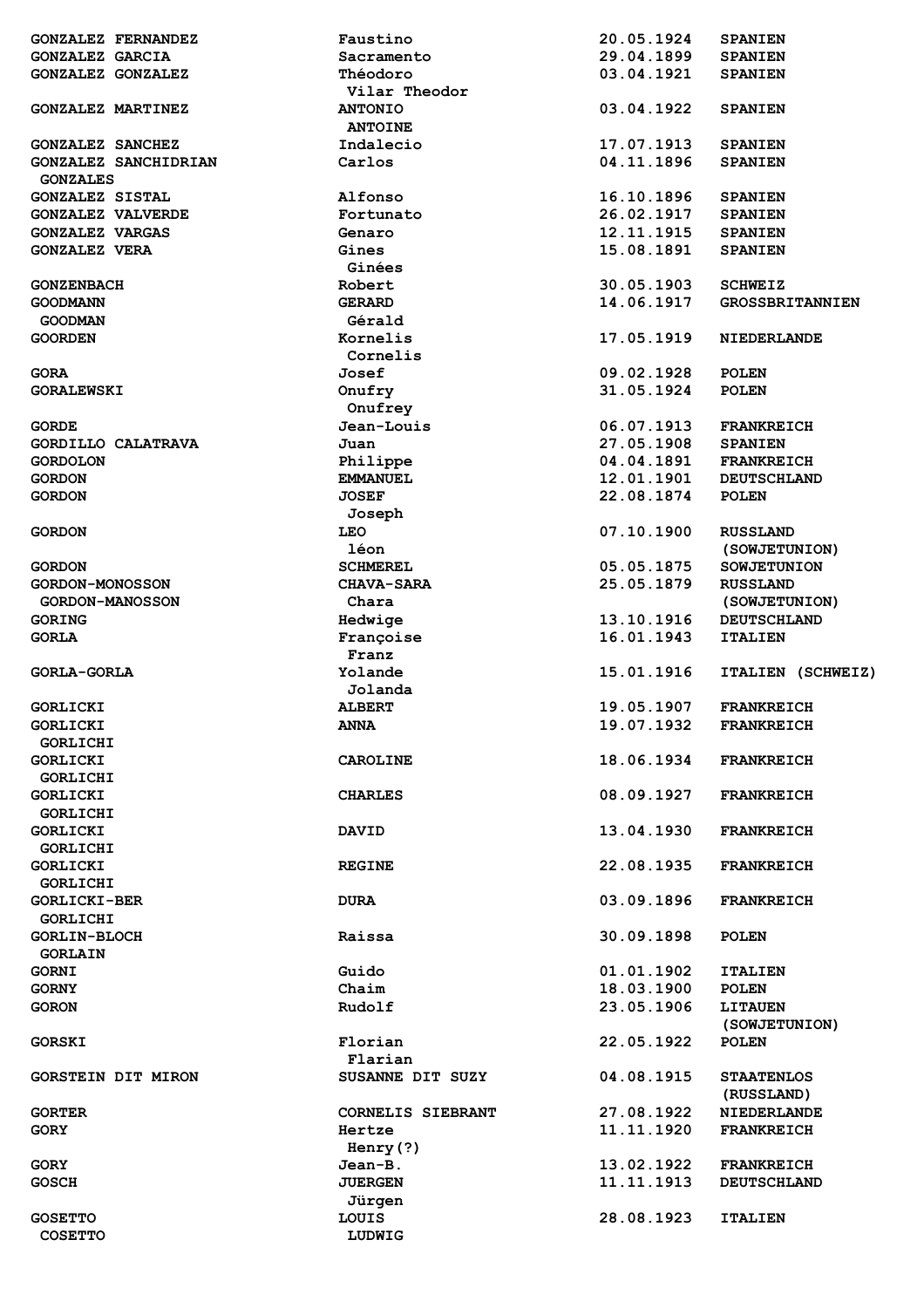| | | | |
|---|---|---|---|
| GONZALEZ FERNANDEZ | Faustino | 20.05.1924 | SPANIEN |
| GONZALEZ GARCIA | Sacramento | 29.04.1899 | SPANIEN |
| GONZALEZ GONZALEZ | Théodoro<br>Vilar Theodor | 03.04.1921 | SPANIEN |
| GONZALEZ MARTINEZ | ANTONIO<br>ANTOINE | 03.04.1922 | SPANIEN |
| GONZALEZ SANCHEZ | Indalecio | 17.07.1913 | SPANIEN |
| GONZALEZ SANCHIDRIAN<br>GONZALES | Carlos | 04.11.1896 | SPANIEN |
| GONZALEZ SISTAL | Alfonso | 16.10.1896 | SPANIEN |
| GONZALEZ VALVERDE | Fortunato | 26.02.1917 | SPANIEN |
| GONZALEZ VARGAS | Genaro | 12.11.1915 | SPANIEN |
| GONZALEZ VERA | Gines<br>Ginées | 15.08.1891 | SPANIEN |
| GONZENBACH | Robert | 30.05.1903 | SCHWEIZ |
| GOODMANN<br>GOODMAN | GERARD<br>Gérald | 14.06.1917 | GROSSBRITANNIEN |
| GOORDEN | Kornelis<br>Cornelis | 17.05.1919 | NIEDERLANDE |
| GORA | Josef | 09.02.1928 | POLEN |
| GORALEWSKI | Onufry<br>Onufrey | 31.05.1924 | POLEN |
| GORDE | Jean-Louis | 06.07.1913 | FRANKREICH |
| GORDILLO CALATRAVA | Juan | 27.05.1908 | SPANIEN |
| GORDOLON | Philippe | 04.04.1891 | FRANKREICH |
| GORDON | EMMANUEL | 12.01.1901 | DEUTSCHLAND |
| GORDON | JOSEF<br>Joseph | 22.08.1874 | POLEN |
| GORDON | LEO<br>léon | 07.10.1900 | RUSSLAND<br>(SOWJETUNION) |
| GORDON | SCHMEREL | 05.05.1875 | SOWJETUNION |
| GORDON-MONOSSON<br>GORDON-MANOSSON | CHAVA-SARA<br>Chara | 25.05.1879 | RUSSLAND<br>(SOWJETUNION) |
| GORING | Hedwige | 13.10.1916 | DEUTSCHLAND |
| GORLA | Françoise<br>Franz | 16.01.1943 | ITALIEN |
| GORLA-GORLA | Yolande<br>Jolanda | 15.01.1916 | ITALIEN (SCHWEIZ) |
| GORLICKI | ALBERT | 19.05.1907 | FRANKREICH |
| GORLICKI<br>GORLICHI | ANNA | 19.07.1932 | FRANKREICH |
| GORLICKI<br>GORLICHI | CAROLINE | 18.06.1934 | FRANKREICH |
| GORLICKI<br>GORLICHI | CHARLES | 08.09.1927 | FRANKREICH |
| GORLICKI<br>GORLICHI | DAVID | 13.04.1930 | FRANKREICH |
| GORLICKI<br>GORLICHI | REGINE | 22.08.1935 | FRANKREICH |
| GORLICKI-BER<br>GORLICHI | DURA | 03.09.1896 | FRANKREICH |
| GORLIN-BLOCH<br>GORLAIN | Raissa | 30.09.1898 | POLEN |
| GORNI | Guido | 01.01.1902 | ITALIEN |
| GORNY | Chaim | 18.03.1900 | POLEN |
| GORON | Rudolf | 23.05.1906 | LITAUEN<br>(SOWJETUNION) |
| GORSKI | Florian<br>Flarian | 22.05.1922 | POLEN |
| GORSTEIN DIT MIRON | SUSANNE DIT SUZY | 04.08.1915 | STAATENLOS<br>(RUSSLAND) |
| GORTER | CORNELIS SIEBRANT | 27.08.1922 | NIEDERLANDE |
| GORY | Hertze<br>Henry(?) | 11.11.1920 | FRANKREICH |
| GORY | Jean-B. | 13.02.1922 | FRANKREICH |
| GOSCH | JUERGEN<br>Jürgen | 11.11.1913 | DEUTSCHLAND |
| GOSETTO<br>COSETTO | LOUIS<br>LUDWIG | 28.08.1923 | ITALIEN |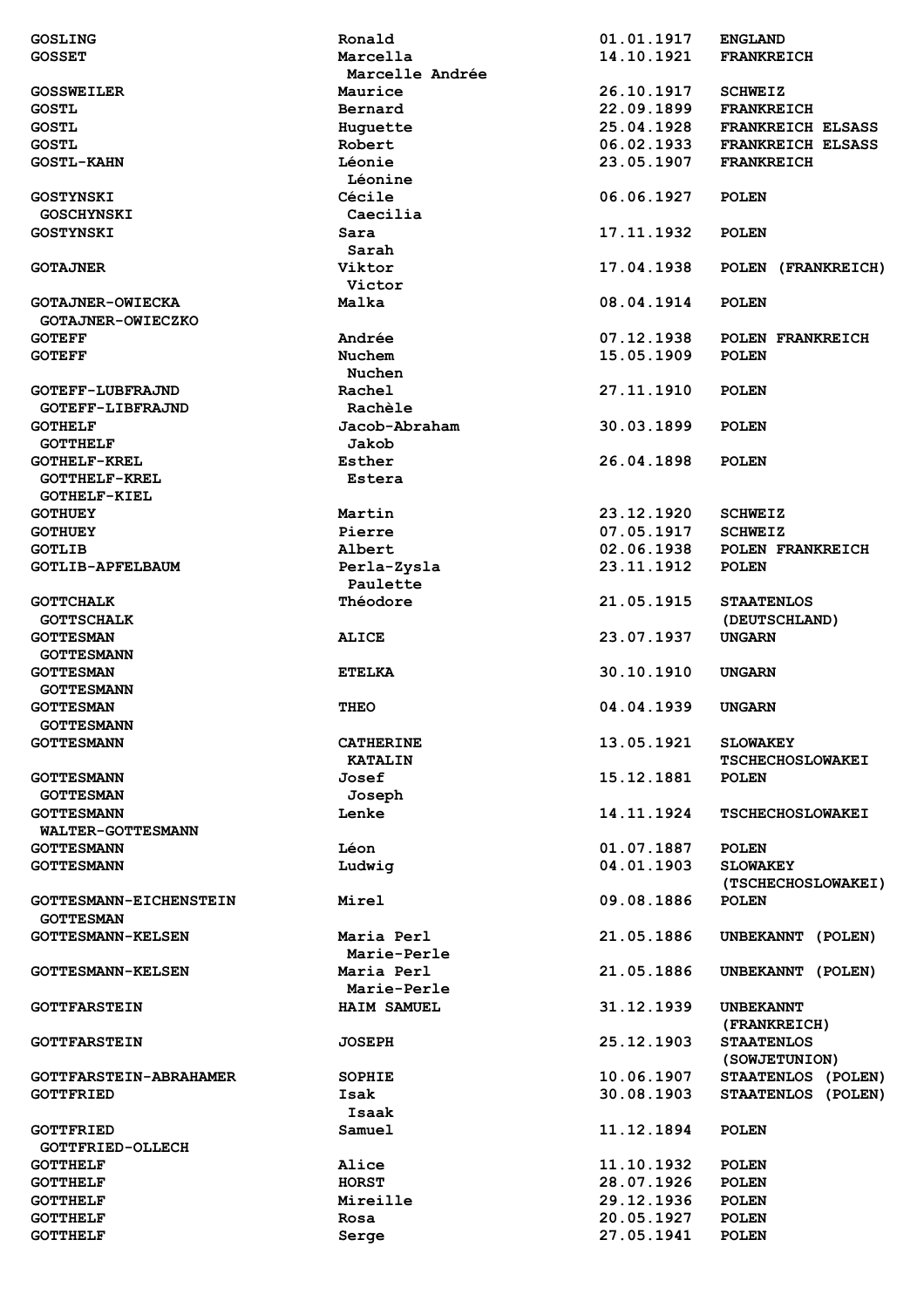| | | | |
|---|---|---|---|
| GOSLING | Ronald | 01.01.1917 | ENGLAND |
| GOSSET | Marcella<br>Marcelle Andrée | 14.10.1921 | FRANKREICH |
| GOSSWEILER | Maurice | 26.10.1917 | SCHWEIZ |
| GOSTL | Bernard | 22.09.1899 | FRANKREICH |
| GOSTL | Huguette | 25.04.1928 | FRANKREICH ELSASS |
| GOSTL | Robert | 06.02.1933 | FRANKREICH ELSASS |
| GOSTL-KAHN | Léonie<br>Léonine | 23.05.1907 | FRANKREICH |
| GOSTYNSKI<br>GOSCHYNSKI | Cécile<br>Caecilia | 06.06.1927 | POLEN |
| GOSTYNSKI | Sara<br>Sarah | 17.11.1932 | POLEN |
| GOTAJNER | Viktor<br>Victor | 17.04.1938 | POLEN (FRANKREICH) |
| GOTAJNER-OWIECKA<br>GOTAJNER-OWIECZKO | Malka | 08.04.1914 | POLEN |
| GOTEFF | Andrée | 07.12.1938 | POLEN FRANKREICH |
| GOTEFF | Nuchem<br>Nuchen | 15.05.1909 | POLEN |
| GOTEFF-LUBFRAJND<br>GOTEFF-LIBFRAJND | Rachel<br>Rachèle | 27.11.1910 | POLEN |
| GOTHELF<br>GOTTHELF | Jacob-Abraham<br>Jakob | 30.03.1899 | POLEN |
| GOTHELF-KREL<br>GOTTHELF-KREL<br>GOTHELF-KIEL | Esther<br>Estera | 26.04.1898 | POLEN |
| GOTHUEY | Martin | 23.12.1920 | SCHWEIZ |
| GOTHUEY | Pierre | 07.05.1917 | SCHWEIZ |
| GOTLIB | Albert | 02.06.1938 | POLEN FRANKREICH |
| GOTLIB-APFELBAUM | Perla-Zysla<br>Paulette | 23.11.1912 | POLEN |
| GOTTCHALK<br>GOTTSCHALK | Théodore | 21.05.1915 | STAATENLOS<br>(DEUTSCHLAND) |
| GOTTESMAN<br>GOTTESMANN | ALICE | 23.07.1937 | UNGARN |
| GOTTESMAN<br>GOTTESMANN | ETELKA | 30.10.1910 | UNGARN |
| GOTTESMAN<br>GOTTESMANN | THEO | 04.04.1939 | UNGARN |
| GOTTESMANN | CATHERINE<br>KATALIN | 13.05.1921 | SLOWAKEY<br>TSCHECHOSLOWAKEI |
| GOTTESMANN<br>GOTTESMAN | Josef<br>Joseph | 15.12.1881 | POLEN |
| GOTTESMANN<br>WALTER-GOTTESMANN | Lenke | 14.11.1924 | TSCHECHOSLOWAKEI |
| GOTTESMANN | Léon | 01.07.1887 | POLEN |
| GOTTESMANN | Ludwig | 04.01.1903 | SLOWAKEY<br>(TSCHECHOSLOWAKEI) |
| GOTTESMANN-EICHENSTEIN<br>GOTTESMAN | Mirel | 09.08.1886 | POLEN |
| GOTTESMANN-KELSEN | Maria Perl<br>Marie-Perle | 21.05.1886 | UNBEKANNT (POLEN) |
| GOTTESMANN-KELSEN | Maria Perl<br>Marie-Perle | 21.05.1886 | UNBEKANNT (POLEN) |
| GOTTFARSTEIN | HAIM SAMUEL | 31.12.1939 | UNBEKANNT<br>(FRANKREICH) |
| GOTTFARSTEIN | JOSEPH | 25.12.1903 | STAATENLOS<br>(SOWJETUNION) |
| GOTTFARSTEIN-ABRAHAMER | SOPHIE | 10.06.1907 | STAATENLOS (POLEN) |
| GOTTFRIED | Isak<br>Isaak | 30.08.1903 | STAATENLOS (POLEN) |
| GOTTFRIED<br>GOTTFRIED-OLLECH | Samuel | 11.12.1894 | POLEN |
| GOTTHELF | Alice | 11.10.1932 | POLEN |
| GOTTHELF | HORST | 28.07.1926 | POLEN |
| GOTTHELF | Mireille | 29.12.1936 | POLEN |
| GOTTHELF | Rosa | 20.05.1927 | POLEN |
| GOTTHELF | Serge | 27.05.1941 | POLEN |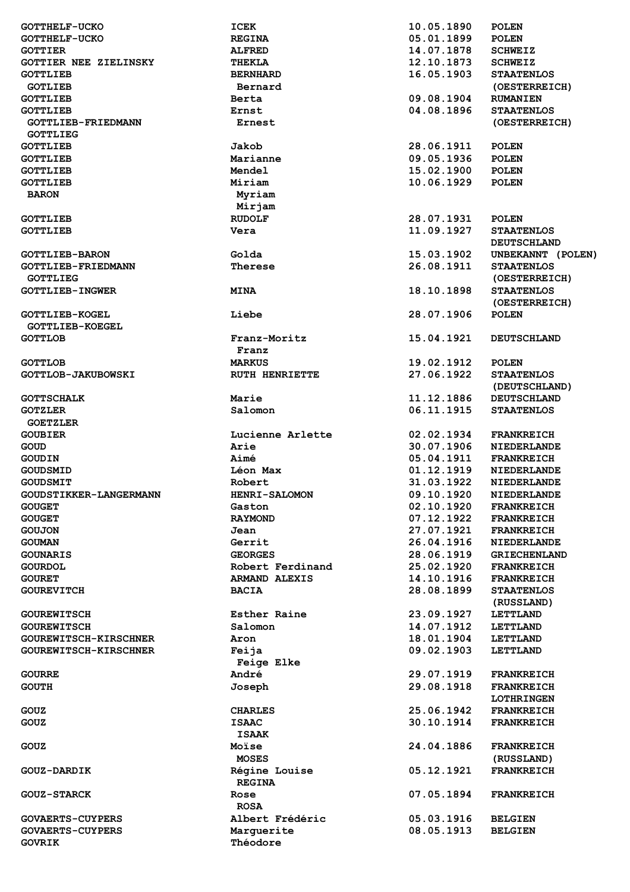| | | | |
|---|---|---|---|
| GOTTHELF-UCKO | ICEK | 10.05.1890 | POLEN |
| GOTTHELF-UCKO | REGINA | 05.01.1899 | POLEN |
| GOTTIER | ALFRED | 14.07.1878 | SCHWEIZ |
| GOTTIER NEE ZIELINSKY | THEKLA | 12.10.1873 | SCHWEIZ |
| GOTTLIEB<br>GOTTLIEB | BERNHARD<br>Bernard | 16.05.1903 | STAATENLOS<br>(OESTERREICH) |
| GOTTLIEB | Berta | 09.08.1904 | RUMANIEN |
| GOTTLIEB<br>GOTTLIEB-FRIEDMANN<br>GOTTLIEG | Ernst<br>Ernest | 04.08.1896 | STAATENLOS<br>(OESTERREICH) |
| GOTTLIEB | Jakob | 28.06.1911 | POLEN |
| GOTTLIEB | Marianne | 09.05.1936 | POLEN |
| GOTTLIEB | Mendel | 15.02.1900 | POLEN |
| GOTTLIEB<br>BARON | Miriam<br>Myriam<br>Mirjam | 10.06.1929 | POLEN |
| GOTTLIEB | RUDOLF | 28.07.1931 | POLEN |
| GOTTLIEB | Vera | 11.09.1927 | STAATENLOS<br>DEUTSCHLAND |
| GOTTLIEB-BARON | Golda | 15.03.1902 | UNBEKANNT (POLEN) |
| GOTTLIEB-FRIEDMANN<br>GOTTLIEG | Therese | 26.08.1911 | STAATENLOS<br>(OESTERREICH) |
| GOTTLIEB-INGWER | MINA | 18.10.1898 | STAATENLOS<br>(OESTERREICH) |
| GOTTLIEB-KOGEL<br>GOTTLIEB-KOEGEL | Liebe | 28.07.1906 | POLEN |
| GOTTLOB | Franz-Moritz<br>Franz | 15.04.1921 | DEUTSCHLAND |
| GOTTLOB | MARKUS | 19.02.1912 | POLEN |
| GOTTLOB-JAKUBOWSKI | RUTH HENRIETTE | 27.06.1922 | STAATENLOS<br>(DEUTSCHLAND) |
| GOTTSCHALK | Marie | 11.12.1886 | DEUTSCHLAND |
| GOTZLER<br>GOETZLER | Salomon | 06.11.1915 | STAATENLOS |
| GOUBIER | Lucienne Arlette | 02.02.1934 | FRANKREICH |
| GOUD | Arie | 30.07.1906 | NIEDERLANDE |
| GOUDIN | Aimé | 05.04.1911 | FRANKREICH |
| GOUDSMID | Léon Max | 01.12.1919 | NIEDERLANDE |
| GOUDSMIT | Robert | 31.03.1922 | NIEDERLANDE |
| GOUDSTIKKER-LANGERMANN | HENRI-SALOMON | 09.10.1920 | NIEDERLANDE |
| GOUGET | Gaston | 02.10.1920 | FRANKREICH |
| GOUGET | RAYMOND | 07.12.1922 | FRANKREICH |
| GOUJON | Jean | 27.07.1921 | FRANKREICH |
| GOUMAN | Gerrit | 26.04.1916 | NIEDERLANDE |
| GOUNARIS | GEORGES | 28.06.1919 | GRIECHENLAND |
| GOURDOL | Robert Ferdinand | 25.02.1920 | FRANKREICH |
| GOURET | ARMAND ALEXIS | 14.10.1916 | FRANKREICH |
| GOUREVITCH | BACIA | 28.08.1899 | STAATENLOS<br>(RUSSLAND) |
| GOUREWITSCH | Esther Raine | 23.09.1927 | LETTLAND |
| GOUREWITSCH | Salomon | 14.07.1912 | LETTLAND |
| GOUREWITSCH-KIRSCHNER | Aron | 18.01.1904 | LETTLAND |
| GOUREWITSCH-KIRSCHNER | Feija<br>Feige Elke | 09.02.1903 | LETTLAND |
| GOURRE | André | 29.07.1919 | FRANKREICH |
| GOUTH | Joseph | 29.08.1918 | FRANKREICH<br>LOTHRINGEN |
| GOUZ | CHARLES | 25.06.1942 | FRANKREICH |
| GOUZ | ISAAC<br>ISAAK | 30.10.1914 | FRANKREICH |
| GOUZ | Moïse<br>MOSES | 24.04.1886 | FRANKREICH<br>(RUSSLAND) |
| GOUZ-DARDIK | Régine Louise<br>REGINA | 05.12.1921 | FRANKREICH |
| GOUZ-STARCK | Rose<br>ROSA | 07.05.1894 | FRANKREICH |
| GOVAERTS-CUYPERS | Albert Frédéric | 05.03.1916 | BELGIEN |
| GOVAERTS-CUYPERS | Marguerite | 08.05.1913 | BELGIEN |
| GOVRIK | Théodore | | |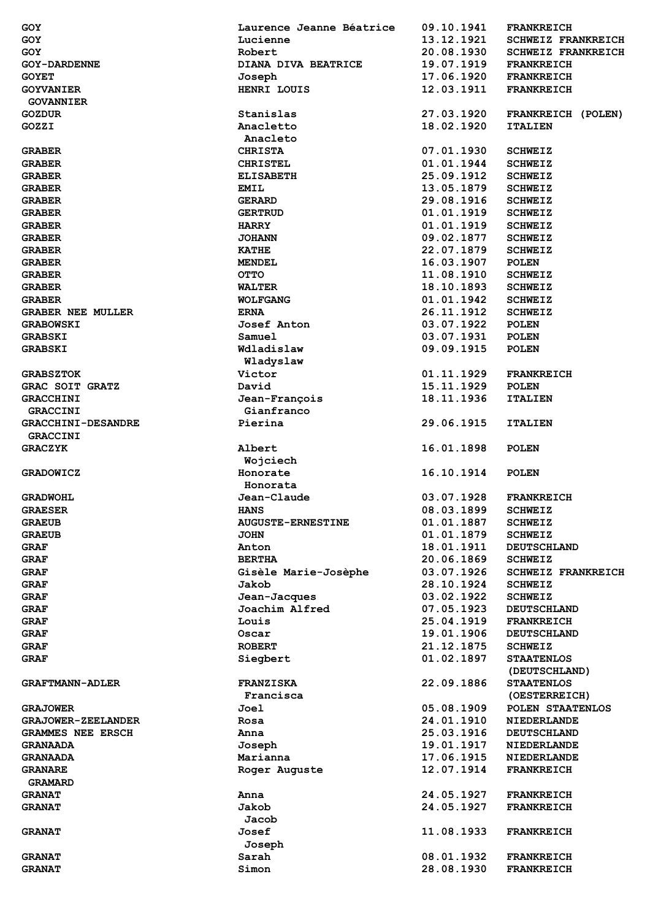| | | | |
|---|---|---|---|
| GOY | Laurence Jeanne Béatrice | 09.10.1941 | FRANKREICH |
| GOY | Lucienne | 13.12.1921 | SCHWEIZ FRANKREICH |
| GOY | Robert | 20.08.1930 | SCHWEIZ FRANKREICH |
| GOY-DARDENNE | DIANA DIVA BEATRICE | 19.07.1919 | FRANKREICH |
| GOYET | Joseph | 17.06.1920 | FRANKREICH |
| GOYVANIER<br>GOVANNIER | HENRI LOUIS | 12.03.1911 | FRANKREICH |
| GOZDUR | Stanislas | 27.03.1920 | FRANKREICH (POLEN) |
| GOZZI | Anacletto<br>Anacleto | 18.02.1920 | ITALIEN |
| GRABER | CHRISTA | 07.01.1930 | SCHWEIZ |
| GRABER | CHRISTEL | 01.01.1944 | SCHWEIZ |
| GRABER | ELISABETH | 25.09.1912 | SCHWEIZ |
| GRABER | EMIL | 13.05.1879 | SCHWEIZ |
| GRABER | GERARD | 29.08.1916 | SCHWEIZ |
| GRABER | GERTRUD | 01.01.1919 | SCHWEIZ |
| GRABER | HARRY | 01.01.1919 | SCHWEIZ |
| GRABER | JOHANN | 09.02.1877 | SCHWEIZ |
| GRABER | KATHE | 22.07.1879 | SCHWEIZ |
| GRABER | MENDEL | 16.03.1907 | POLEN |
| GRABER | OTTO | 11.08.1910 | SCHWEIZ |
| GRABER | WALTER | 18.10.1893 | SCHWEIZ |
| GRABER | WOLFGANG | 01.01.1942 | SCHWEIZ |
| GRABER NEE MULLER | ERNA | 26.11.1912 | SCHWEIZ |
| GRABOWSKI | Josef Anton | 03.07.1922 | POLEN |
| GRABSKI | Samuel | 03.07.1931 | POLEN |
| GRABSKI | Wdladislaw<br>Wladyslaw | 09.09.1915 | POLEN |
| GRABSZTOK | Victor | 01.11.1929 | FRANKREICH |
| GRAC SOIT GRATZ | David | 15.11.1929 | POLEN |
| GRACCHINI<br>GRACCINI | Jean-François<br>Gianfranco | 18.11.1936 | ITALIEN |
| GRACCHINI-DESANDRE<br>GRACCINI | Pierina | 29.06.1915 | ITALIEN |
| GRACZYK | Albert<br>Wojciech | 16.01.1898 | POLEN |
| GRADOWICZ | Honorate<br>Honorata | 16.10.1914 | POLEN |
| GRADWOHL | Jean-Claude | 03.07.1928 | FRANKREICH |
| GRAESER | HANS | 08.03.1899 | SCHWEIZ |
| GRAEUB | AUGUSTE-ERNESTINE | 01.01.1887 | SCHWEIZ |
| GRAEUB | JOHN | 01.01.1879 | SCHWEIZ |
| GRAF | Anton | 18.01.1911 | DEUTSCHLAND |
| GRAF | BERTHA | 20.06.1869 | SCHWEIZ |
| GRAF | Gisèle Marie-Josèphe | 03.07.1926 | SCHWEIZ FRANKREICH |
| GRAF | Jakob | 28.10.1924 | SCHWEIZ |
| GRAF | Jean-Jacques | 03.02.1922 | SCHWEIZ |
| GRAF | Joachim Alfred | 07.05.1923 | DEUTSCHLAND |
| GRAF | Louis | 25.04.1919 | FRANKREICH |
| GRAF | Oscar | 19.01.1906 | DEUTSCHLAND |
| GRAF | ROBERT | 21.12.1875 | SCHWEIZ |
| GRAF | Siegbert | 01.02.1897 | STAATENLOS<br>(DEUTSCHLAND) |
| GRAFTMANN-ADLER | FRANZISKA<br>Francisca | 22.09.1886 | STAATENLOS<br>(OESTERREICH) |
| GRAJOWER | Joel | 05.08.1909 | POLEN STAATENLOS |
| GRAJOWER-ZEELANDER | Rosa | 24.01.1910 | NIEDERLANDE |
| GRAMMES NEE ERSCH | Anna | 25.03.1916 | DEUTSCHLAND |
| GRANAADA | Joseph | 19.01.1917 | NIEDERLANDE |
| GRANAADA | Marianna | 17.06.1915 | NIEDERLANDE |
| GRANARE<br>GRAMARD | Roger Auguste | 12.07.1914 | FRANKREICH |
| GRANAT | Anna | 24.05.1927 | FRANKREICH |
| GRANAT | Jakob<br>Jacob | 24.05.1927 | FRANKREICH |
| GRANAT | Josef<br>Joseph | 11.08.1933 | FRANKREICH |
| GRANAT | Sarah | 08.01.1932 | FRANKREICH |
| GRANAT | Simon | 28.08.1930 | FRANKREICH |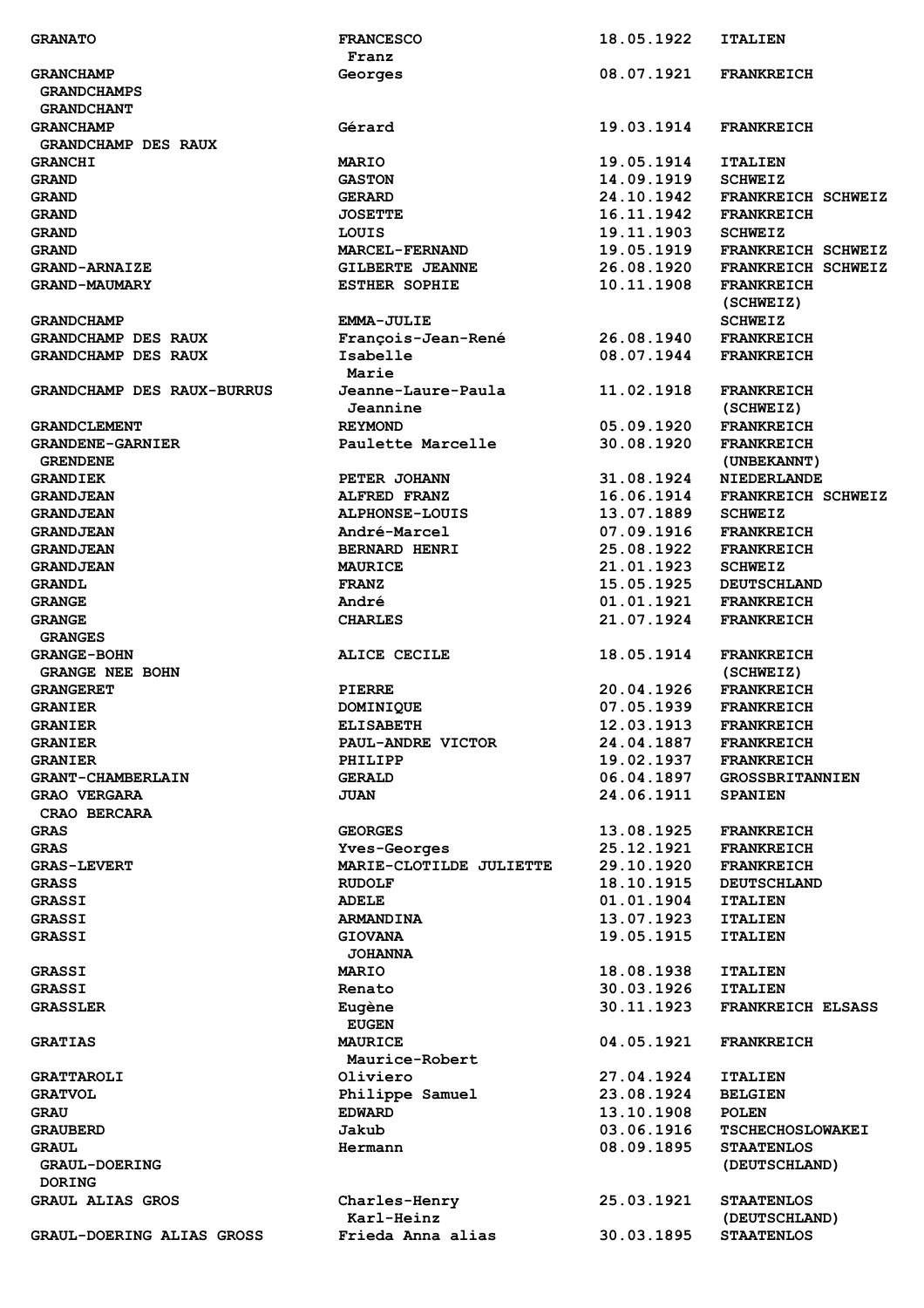| | | | |
|---|---|---|---|
| GRANATO | FRANCESCO<br>Franz | 18.05.1922 | ITALIEN |
| GRANCHAMP<br>GRANDCHAMPS<br>GRANDCHANT | Georges | 08.07.1921 | FRANKREICH |
| GRANCHAMP<br>GRANDCHAMP DES RAUX | Gérard | 19.03.1914 | FRANKREICH |
| GRANCHI | MARIO | 19.05.1914 | ITALIEN |
| GRAND | GASTON | 14.09.1919 | SCHWEIZ |
| GRAND | GERARD | 24.10.1942 | FRANKREICH SCHWEIZ |
| GRAND | JOSETTE | 16.11.1942 | FRANKREICH |
| GRAND | LOUIS | 19.11.1903 | SCHWEIZ |
| GRAND | MARCEL-FERNAND | 19.05.1919 | FRANKREICH SCHWEIZ |
| GRAND-ARNAIZE | GILBERTE JEANNE | 26.08.1920 | FRANKREICH SCHWEIZ |
| GRAND-MAUMARY | ESTHER SOPHIE | 10.11.1908 | FRANKREICH<br>(SCHWEIZ) |
| GRANDCHAMP | EMMA-JULIE | | SCHWEIZ |
| GRANDCHAMP DES RAUX | François-Jean-René | 26.08.1940 | FRANKREICH |
| GRANDCHAMP DES RAUX | Isabelle<br>Marie | 08.07.1944 | FRANKREICH |
| GRANDCHAMP DES RAUX-BURRUS | Jeanne-Laure-Paula<br>Jeannine | 11.02.1918 | FRANKREICH<br>(SCHWEIZ) |
| GRANDCLEMENT | REYMOND | 05.09.1920 | FRANKREICH |
| GRANDENE-GARNIER<br>GRENDENE | Paulette Marcelle | 30.08.1920 | FRANKREICH<br>(UNBEKANNT) |
| GRANDIEK | PETER JOHANN | 31.08.1924 | NIEDERLANDE |
| GRANDJEAN | ALFRED FRANZ | 16.06.1914 | FRANKREICH SCHWEIZ |
| GRANDJEAN | ALPHONSE-LOUIS | 13.07.1889 | SCHWEIZ |
| GRANDJEAN | André-Marcel | 07.09.1916 | FRANKREICH |
| GRANDJEAN | BERNARD HENRI | 25.08.1922 | FRANKREICH |
| GRANDJEAN | MAURICE | 21.01.1923 | SCHWEIZ |
| GRANDL | FRANZ | 15.05.1925 | DEUTSCHLAND |
| GRANGE | André | 01.01.1921 | FRANKREICH |
| GRANGE<br>GRANGES | CHARLES | 21.07.1924 | FRANKREICH |
| GRANGE-BOHN<br>GRANGE NEE BOHN | ALICE CECILE | 18.05.1914 | FRANKREICH<br>(SCHWEIZ) |
| GRANGERET | PIERRE | 20.04.1926 | FRANKREICH |
| GRANIER | DOMINIQUE | 07.05.1939 | FRANKREICH |
| GRANIER | ELISABETH | 12.03.1913 | FRANKREICH |
| GRANIER | PAUL-ANDRE VICTOR | 24.04.1887 | FRANKREICH |
| GRANIER | PHILIPP | 19.02.1937 | FRANKREICH |
| GRANT-CHAMBERLAIN | GERALD | 06.04.1897 | GROSSBRITANNIEN |
| GRAO VERGARA<br>CRAO BERCARA | JUAN | 24.06.1911 | SPANIEN |
| GRAS | GEORGES | 13.08.1925 | FRANKREICH |
| GRAS | Yves-Georges | 25.12.1921 | FRANKREICH |
| GRAS-LEVERT | MARIE-CLOTILDE JULIETTE | 29.10.1920 | FRANKREICH |
| GRASS | RUDOLF | 18.10.1915 | DEUTSCHLAND |
| GRASSI | ADELE | 01.01.1904 | ITALIEN |
| GRASSI | ARMANDINA | 13.07.1923 | ITALIEN |
| GRASSI | GIOVANA<br>JOHANNA | 19.05.1915 | ITALIEN |
| GRASSI | MARIO | 18.08.1938 | ITALIEN |
| GRASSI | Renato | 30.03.1926 | ITALIEN |
| GRASSLER | Eugène<br>EUGEN | 30.11.1923 | FRANKREICH ELSASS |
| GRATIAS | MAURICE<br>Maurice-Robert | 04.05.1921 | FRANKREICH |
| GRATTAROLI | Oliviero | 27.04.1924 | ITALIEN |
| GRATVOL | Philippe Samuel | 23.08.1924 | BELGIEN |
| GRAU | EDWARD | 13.10.1908 | POLEN |
| GRAUBERD | Jakub | 03.06.1916 | TSCHECHOSLOWAKEI |
| GRAUL<br>GRAUL-DOERING<br>DORING | Hermann | 08.09.1895 | STAATENLOS<br>(DEUTSCHLAND) |
| GRAUL ALIAS GROS | Charles-Henry<br>Karl-Heinz | 25.03.1921 | STAATENLOS<br>(DEUTSCHLAND) |
| GRAUL-DOERING ALIAS GROSS | Frieda Anna alias | 30.03.1895 | STAATENLOS |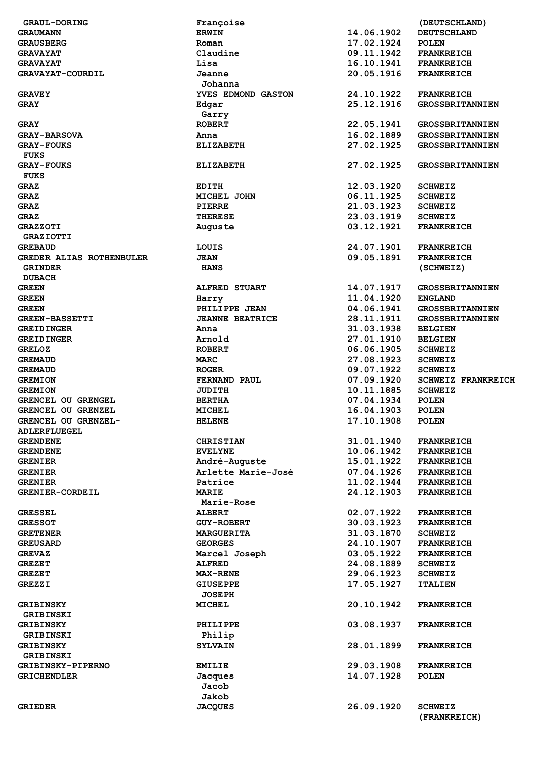| | | | |
|---|---|---|---|
| GRAUL-DORING | Françoise | | (DEUTSCHLAND) |
| GRAUMANN | ERWIN | 14.06.1902 | DEUTSCHLAND |
| GRAUSBERG | Roman | 17.02.1924 | POLEN |
| GRAVAYAT | Claudine | 09.11.1942 | FRANKREICH |
| GRAVAYAT | Lisa | 16.10.1941 | FRANKREICH |
| GRAVAYAT-COURDIL | Jeanne<br>Johanna | 20.05.1916 | FRANKREICH |
| GRAVEY | YVES EDMOND GASTON | 24.10.1922 | FRANKREICH |
| GRAY | Edgar<br>Garry | 25.12.1916 | GROSSBRITANNIEN |
| GRAY | ROBERT | 22.05.1941 | GROSSBRITANNIEN |
| GRAY-BARSOVA | Anna | 16.02.1889 | GROSSBRITANNIEN |
| GRAY-FOUKS<br>FUKS | ELIZABETH | 27.02.1925 | GROSSBRITANNIEN |
| GRAY-FOUKS<br>FUKS | ELIZABETH | 27.02.1925 | GROSSBRITANNIEN |
| GRAZ | EDITH | 12.03.1920 | SCHWEIZ |
| GRAZ | MICHEL JOHN | 06.11.1925 | SCHWEIZ |
| GRAZ | PIERRE | 21.03.1923 | SCHWEIZ |
| GRAZ | THERESE | 23.03.1919 | SCHWEIZ |
| GRAZZOTI<br>GRAZIOTTI | Auguste | 03.12.1921 | FRANKREICH |
| GREBAUD | LOUIS | 24.07.1901 | FRANKREICH |
| GREDER ALIAS ROTHENBULER | JEAN | 09.05.1891 | FRANKREICH |
| GRINDER<br>DUBACH | HANS | | (SCHWEIZ) |
| GREEN | ALFRED STUART | 14.07.1917 | GROSSBRITANNIEN |
| GREEN | Harry | 11.04.1920 | ENGLAND |
| GREEN | PHILIPPE JEAN | 04.06.1941 | GROSSBRITANNIEN |
| GREEN-BASSETTI | JEANNE BEATRICE | 28.11.1911 | GROSSBRITANNIEN |
| GREIDINGER | Anna | 31.03.1938 | BELGIEN |
| GREIDINGER | Arnold | 27.01.1910 | BELGIEN |
| GRELOZ | ROBERT | 06.06.1905 | SCHWEIZ |
| GREMAUD | MARC | 27.08.1923 | SCHWEIZ |
| GREMAUD | ROGER | 09.07.1922 | SCHWEIZ |
| GREMION | FERNAND PAUL | 07.09.1920 | SCHWEIZ FRANKREICH |
| GREMION | JUDITH | 10.11.1885 | SCHWEIZ |
| GRENCEL OU GRENGEL | BERTHA | 07.04.1934 | POLEN |
| GRENCEL OU GRENZEL | MICHEL | 16.04.1903 | POLEN |
| GRENCEL OU GRENZEL-ADLERFLUEGEL | HELENE | 17.10.1908 | POLEN |
| GRENDENE | CHRISTIAN | 31.01.1940 | FRANKREICH |
| GRENDENE | EVELYNE | 10.06.1942 | FRANKREICH |
| GRENIER | André-Auguste | 15.01.1922 | FRANKREICH |
| GRENIER | Arlette Marie-José | 07.04.1926 | FRANKREICH |
| GRENIER | Patrice | 11.02.1944 | FRANKREICH |
| GRENIER-CORDEIL | MARIE<br>Marie-Rose | 24.12.1903 | FRANKREICH |
| GRESSEL | ALBERT | 02.07.1922 | FRANKREICH |
| GRESSOT | GUY-ROBERT | 30.03.1923 | FRANKREICH |
| GRETENER | MARGUERITA | 31.03.1870 | SCHWEIZ |
| GREUSARD | GEORGES | 24.10.1907 | FRANKREICH |
| GREVAZ | Marcel Joseph | 03.05.1922 | FRANKREICH |
| GREZET | ALFRED | 24.08.1889 | SCHWEIZ |
| GREZET | MAX-RENE | 29.06.1923 | SCHWEIZ |
| GREZZI | GIUSEPPE<br>JOSEPH | 17.05.1927 | ITALIEN |
| GRIBINSKY<br>GRIBINSKI | MICHEL | 20.10.1942 | FRANKREICH |
| GRIBINSKY<br>GRIBINSKI | PHILIPPE<br>Philip | 03.08.1937 | FRANKREICH |
| GRIBINSKY<br>GRIBINSKI | SYLVAIN | 28.01.1899 | FRANKREICH |
| GRIBINSKY-PIPERNO | EMILIE | 29.03.1908 | FRANKREICH |
| GRICHENDLER | Jacques<br>Jacob<br>Jakob | 14.07.1928 | POLEN |
| GRIEDER | JACQUES | 26.09.1920 | SCHWEIZ<br>(FRANKREICH) |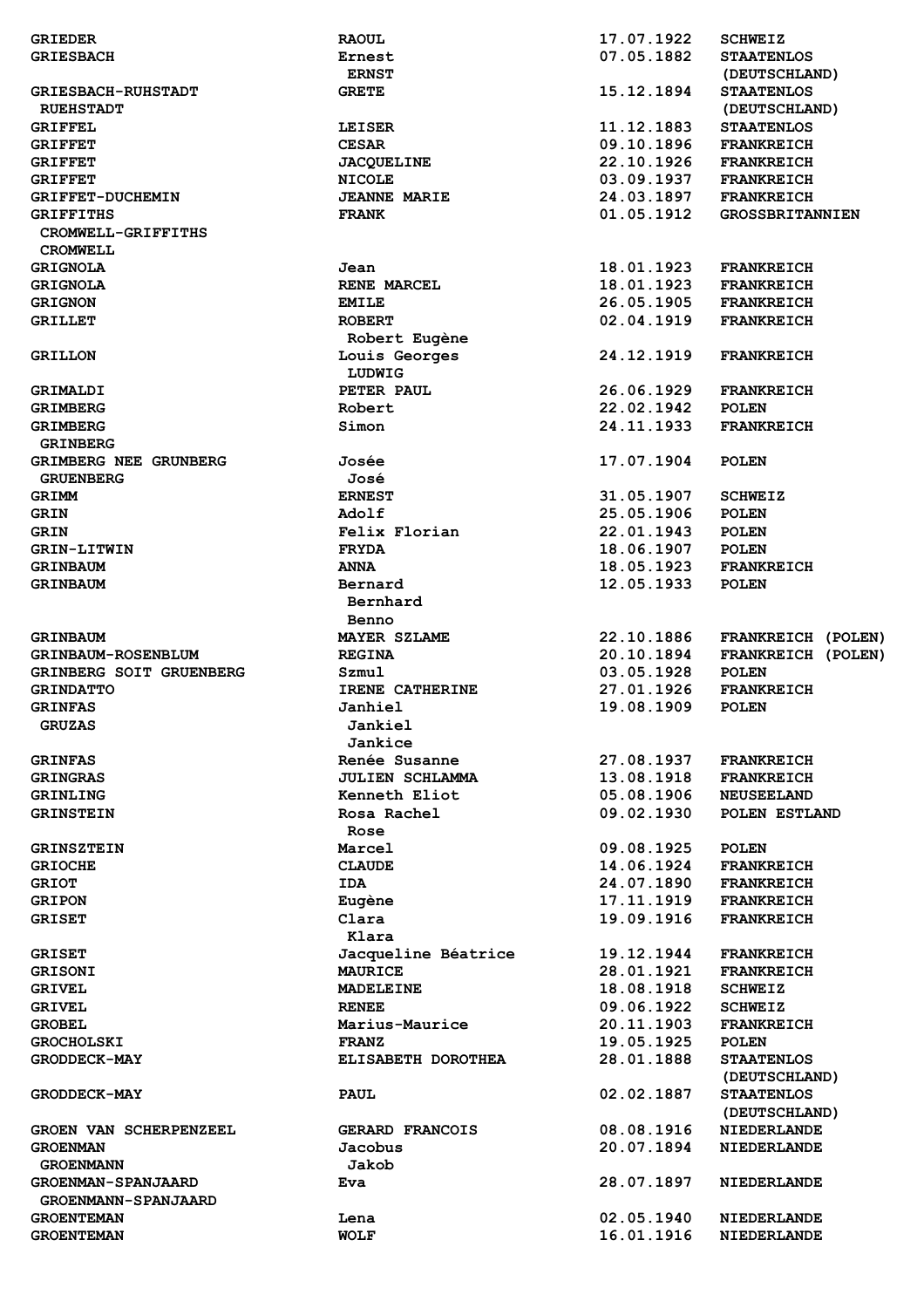| | | | |
|---|---|---|---|
| **GRIEDER** | **RAOUL** | **17.07.1922** | **SCHWEIZ** |
| **GRIESBACH** | **Ernest**<br>**ERNST** | **07.05.1882** | **STAATENLOS (DEUTSCHLAND)** |
| **GRIESBACH-RUHSTADT**<br>**RUEHSTADT** | **GRETE** | **15.12.1894** | **STAATENLOS (DEUTSCHLAND)** |
| **GRIFFEL** | **LEISER** | **11.12.1883** | **STAATENLOS** |
| **GRIFFET** | **CESAR** | **09.10.1896** | **FRANKREICH** |
| **GRIFFET** | **JACQUELINE** | **22.10.1926** | **FRANKREICH** |
| **GRIFFET** | **NICOLE** | **03.09.1937** | **FRANKREICH** |
| **GRIFFET-DUCHEMIN** | **JEANNE MARIE** | **24.03.1897** | **FRANKREICH** |
| **GRIFFITHS**<br>**CROMWELL-GRIFFITHS**<br>**CROMWELL** | **FRANK** | **01.05.1912** | **GROSSBRITANNIEN** |
| **GRIGNOLA** | **Jean** | **18.01.1923** | **FRANKREICH** |
| **GRIGNOLA** | **RENE MARCEL** | **18.01.1923** | **FRANKREICH** |
| **GRIGNON** | **EMILE** | **26.05.1905** | **FRANKREICH** |
| **GRILLET** | **ROBERT**<br>**Robert Eugène** | **02.04.1919** | **FRANKREICH** |
| **GRILLON** | **Louis Georges**<br>**LUDWIG** | **24.12.1919** | **FRANKREICH** |
| **GRIMALDI** | **PETER PAUL** | **26.06.1929** | **FRANKREICH** |
| **GRIMBERG** | **Robert** | **22.02.1942** | **POLEN** |
| **GRIMBERG**<br>**GRINBERG** | **Simon** | **24.11.1933** | **FRANKREICH** |
| **GRIMBERG NEE GRUNBERG**<br>**GRUENBERG** | **Josée**<br>**José** | **17.07.1904** | **POLEN** |
| **GRIMM** | **ERNEST** | **31.05.1907** | **SCHWEIZ** |
| **GRIN** | **Adolf** | **25.05.1906** | **POLEN** |
| **GRIN** | **Felix Florian** | **22.01.1943** | **POLEN** |
| **GRIN-LITWIN** | **FRYDA** | **18.06.1907** | **POLEN** |
| **GRINBAUM** | **ANNA** | **18.05.1923** | **FRANKREICH** |
| **GRINBAUM** | **Bernard**<br>**Bernhard**<br>**Benno** | **12.05.1933** | **POLEN** |
| **GRINBAUM** | **MAYER SZLAME** | **22.10.1886** | **FRANKREICH (POLEN)** |
| **GRINBAUM-ROSENBLUM** | **REGINA** | **20.10.1894** | **FRANKREICH (POLEN)** |
| **GRINBERG SOIT GRUENBERG** | **Szmul** | **03.05.1928** | **POLEN** |
| **GRINDATTO** | **IRENE CATHERINE** | **27.01.1926** | **FRANKREICH** |
| **GRINFAS**<br>**GRUZAS** | **Janhiel**<br>**Jankiel**<br>**Jankice** | **19.08.1909** | **POLEN** |
| **GRINFAS** | **Renée Susanne** | **27.08.1937** | **FRANKREICH** |
| **GRINGRAS** | **JULIEN SCHLAMMA** | **13.08.1918** | **FRANKREICH** |
| **GRINLING** | **Kenneth Eliot** | **05.08.1906** | **NEUSEELAND** |
| **GRINSTEIN** | **Rosa Rachel**<br>**Rose** | **09.02.1930** | **POLEN ESTLAND** |
| **GRINSZTEIN** | **Marcel** | **09.08.1925** | **POLEN** |
| **GRIOCHE** | **CLAUDE** | **14.06.1924** | **FRANKREICH** |
| **GRIOT** | **IDA** | **24.07.1890** | **FRANKREICH** |
| **GRIPON** | **Eugène** | **17.11.1919** | **FRANKREICH** |
| **GRISET** | **Clara**<br>**Klara** | **19.09.1916** | **FRANKREICH** |
| **GRISET** | **Jacqueline Béatrice** | **19.12.1944** | **FRANKREICH** |
| **GRISONI** | **MAURICE** | **28.01.1921** | **FRANKREICH** |
| **GRIVEL** | **MADELEINE** | **18.08.1918** | **SCHWEIZ** |
| **GRIVEL** | **RENEE** | **09.06.1922** | **SCHWEIZ** |
| **GROBEL** | **Marius-Maurice** | **20.11.1903** | **FRANKREICH** |
| **GROCHOLSKI** | **FRANZ** | **19.05.1925** | **POLEN** |
| **GRODDECK-MAY** | **ELISABETH DOROTHEA** | **28.01.1888** | **STAATENLOS (DEUTSCHLAND)** |
| **GRODDECK-MAY** | **PAUL** | **02.02.1887** | **STAATENLOS (DEUTSCHLAND)** |
| **GROEN VAN SCHERPENZEEL** | **GERARD FRANCOIS** | **08.08.1916** | **NIEDERLANDE** |
| **GROENMAN**<br>**GROENMANN** | **Jacobus**<br>**Jakob** | **20.07.1894** | **NIEDERLANDE** |
| **GROENMAN-SPANJAARD**<br>**GROENMANN-SPANJAARD** | **Eva** | **28.07.1897** | **NIEDERLANDE** |
| **GROENTEMAN** | **Lena** | **02.05.1940** | **NIEDERLANDE** |
| **GROENTEMAN** | **WOLF** | **16.01.1916** | **NIEDERLANDE** |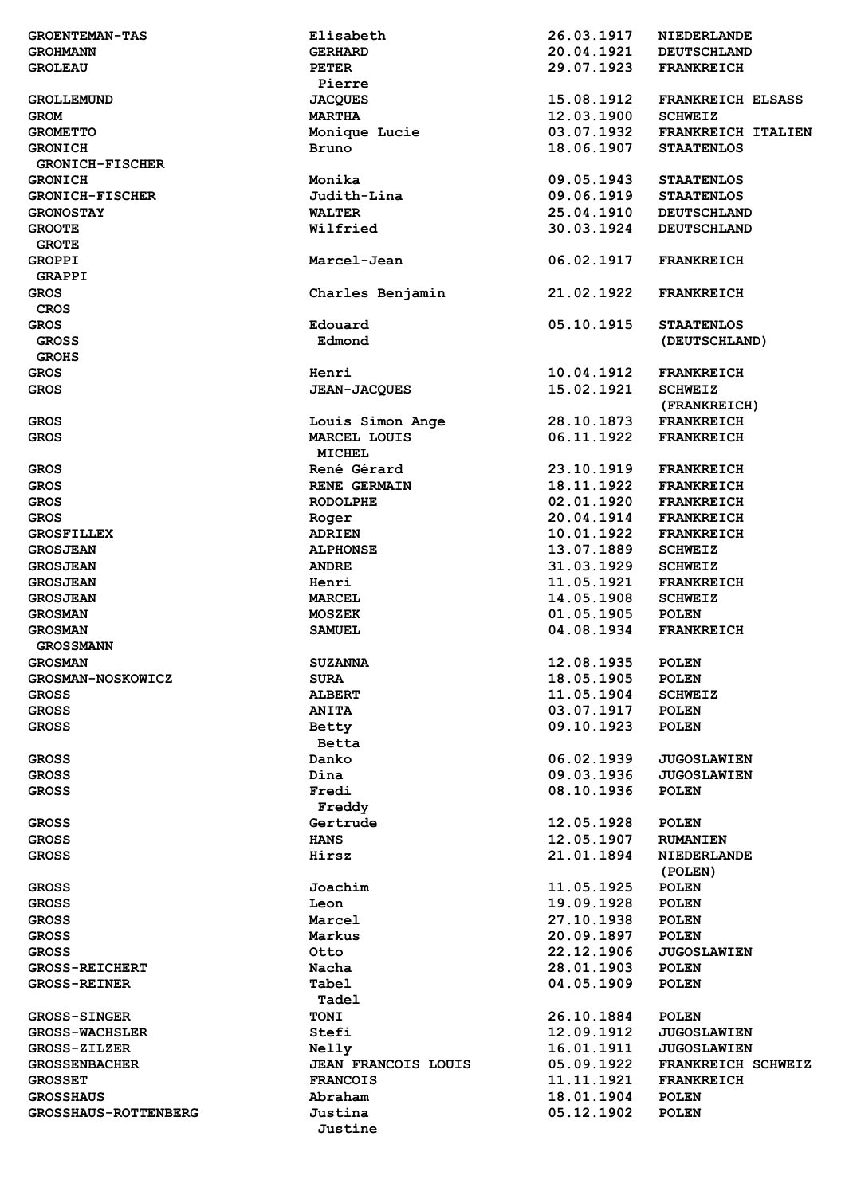| | | | |
|---|---|---|---|
| GROENTEMAN-TAS | Elisabeth | 26.03.1917 | NIEDERLANDE |
| GROHMANN | GERHARD | 20.04.1921 | DEUTSCHLAND |
| GROLEAU | PETER<br>Pierre | 29.07.1923 | FRANKREICH |
| GROLLEMUND | JACQUES | 15.08.1912 | FRANKREICH ELSASS |
| GROM | MARTHA | 12.03.1900 | SCHWEIZ |
| GROMETTO | Monique Lucie | 03.07.1932 | FRANKREICH ITALIEN |
| GRONICH<br>GRONICH-FISCHER | Bruno | 18.06.1907 | STAATENLOS |
| GRONICH | Monika | 09.05.1943 | STAATENLOS |
| GRONICH-FISCHER | Judith-Lina | 09.06.1919 | STAATENLOS |
| GRONOSTAY | WALTER | 25.04.1910 | DEUTSCHLAND |
| GROOTE<br>GROTE | Wilfried | 30.03.1924 | DEUTSCHLAND |
| GROPPI<br>GRAPPI | Marcel-Jean | 06.02.1917 | FRANKREICH |
| GROS<br>CROS | Charles Benjamin | 21.02.1922 | FRANKREICH |
| GROS<br>GROSS<br>GROHS | Edouard<br>Edmond | 05.10.1915 | STAATENLOS<br>(DEUTSCHLAND) |
| GROS | Henri | 10.04.1912 | FRANKREICH |
| GROS | JEAN-JACQUES | 15.02.1921 | SCHWEIZ<br>(FRANKREICH) |
| GROS | Louis Simon Ange | 28.10.1873 | FRANKREICH |
| GROS | MARCEL LOUIS<br>MICHEL | 06.11.1922 | FRANKREICH |
| GROS | René Gérard | 23.10.1919 | FRANKREICH |
| GROS | RENE GERMAIN | 18.11.1922 | FRANKREICH |
| GROS | RODOLPHE | 02.01.1920 | FRANKREICH |
| GROS | Roger | 20.04.1914 | FRANKREICH |
| GROSFILLEX | ADRIEN | 10.01.1922 | FRANKREICH |
| GROSJEAN | ALPHONSE | 13.07.1889 | SCHWEIZ |
| GROSJEAN | ANDRE | 31.03.1929 | SCHWEIZ |
| GROSJEAN | Henri | 11.05.1921 | FRANKREICH |
| GROSJEAN | MARCEL | 14.05.1908 | SCHWEIZ |
| GROSMAN | MOSZEK | 01.05.1905 | POLEN |
| GROSMAN<br>GROSSMANN | SAMUEL | 04.08.1934 | FRANKREICH |
| GROSMAN | SUZANNA | 12.08.1935 | POLEN |
| GROSMAN-NOSKOWICZ | SURA | 18.05.1905 | POLEN |
| GROSS | ALBERT | 11.05.1904 | SCHWEIZ |
| GROSS | ANITA | 03.07.1917 | POLEN |
| GROSS | Betty<br>Betta | 09.10.1923 | POLEN |
| GROSS | Danko | 06.02.1939 | JUGOSLAWIEN |
| GROSS | Dina | 09.03.1936 | JUGOSLAWIEN |
| GROSS | Fredi<br>Freddy | 08.10.1936 | POLEN |
| GROSS | Gertrude | 12.05.1928 | POLEN |
| GROSS | HANS | 12.05.1907 | RUMANIEN |
| GROSS | Hirsz | 21.01.1894 | NIEDERLANDE<br>(POLEN) |
| GROSS | Joachim | 11.05.1925 | POLEN |
| GROSS | Leon | 19.09.1928 | POLEN |
| GROSS | Marcel | 27.10.1938 | POLEN |
| GROSS | Markus | 20.09.1897 | POLEN |
| GROSS | Otto | 22.12.1906 | JUGOSLAWIEN |
| GROSS-REICHERT | Nacha | 28.01.1903 | POLEN |
| GROSS-REINER | Tabel<br>Tadel | 04.05.1909 | POLEN |
| GROSS-SINGER | TONI | 26.10.1884 | POLEN |
| GROSS-WACHSLER | Stefi | 12.09.1912 | JUGOSLAWIEN |
| GROSS-ZILZER | Nelly | 16.01.1911 | JUGOSLAWIEN |
| GROSSENBACHER | JEAN FRANCOIS LOUIS | 05.09.1922 | FRANKREICH SCHWEIZ |
| GROSSET | FRANCOIS | 11.11.1921 | FRANKREICH |
| GROSSHAUS | Abraham | 18.01.1904 | POLEN |
| GROSSHAUS-ROTTENBERG | Justina<br>Justine | 05.12.1902 | POLEN |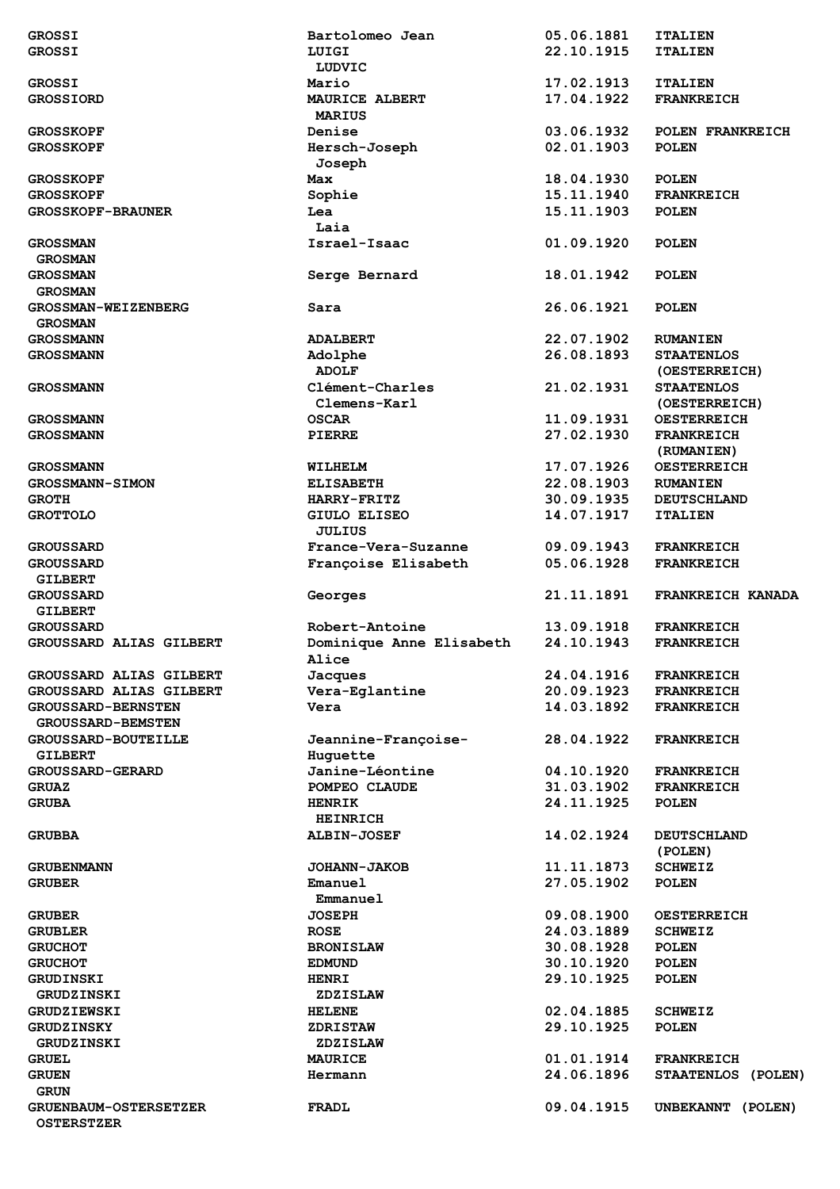| | | | |
|---|---|---|---|
| GROSSI | Bartolomeo Jean | 05.06.1881 | ITALIEN |
| GROSSI | LUIGI<br>LUDVIC | 22.10.1915 | ITALIEN |
| GROSSI | Mario | 17.02.1913 | ITALIEN |
| GROSSIORD | MAURICE ALBERT<br>MARIUS | 17.04.1922 | FRANKREICH |
| GROSSKOPF | Denise | 03.06.1932 | POLEN FRANKREICH |
| GROSSKOPF | Hersch-Joseph<br>Joseph | 02.01.1903 | POLEN |
| GROSSKOPF | Max | 18.04.1930 | POLEN |
| GROSSKOPF | Sophie | 15.11.1940 | FRANKREICH |
| GROSSKOPF-BRAUNER | Lea<br>Laia | 15.11.1903 | POLEN |
| GROSSMAN<br>GROSMAN | Israel-Isaac | 01.09.1920 | POLEN |
| GROSSMAN<br>GROSMAN | Serge Bernard | 18.01.1942 | POLEN |
| GROSSMAN-WEIZENBERG<br>GROSMAN | Sara | 26.06.1921 | POLEN |
| GROSSMANN | ADALBERT | 22.07.1902 | RUMANIEN |
| GROSSMANN | Adolphe<br>ADOLF | 26.08.1893 | STAATENLOS<br>(OESTERREICH) |
| GROSSMANN | Clément-Charles<br>Clemens-Karl | 21.02.1931 | STAATENLOS<br>(OESTERREICH) |
| GROSSMANN | OSCAR | 11.09.1931 | OESTERREICH |
| GROSSMANN | PIERRE | 27.02.1930 | FRANKREICH<br>(RUMANIEN) |
| GROSSMANN | WILHELM | 17.07.1926 | OESTERREICH |
| GROSSMANN-SIMON | ELISABETH | 22.08.1903 | RUMANIEN |
| GROTH | HARRY-FRITZ | 30.09.1935 | DEUTSCHLAND |
| GROTTOLO | GIULO ELISEO<br>JULIUS | 14.07.1917 | ITALIEN |
| GROUSSARD | France-Vera-Suzanne | 09.09.1943 | FRANKREICH |
| GROUSSARD<br>GILBERT | Françoise Elisabeth | 05.06.1928 | FRANKREICH |
| GROUSSARD<br>GILBERT | Georges | 21.11.1891 | FRANKREICH KANADA |
| GROUSSARD | Robert-Antoine | 13.09.1918 | FRANKREICH |
| GROUSSARD ALIAS GILBERT | Dominique Anne Elisabeth<br>Alice | 24.10.1943 | FRANKREICH |
| GROUSSARD ALIAS GILBERT | Jacques | 24.04.1916 | FRANKREICH |
| GROUSSARD ALIAS GILBERT | Vera-Eglantine | 20.09.1923 | FRANKREICH |
| GROUSSARD-BERNSTEN<br>GROUSSARD-BEMSTEN | Vera | 14.03.1892 | FRANKREICH |
| GROUSSARD-BOUTEILLE<br>GILBERT | Jeannine-Françoise-<br>Huguette | 28.04.1922 | FRANKREICH |
| GROUSSARD-GERARD | Janine-Léontine | 04.10.1920 | FRANKREICH |
| GRUAZ | POMPEO CLAUDE | 31.03.1902 | FRANKREICH |
| GRUBA | HENRIK<br>HEINRICH | 24.11.1925 | POLEN |
| GRUBBA | ALBIN-JOSEF | 14.02.1924 | DEUTSCHLAND<br>(POLEN) |
| GRUBENMANN | JOHANN-JAKOB | 11.11.1873 | SCHWEIZ |
| GRUBER | Emanuel<br>Emmanuel | 27.05.1902 | POLEN |
| GRUBER | JOSEPH | 09.08.1900 | OESTERREICH |
| GRUBLER | ROSE | 24.03.1889 | SCHWEIZ |
| GRUCHOT | BRONISLAW | 30.08.1928 | POLEN |
| GRUCHOT | EDMUND | 30.10.1920 | POLEN |
| GRUDINSKI<br>GRUDZINSKI | HENRI<br>ZDZISLAW | 29.10.1925 | POLEN |
| GRUDZIEWSKI | HELENE | 02.04.1885 | SCHWEIZ |
| GRUDZINSKY<br>GRUDZINSKI | ZDRISTAW<br>ZDZISLAW | 29.10.1925 | POLEN |
| GRUEL | MAURICE | 01.01.1914 | FRANKREICH |
| GRUEN<br>GRUN | Hermann | 24.06.1896 | STAATENLOS (POLEN) |
| GRUENBAUM-OSTERSETZER<br>OSTERSTZER | FRADL | 09.04.1915 | UNBEKANNT (POLEN) |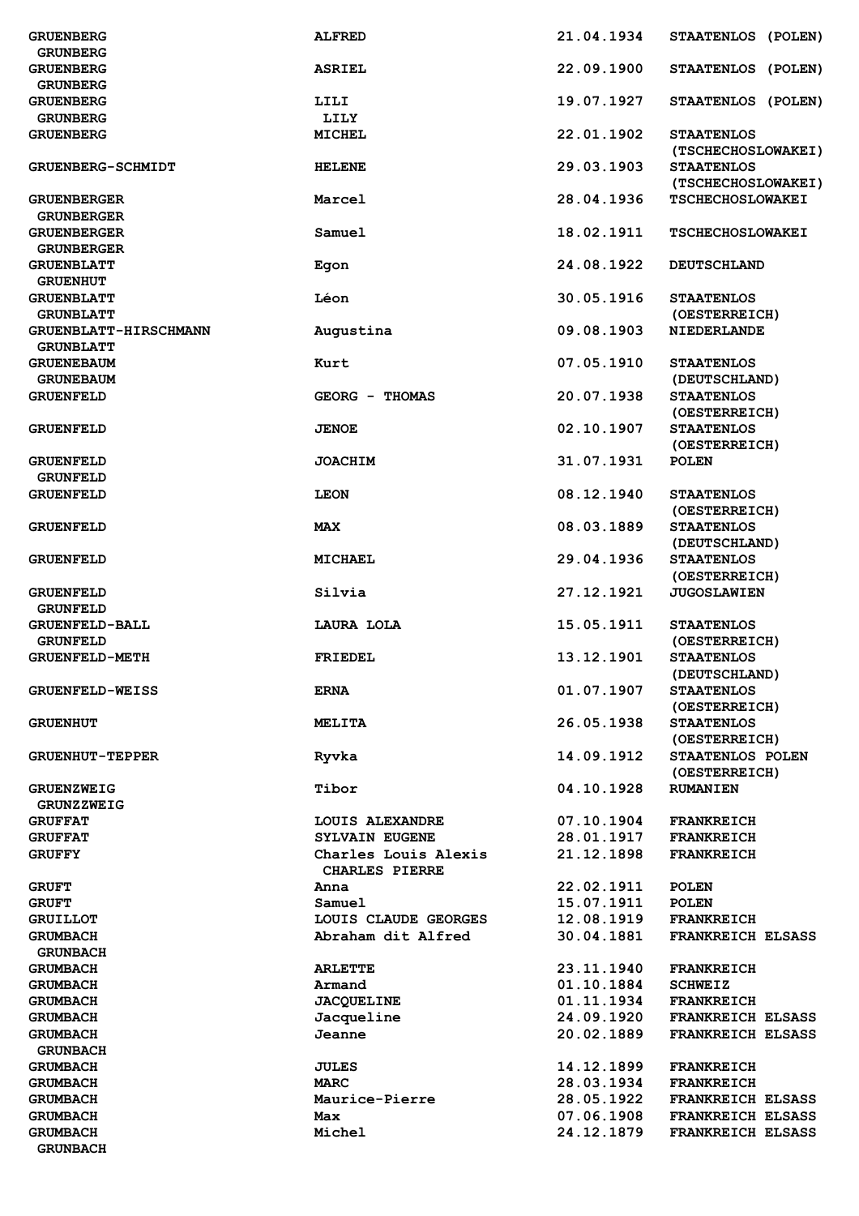| | | | |
|---|---|---|---|
| GRUENBERG<br>GRUNBERG | ALFRED | 21.04.1934 | STAATENLOS (POLEN) |
| GRUENBERG<br>GRUNBERG | ASRIEL | 22.09.1900 | STAATENLOS (POLEN) |
| GRUENBERG<br>GRUNBERG | LILI<br>LILY | 19.07.1927 | STAATENLOS (POLEN) |
| GRUENBERG | MICHEL | 22.01.1902 | STAATENLOS (TSCHECHOSLOWAKEI) |
| GRUENBERG-SCHMIDT | HELENE | 29.03.1903 | STAATENLOS (TSCHECHOSLOWAKEI) |
| GRUENBERGER<br>GRUNBERGER | Marcel | 28.04.1936 | TSCHECHOSLOWAKEI |
| GRUENBERGER<br>GRUNBERGER | Samuel | 18.02.1911 | TSCHECHOSLOWAKEI |
| GRUENBLATT<br>GRUENHUT | Egon | 24.08.1922 | DEUTSCHLAND |
| GRUENBLATT<br>GRUNBLATT | Léon | 30.05.1916 | STAATENLOS (OESTERREICH) |
| GRUENBLATT-HIRSCHMANN<br>GRUNBLATT | Augustina | 09.08.1903 | NIEDERLANDE |
| GRUENEBAUM<br>GRUNEBAUM | Kurt | 07.05.1910 | STAATENLOS (DEUTSCHLAND) |
| GRUENFELD | GEORG - THOMAS | 20.07.1938 | STAATENLOS (OESTERREICH) |
| GRUENFELD | JENOE | 02.10.1907 | STAATENLOS (OESTERREICH) |
| GRUENFELD<br>GRUNFELD | JOACHIM | 31.07.1931 | POLEN |
| GRUENFELD | LEON | 08.12.1940 | STAATENLOS (OESTERREICH) |
| GRUENFELD | MAX | 08.03.1889 | STAATENLOS (DEUTSCHLAND) |
| GRUENFELD | MICHAEL | 29.04.1936 | STAATENLOS (OESTERREICH) |
| GRUENFELD<br>GRUNFELD | Silvia | 27.12.1921 | JUGOSLAWIEN |
| GRUENFELD-BALL<br>GRUNFELD | LAURA LOLA | 15.05.1911 | STAATENLOS (OESTERREICH) |
| GRUENFELD-METH | FRIEDEL | 13.12.1901 | STAATENLOS (DEUTSCHLAND) |
| GRUENFELD-WEISS | ERNA | 01.07.1907 | STAATENLOS (OESTERREICH) |
| GRUENHUT | MELITA | 26.05.1938 | STAATENLOS (OESTERREICH) |
| GRUENHUT-TEPPER | Ryvka | 14.09.1912 | STAATENLOS POLEN (OESTERREICH) |
| GRUENZWEIG<br>GRUNZZWEIG | Tibor | 04.10.1928 | RUMANIEN |
| GRUFFAT | LOUIS ALEXANDRE | 07.10.1904 | FRANKREICH |
| GRUFFAT | SYLVAIN EUGENE | 28.01.1917 | FRANKREICH |
| GRUFFY | Charles Louis Alexis<br>CHARLES PIERRE | 21.12.1898 | FRANKREICH |
| GRUFT | Anna | 22.02.1911 | POLEN |
| GRUFT | Samuel | 15.07.1911 | POLEN |
| GRUILLOT | LOUIS CLAUDE GEORGES | 12.08.1919 | FRANKREICH |
| GRUMBACH<br>GRUNBACH | Abraham dit Alfred | 30.04.1881 | FRANKREICH ELSASS |
| GRUMBACH | ARLETTE | 23.11.1940 | FRANKREICH |
| GRUMBACH | Armand | 01.10.1884 | SCHWEIZ |
| GRUMBACH | JACQUELINE | 01.11.1934 | FRANKREICH |
| GRUMBACH | Jacqueline | 24.09.1920 | FRANKREICH ELSASS |
| GRUMBACH<br>GRUNBACH | Jeanne | 20.02.1889 | FRANKREICH ELSASS |
| GRUMBACH | JULES | 14.12.1899 | FRANKREICH |
| GRUMBACH | MARC | 28.03.1934 | FRANKREICH |
| GRUMBACH | Maurice-Pierre | 28.05.1922 | FRANKREICH ELSASS |
| GRUMBACH | Max | 07.06.1908 | FRANKREICH ELSASS |
| GRUMBACH<br>GRUNBACH | Michel | 24.12.1879 | FRANKREICH ELSASS |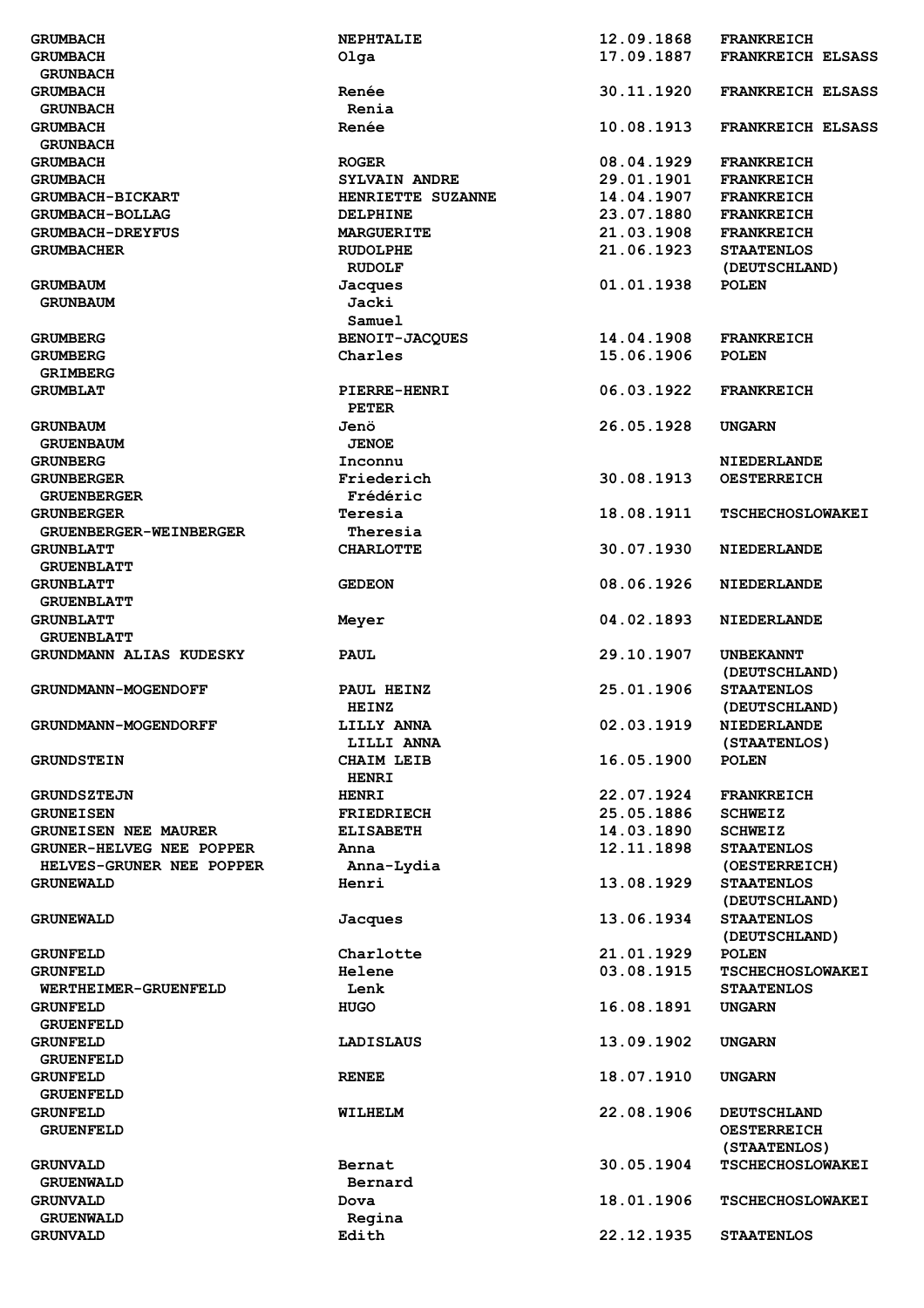| | | | |
|---|---|---|---|
| GRUMBACH | NEPHTALIE | 12.09.1868 | FRANKREICH |
| GRUMBACH<br>GRUNBACH | Olga | 17.09.1887 | FRANKREICH ELSASS |
| GRUMBACH<br>GRUNBACH | Renée<br>Renia | 30.11.1920 | FRANKREICH ELSASS |
| GRUMBACH<br>GRUNBACH | Renée | 10.08.1913 | FRANKREICH ELSASS |
| GRUMBACH | ROGER | 08.04.1929 | FRANKREICH |
| GRUMBACH | SYLVAIN ANDRE | 29.01.1901 | FRANKREICH |
| GRUMBACH-BICKART | HENRIETTE SUZANNE | 14.04.1907 | FRANKREICH |
| GRUMBACH-BOLLAG | DELPHINE | 23.07.1880 | FRANKREICH |
| GRUMBACH-DREYFUS | MARGUERITE | 21.03.1908 | FRANKREICH |
| GRUMBACHER | RUDOLPHE<br>RUDOLF | 21.06.1923 | STAATENLOS<br>(DEUTSCHLAND) |
| GRUMBAUM<br>GRUNBAUM | Jacques<br>Jacki<br>Samuel | 01.01.1938 | POLEN |
| GRUMBERG | BENOIT-JACQUES | 14.04.1908 | FRANKREICH |
| GRUMBERG<br>GRIMBERG | Charles | 15.06.1906 | POLEN |
| GRUMBLAT | PIERRE-HENRI<br>PETER | 06.03.1922 | FRANKREICH |
| GRUNBAUM<br>GRUENBAUM | Jenö<br>JENOE | 26.05.1928 | UNGARN |
| GRUNBERG | Inconnu | | NIEDERLANDE |
| GRUNBERGER<br>GRUENBERGER | Friederich<br>Frédéric | 30.08.1913 | OESTERREICH |
| GRUNBERGER<br>GRUENBERGER-WEINBERGER | Teresia<br>Theresia | 18.08.1911 | TSCHECHOSLOWAKEI |
| GRUNBLATT<br>GRUENBLATT | CHARLOTTE | 30.07.1930 | NIEDERLANDE |
| GRUNBLATT<br>GRUENBLATT | GEDEON | 08.06.1926 | NIEDERLANDE |
| GRUNBLATT<br>GRUENBLATT | Meyer | 04.02.1893 | NIEDERLANDE |
| GRUNDMANN ALIAS KUDESKY | PAUL | 29.10.1907 | UNBEKANNT<br>(DEUTSCHLAND) |
| GRUNDMANN-MOGENDOFF | PAUL HEINZ<br>HEINZ | 25.01.1906 | STAATENLOS<br>(DEUTSCHLAND) |
| GRUNDMANN-MOGENDORFF | LILLY ANNA<br>LILLI ANNA | 02.03.1919 | NIEDERLANDE<br>(STAATENLOS) |
| GRUNDSTEIN | CHAIM LEIB<br>HENRI | 16.05.1900 | POLEN |
| GRUNDSZTEJN | HENRI | 22.07.1924 | FRANKREICH |
| GRUNEISEN | FRIEDRIECH | 25.05.1886 | SCHWEIZ |
| GRUNEISEN NEE MAURER | ELISABETH | 14.03.1890 | SCHWEIZ |
| GRUNER-HELVEG NEE POPPER<br>HELVES-GRUNER NEE POPPER | Anna<br>Anna-Lydia | 12.11.1898 | STAATENLOS<br>(OESTERREICH) |
| GRUNEWALD | Henri | 13.08.1929 | STAATENLOS<br>(DEUTSCHLAND) |
| GRUNEWALD | Jacques | 13.06.1934 | STAATENLOS<br>(DEUTSCHLAND) |
| GRUNFELD | Charlotte | 21.01.1929 | POLEN |
| GRUNFELD<br>WERTHEIMER-GRUENFELD | Helene<br>Lenk | 03.08.1915 | TSCHECHOSLOWAKEI<br>STAATENLOS |
| GRUNFELD<br>GRUENFELD | HUGO | 16.08.1891 | UNGARN |
| GRUNFELD<br>GRUENFELD | LADISLAUS | 13.09.1902 | UNGARN |
| GRUNFELD<br>GRUENFELD | RENEE | 18.07.1910 | UNGARN |
| GRUNFELD<br>GRUENFELD | WILHELM | 22.08.1906 | DEUTSCHLAND<br>OESTERREICH<br>(STAATENLOS) |
| GRUNVALD<br>GRUENWALD | Bernat<br>Bernard | 30.05.1904 | TSCHECHOSLOWAKEI |
| GRUNVALD<br>GRUENWALD | Dova<br>Regina | 18.01.1906 | TSCHECHOSLOWAKEI |
| GRUNVALD | Edith | 22.12.1935 | STAATENLOS |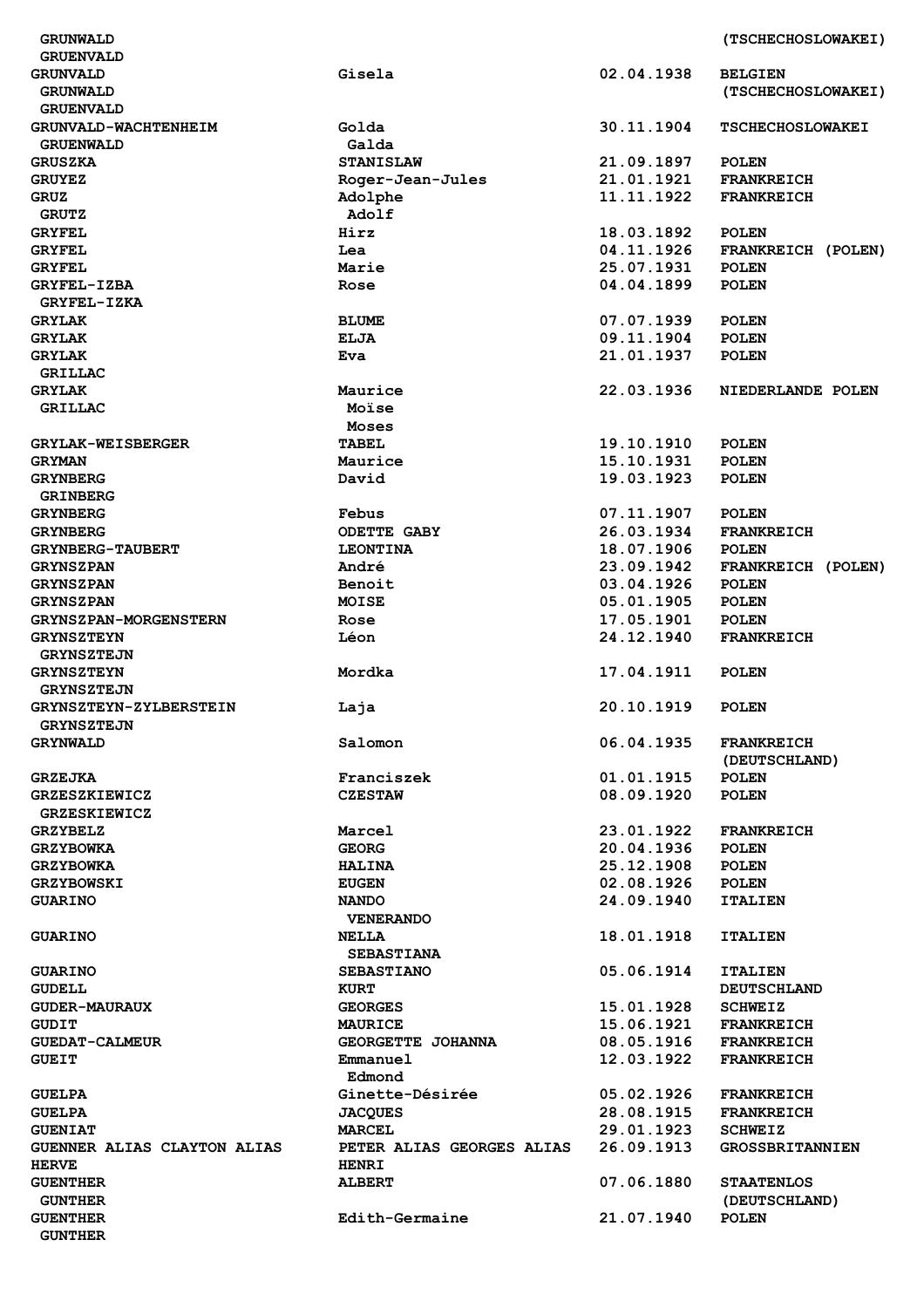| | | | |
|---|---|---|---|
| GRUNWALD<br>GRUENVALD | | | (TSCHECHOSLOWAKEI) |
| GRUNVALD<br>GRUNWALD<br>GRUENVALD | Gisela | 02.04.1938 | BELGIEN<br>(TSCHECHOSLOWAKEI) |
| GRUNVALD-WACHTENHEIM<br>GRUENWALD | Golda<br>Galda | 30.11.1904 | TSCHECHOSLOWAKEI |
| GRUSZKA | STANISLAW | 21.09.1897 | POLEN |
| GRUYEZ | Roger-Jean-Jules | 21.01.1921 | FRANKREICH |
| GRUZ<br>GRUTZ | Adolphe<br>Adolf | 11.11.1922 | FRANKREICH |
| GRYFEL | Hirz | 18.03.1892 | POLEN |
| GRYFEL | Lea | 04.11.1926 | FRANKREICH (POLEN) |
| GRYFEL | Marie | 25.07.1931 | POLEN |
| GRYFEL-IZBA<br>GRYFEL-IZKA | Rose | 04.04.1899 | POLEN |
| GRYLAK | BLUME | 07.07.1939 | POLEN |
| GRYLAK | ELJA | 09.11.1904 | POLEN |
| GRYLAK<br>GRILLAC | Eva | 21.01.1937 | POLEN |
| GRYLAK<br>GRILLAC | Maurice<br>Moïse<br>Moses | 22.03.1936 | NIEDERLANDE POLEN |
| GRYLAK-WEISBERGER | TABEL | 19.10.1910 | POLEN |
| GRYMAN | Maurice | 15.10.1931 | POLEN |
| GRYNBERG<br>GRINBERG | David | 19.03.1923 | POLEN |
| GRYNBERG | Febus | 07.11.1907 | POLEN |
| GRYNBERG | ODETTE GABY | 26.03.1934 | FRANKREICH |
| GRYNBERG-TAUBERT | LEONTINA | 18.07.1906 | POLEN |
| GRYNSZPAN | André | 23.09.1942 | FRANKREICH (POLEN) |
| GRYNSZPAN | Benoit | 03.04.1926 | POLEN |
| GRYNSZPAN | MOISE | 05.01.1905 | POLEN |
| GRYNSZPAN-MORGENSTERN | Rose | 17.05.1901 | POLEN |
| GRYNSZTEYN<br>GRYNSZTEJN | Léon | 24.12.1940 | FRANKREICH |
| GRYNSZTEYN<br>GRYNSZTEJN | Mordka | 17.04.1911 | POLEN |
| GRYNSZTEYN-ZYLBERSTEIN<br>GRYNSZTEJN | Laja | 20.10.1919 | POLEN |
| GRYNWALD | Salomon | 06.04.1935 | FRANKREICH<br>(DEUTSCHLAND) |
| GRZEJKA | Franciszek | 01.01.1915 | POLEN |
| GRZESZKIEWICZ<br>GRZESKIEWICZ | CZESTAW | 08.09.1920 | POLEN |
| GRZYBELZ | Marcel | 23.01.1922 | FRANKREICH |
| GRZYBOWKA | GEORG | 20.04.1936 | POLEN |
| GRZYBOWKA | HALINA | 25.12.1908 | POLEN |
| GRZYBOWSKI | EUGEN | 02.08.1926 | POLEN |
| GUARINO | NANDO<br>VENERANDO | 24.09.1940 | ITALIEN |
| GUARINO | NELLA<br>SEBASTIANA | 18.01.1918 | ITALIEN |
| GUARINO | SEBASTIANO | 05.06.1914 | ITALIEN |
| GUDELL | KURT | | DEUTSCHLAND |
| GUDER-MAURAUX | GEORGES | 15.01.1928 | SCHWEIZ |
| GUDIT | MAURICE | 15.06.1921 | FRANKREICH |
| GUEDAT-CALMEUR | GEORGETTE JOHANNA | 08.05.1916 | FRANKREICH |
| GUEIT | Emmanuel<br>Edmond | 12.03.1922 | FRANKREICH |
| GUELPA | Ginette-Désirée | 05.02.1926 | FRANKREICH |
| GUELPA | JACQUES | 28.08.1915 | FRANKREICH |
| GUENIAT | MARCEL | 29.01.1923 | SCHWEIZ |
| GUENNER ALIAS CLAYTON ALIAS HERVE | PETER ALIAS GEORGES ALIAS HENRI | 26.09.1913 | GROSSBRITANNIEN |
| GUENTHER<br>GUNTHER | ALBERT | 07.06.1880 | STAATENLOS<br>(DEUTSCHLAND) |
| GUENTHER<br>GUNTHER | Edith-Germaine | 21.07.1940 | POLEN |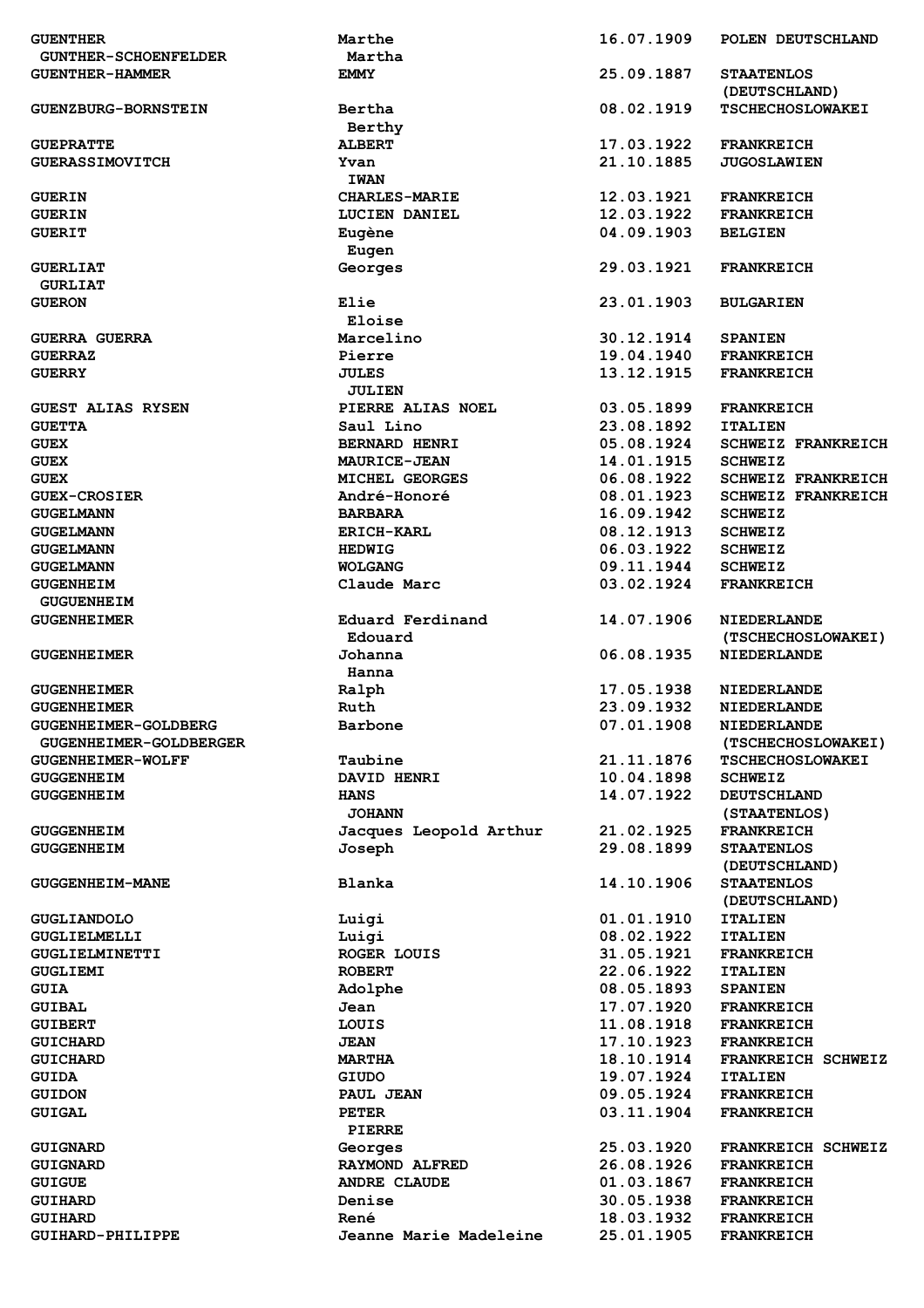| | | | |
|---|---|---|---|
| GUENTHER<br>GUNTHER-SCHOENFELDER | Marthe<br>Martha | 16.07.1909 | POLEN DEUTSCHLAND |
| GUENTHER-HAMMER | EMMY | 25.09.1887 | STAATENLOS (DEUTSCHLAND) |
| GUENZBURG-BORNSTEIN | Bertha<br>Berthy | 08.02.1919 | TSCHECHOSLOWAKEI |
| GUEPRATTE | ALBERT | 17.03.1922 | FRANKREICH |
| GUERASSIMOVITCH | Yvan<br>IWAN | 21.10.1885 | JUGOSLAWIEN |
| GUERIN | CHARLES-MARIE | 12.03.1921 | FRANKREICH |
| GUERIN | LUCIEN DANIEL | 12.03.1922 | FRANKREICH |
| GUERIT | Eugène<br>Eugen | 04.09.1903 | BELGIEN |
| GUERLIAT<br>GURLIAT | Georges | 29.03.1921 | FRANKREICH |
| GUERON | Elie<br>Eloise | 23.01.1903 | BULGARIEN |
| GUERRA GUERRA | Marcelino | 30.12.1914 | SPANIEN |
| GUERRAZ | Pierre | 19.04.1940 | FRANKREICH |
| GUERRY | JULES<br>JULIEN | 13.12.1915 | FRANKREICH |
| GUEST ALIAS RYSEN | PIERRE ALIAS NOEL | 03.05.1899 | FRANKREICH |
| GUETTA | Saul Lino | 23.08.1892 | ITALIEN |
| GUEX | BERNARD HENRI | 05.08.1924 | SCHWEIZ FRANKREICH |
| GUEX | MAURICE-JEAN | 14.01.1915 | SCHWEIZ |
| GUEX | MICHEL GEORGES | 06.08.1922 | SCHWEIZ FRANKREICH |
| GUEX-CROSIER | André-Honoré | 08.01.1923 | SCHWEIZ FRANKREICH |
| GUGELMANN | BARBARA | 16.09.1942 | SCHWEIZ |
| GUGELMANN | ERICH-KARL | 08.12.1913 | SCHWEIZ |
| GUGELMANN | HEDWIG | 06.03.1922 | SCHWEIZ |
| GUGELMANN | WOLGANG | 09.11.1944 | SCHWEIZ |
| GUGENHEIM<br>GUGUENHEIM | Claude Marc | 03.02.1924 | FRANKREICH |
| GUGENHEIMER | Eduard Ferdinand<br>Edouard | 14.07.1906 | NIEDERLANDE (TSCHECHOSLOWAKEI) |
| GUGENHEIMER | Johanna<br>Hanna | 06.08.1935 | NIEDERLANDE |
| GUGENHEIMER | Ralph | 17.05.1938 | NIEDERLANDE |
| GUGENHEIMER | Ruth | 23.09.1932 | NIEDERLANDE |
| GUGENHEIMER-GOLDBERG<br>GUGENHEIMER-GOLDBERGER | Barbone | 07.01.1908 | NIEDERLANDE (TSCHECHOSLOWAKEI) |
| GUGENHEIMER-WOLFF | Taubine | 21.11.1876 | TSCHECHOSLOWAKEI |
| GUGGENHEIM | DAVID HENRI | 10.04.1898 | SCHWEIZ |
| GUGGENHEIM | HANS<br>JOHANN | 14.07.1922 | DEUTSCHLAND (STAATENLOS) |
| GUGGENHEIM | Jacques Leopold Arthur | 21.02.1925 | FRANKREICH |
| GUGGENHEIM | Joseph | 29.08.1899 | STAATENLOS (DEUTSCHLAND) |
| GUGGENHEIM-MANE | Blanka | 14.10.1906 | STAATENLOS (DEUTSCHLAND) |
| GUGLIANDOLO | Luigi | 01.01.1910 | ITALIEN |
| GUGLIELMELLI | Luigi | 08.02.1922 | ITALIEN |
| GUGLIELMINETTI | ROGER LOUIS | 31.05.1921 | FRANKREICH |
| GUGLIEMI | ROBERT | 22.06.1922 | ITALIEN |
| GUIA | Adolphe | 08.05.1893 | SPANIEN |
| GUIBAL | Jean | 17.07.1920 | FRANKREICH |
| GUIBERT | LOUIS | 11.08.1918 | FRANKREICH |
| GUICHARD | JEAN | 17.10.1923 | FRANKREICH |
| GUICHARD | MARTHA | 18.10.1914 | FRANKREICH SCHWEIZ |
| GUIDA | GIUDO | 19.07.1924 | ITALIEN |
| GUIDON | PAUL JEAN | 09.05.1924 | FRANKREICH |
| GUIGAL | PETER<br>PIERRE | 03.11.1904 | FRANKREICH |
| GUIGNARD | Georges | 25.03.1920 | FRANKREICH SCHWEIZ |
| GUIGNARD | RAYMOND ALFRED | 26.08.1926 | FRANKREICH |
| GUIGUE | ANDRE CLAUDE | 01.03.1867 | FRANKREICH |
| GUIHARD | Denise | 30.05.1938 | FRANKREICH |
| GUIHARD | René | 18.03.1932 | FRANKREICH |
| GUIHARD-PHILIPPE | Jeanne Marie Madeleine | 25.01.1905 | FRANKREICH |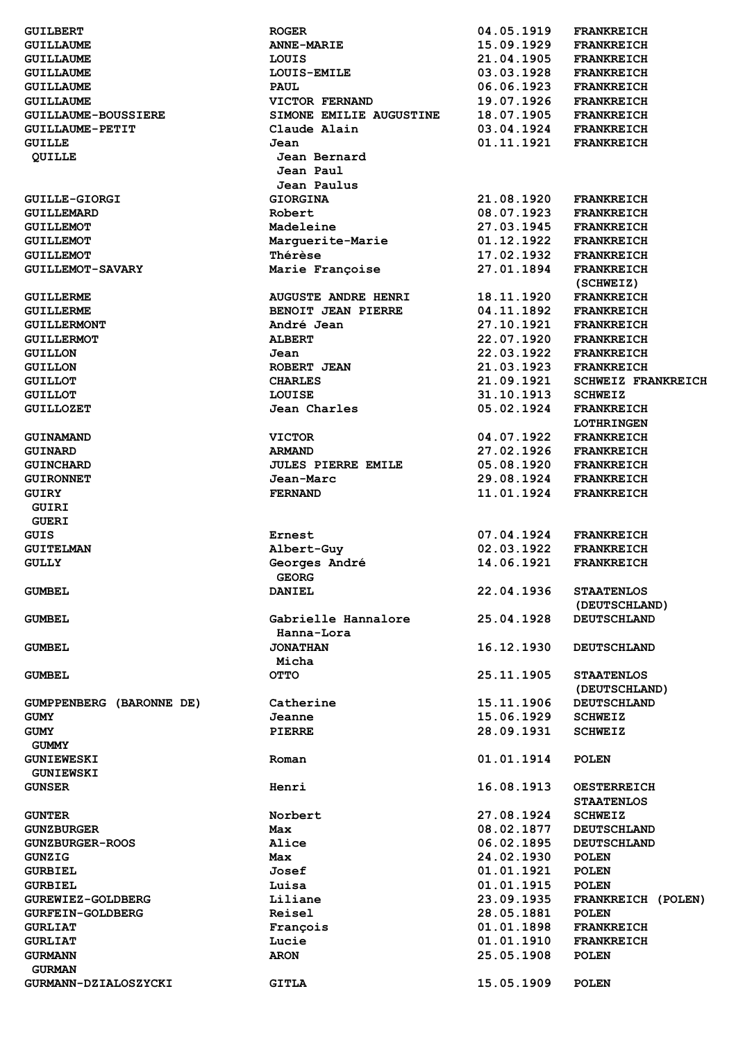| | | | |
|---|---|---|---|
| GUILBERT | ROGER | 04.05.1919 | FRANKREICH |
| GUILLAUME | ANNE-MARIE | 15.09.1929 | FRANKREICH |
| GUILLAUME | LOUIS | 21.04.1905 | FRANKREICH |
| GUILLAUME | LOUIS-EMILE | 03.03.1928 | FRANKREICH |
| GUILLAUME | PAUL | 06.06.1923 | FRANKREICH |
| GUILLAUME | VICTOR FERNAND | 19.07.1926 | FRANKREICH |
| GUILLAUME-BOUSSIERE | SIMONE EMILIE AUGUSTINE | 18.07.1905 | FRANKREICH |
| GUILLAUME-PETIT | Claude Alain | 03.04.1924 | FRANKREICH |
| GUILLE<br>QUILLE | Jean<br>Jean Bernard<br>Jean Paul<br>Jean Paulus | 01.11.1921 | FRANKREICH |
| GUILLE-GIORGI | GIORGINA | 21.08.1920 | FRANKREICH |
| GUILLEMARD | Robert | 08.07.1923 | FRANKREICH |
| GUILLEMOT | Madeleine | 27.03.1945 | FRANKREICH |
| GUILLEMOT | Marguerite-Marie | 01.12.1922 | FRANKREICH |
| GUILLEMOT | Thérèse | 17.02.1932 | FRANKREICH |
| GUILLEMOT-SAVARY | Marie Françoise | 27.01.1894 | FRANKREICH (SCHWEIZ) |
| GUILLERME | AUGUSTE ANDRE HENRI | 18.11.1920 | FRANKREICH |
| GUILLERME | BENOIT JEAN PIERRE | 04.11.1892 | FRANKREICH |
| GUILLERMONT | André Jean | 27.10.1921 | FRANKREICH |
| GUILLERMOT | ALBERT | 22.07.1920 | FRANKREICH |
| GUILLON | Jean | 22.03.1922 | FRANKREICH |
| GUILLON | ROBERT JEAN | 21.03.1923 | FRANKREICH |
| GUILLOT | CHARLES | 21.09.1921 | SCHWEIZ FRANKREICH |
| GUILLOT | LOUISE | 31.10.1913 | SCHWEIZ |
| GUILLOZET | Jean Charles | 05.02.1924 | FRANKREICH LOTHRINGEN |
| GUINAMAND | VICTOR | 04.07.1922 | FRANKREICH |
| GUINARD | ARMAND | 27.02.1926 | FRANKREICH |
| GUINCHARD | JULES PIERRE EMILE | 05.08.1920 | FRANKREICH |
| GUIRONNET | Jean-Marc | 29.08.1924 | FRANKREICH |
| GUIRY<br>GUIRI<br>GUERI | FERNAND | 11.01.1924 | FRANKREICH |
| GUIS | Ernest | 07.04.1924 | FRANKREICH |
| GUITELMAN | Albert-Guy | 02.03.1922 | FRANKREICH |
| GULLY | Georges André<br>GEORG | 14.06.1921 | FRANKREICH |
| GUMBEL | DANIEL | 22.04.1936 | STAATENLOS (DEUTSCHLAND) |
| GUMBEL | Gabrielle Hannalore<br>Hanna-Lora | 25.04.1928 | DEUTSCHLAND |
| GUMBEL | JONATHAN<br>Micha | 16.12.1930 | DEUTSCHLAND |
| GUMBEL | OTTO | 25.11.1905 | STAATENLOS (DEUTSCHLAND) |
| GUMPPENBERG (BARONNE DE) | Catherine | 15.11.1906 | DEUTSCHLAND |
| GUMY | Jeanne | 15.06.1929 | SCHWEIZ |
| GUMY<br>GUMMY | PIERRE | 28.09.1931 | SCHWEIZ |
| GUNIEWESKI<br>GUNIEWSKI | Roman | 01.01.1914 | POLEN |
| GUNSER | Henri | 16.08.1913 | OESTERREICH STAATENLOS |
| GUNTER | Norbert | 27.08.1924 | SCHWEIZ |
| GUNZBURGER | Max | 08.02.1877 | DEUTSCHLAND |
| GUNZBURGER-ROOS | Alice | 06.02.1895 | DEUTSCHLAND |
| GUNZIG | Max | 24.02.1930 | POLEN |
| GURBIEL | Josef | 01.01.1921 | POLEN |
| GURBIEL | Luisa | 01.01.1915 | POLEN |
| GUREWIEZ-GOLDBERG | Liliane | 23.09.1935 | FRANKREICH (POLEN) |
| GURFEIN-GOLDBERG | Reisel | 28.05.1881 | POLEN |
| GURLIAT | François | 01.01.1898 | FRANKREICH |
| GURLIAT | Lucie | 01.01.1910 | FRANKREICH |
| GURMANN<br>GURMAN | ARON | 25.05.1908 | POLEN |
| GURMANN-DZIALOSZYCKI | GITLA | 15.05.1909 | POLEN |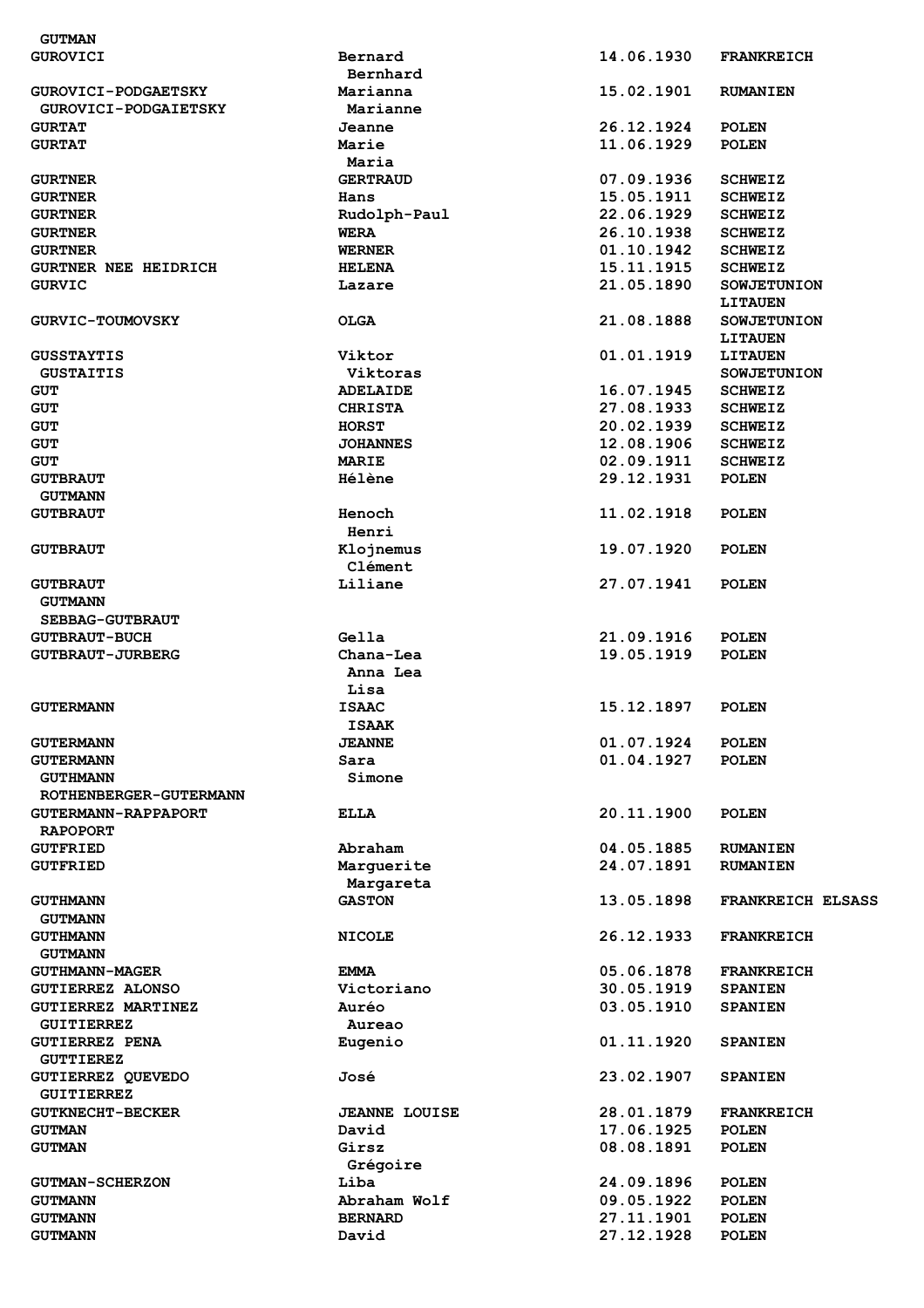| | | | |
|---|---|---|---|
| GUTMAN | | | |
| GUROVICI | Bernard<br>Bernhard | 14.06.1930 | FRANKREICH |
| GUROVICI-PODGAETSKY<br>GUROVICI-PODGAIETSKY | Marianna<br>Marianne | 15.02.1901 | RUMANIEN |
| GURTAT | Jeanne | 26.12.1924 | POLEN |
| GURTAT | Marie<br>Maria | 11.06.1929 | POLEN |
| GURTNER | GERTRAUD | 07.09.1936 | SCHWEIZ |
| GURTNER | Hans | 15.05.1911 | SCHWEIZ |
| GURTNER | Rudolph-Paul | 22.06.1929 | SCHWEIZ |
| GURTNER | WERA | 26.10.1938 | SCHWEIZ |
| GURTNER | WERNER | 01.10.1942 | SCHWEIZ |
| GURTNER NEE HEIDRICH | HELENA | 15.11.1915 | SCHWEIZ |
| GURVIC | Lazare | 21.05.1890 | SOWJETUNION<br>LITAUEN |
| GURVIC-TOUMOVSKY | OLGA | 21.08.1888 | SOWJETUNION<br>LITAUEN |
| GUSSTAYTIS<br>GUSTAITIS | Viktor<br>Viktoras | 01.01.1919 | LITAUEN<br>SOWJETUNION |
| GUT | ADELAIDE | 16.07.1945 | SCHWEIZ |
| GUT | CHRISTA | 27.08.1933 | SCHWEIZ |
| GUT | HORST | 20.02.1939 | SCHWEIZ |
| GUT | JOHANNES | 12.08.1906 | SCHWEIZ |
| GUT | MARIE | 02.09.1911 | SCHWEIZ |
| GUTBRAUT<br>GUTMANN | Hélène | 29.12.1931 | POLEN |
| GUTBRAUT | Henoch<br>Henri | 11.02.1918 | POLEN |
| GUTBRAUT | Klojnemus<br>Clément | 19.07.1920 | POLEN |
| GUTBRAUT<br>GUTMANN<br>SEBBAG-GUTBRAUT | Liliane | 27.07.1941 | POLEN |
| GUTBRAUT-BUCH | Gella | 21.09.1916 | POLEN |
| GUTBRAUT-JURBERG | Chana-Lea<br>Anna Lea<br>Lisa | 19.05.1919 | POLEN |
| GUTERMANN | ISAAC<br>ISAAK | 15.12.1897 | POLEN |
| GUTERMANN | JEANNE | 01.07.1924 | POLEN |
| GUTERMANN<br>GUTHMANN<br>ROTHENBERGER-GUTERMANN | Sara<br>Simone | 01.04.1927 | POLEN |
| GUTERMANN-RAPPAPORT<br>RAPOPORT | ELLA | 20.11.1900 | POLEN |
| GUTFRIED | Abraham | 04.05.1885 | RUMANIEN |
| GUTFRIED | Marguerite<br>Margareta | 24.07.1891 | RUMANIEN |
| GUTHMANN<br>GUTMANN | GASTON | 13.05.1898 | FRANKREICH ELSASS |
| GUTHMANN<br>GUTMANN | NICOLE | 26.12.1933 | FRANKREICH |
| GUTHMANN-MAGER | EMMA | 05.06.1878 | FRANKREICH |
| GUTIERREZ ALONSO | Victoriano | 30.05.1919 | SPANIEN |
| GUTIERREZ MARTINEZ<br>GUITIERREZ | Auréo<br>Aureao | 03.05.1910 | SPANIEN |
| GUTIERREZ PENA<br>GUTTIEREZ | Eugenio | 01.11.1920 | SPANIEN |
| GUTIERREZ QUEVEDO<br>GUITIERREZ | José | 23.02.1907 | SPANIEN |
| GUTKNECHT-BECKER | JEANNE LOUISE | 28.01.1879 | FRANKREICH |
| GUTMAN | David | 17.06.1925 | POLEN |
| GUTMAN | Girsz<br>Grégoire | 08.08.1891 | POLEN |
| GUTMAN-SCHERZON | Liba | 24.09.1896 | POLEN |
| GUTMANN | Abraham Wolf | 09.05.1922 | POLEN |
| GUTMANN | BERNARD | 27.11.1901 | POLEN |
| GUTMANN | David | 27.12.1928 | POLEN |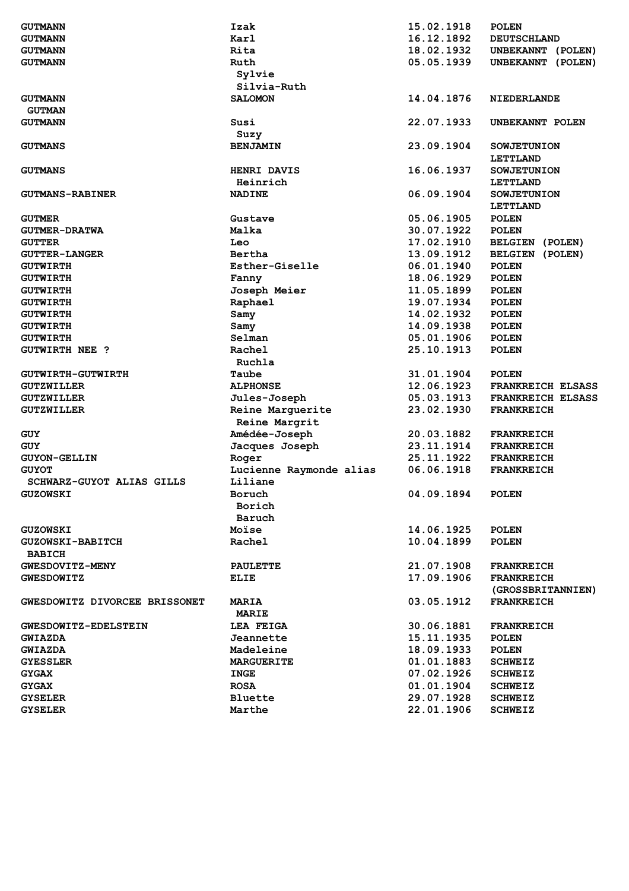| | | | |
|---|---|---|---|
| GUTMANN | Izak | 15.02.1918 | POLEN |
| GUTMANN | Karl | 16.12.1892 | DEUTSCHLAND |
| GUTMANN | Rita | 18.02.1932 | UNBEKANNT (POLEN) |
| GUTMANN | Ruth<br>Sylvie<br>Silvia-Ruth | 05.05.1939 | UNBEKANNT (POLEN) |
| GUTMANN<br>GUTMAN | SALOMON | 14.04.1876 | NIEDERLANDE |
| GUTMANN | Susi<br>Suzy | 22.07.1933 | UNBEKANNT POLEN |
| GUTMANS | BENJAMIN | 23.09.1904 | SOWJETUNION<br>LETTLAND |
| GUTMANS | HENRI DAVIS<br>Heinrich | 16.06.1937 | SOWJETUNION<br>LETTLAND |
| GUTMANS-RABINER | NADINE | 06.09.1904 | SOWJETUNION<br>LETTLAND |
| GUTMER | Gustave | 05.06.1905 | POLEN |
| GUTMER-DRATWA | Malka | 30.07.1922 | POLEN |
| GUTTER | Leo | 17.02.1910 | BELGIEN (POLEN) |
| GUTTER-LANGER | Bertha | 13.09.1912 | BELGIEN (POLEN) |
| GUTWIRTH | Esther-Giselle | 06.01.1940 | POLEN |
| GUTWIRTH | Fanny | 18.06.1929 | POLEN |
| GUTWIRTH | Joseph Meier | 11.05.1899 | POLEN |
| GUTWIRTH | Raphael | 19.07.1934 | POLEN |
| GUTWIRTH | Samy | 14.02.1932 | POLEN |
| GUTWIRTH | Samy | 14.09.1938 | POLEN |
| GUTWIRTH | Selman | 05.01.1906 | POLEN |
| GUTWIRTH NEE ? | Rachel<br>Ruchla | 25.10.1913 | POLEN |
| GUTWIRTH-GUTWIRTH | Taube | 31.01.1904 | POLEN |
| GUTZWILLER | ALPHONSE | 12.06.1923 | FRANKREICH ELSASS |
| GUTZWILLER | Jules-Joseph | 05.03.1913 | FRANKREICH ELSASS |
| GUTZWILLER | Reine Marguerite<br>Reine Margrit | 23.02.1930 | FRANKREICH |
| GUY | Amédée-Joseph | 20.03.1882 | FRANKREICH |
| GUY | Jacques Joseph | 23.11.1914 | FRANKREICH |
| GUYON-GELLIN | Roger | 25.11.1922 | FRANKREICH |
| GUYOT<br>SCHWARZ-GUYOT ALIAS GILLS | Lucienne Raymonde alias<br>Liliane | 06.06.1918 | FRANKREICH |
| GUZOWSKI | Boruch<br>Borich<br>Baruch | 04.09.1894 | POLEN |
| GUZOWSKI | Moïse | 14.06.1925 | POLEN |
| GUZOWSKI-BABITCH<br>BABICH | Rachel | 10.04.1899 | POLEN |
| GWESDOVITZ-MENY | PAULETTE | 21.07.1908 | FRANKREICH |
| GWESDOWITZ | ELIE | 17.09.1906 | FRANKREICH<br>(GROSSBRITANNIEN) |
| GWESDOWITZ DIVORCEE BRISSONET | MARIA<br>MARIE | 03.05.1912 | FRANKREICH |
| GWESDOWITZ-EDELSTEIN | LEA FEIGA | 30.06.1881 | FRANKREICH |
| GWIAZDA | Jeannette | 15.11.1935 | POLEN |
| GWIAZDA | Madeleine | 18.09.1933 | POLEN |
| GYESSLER | MARGUERITE | 01.01.1883 | SCHWEIZ |
| GYGAX | INGE | 07.02.1926 | SCHWEIZ |
| GYGAX | ROSA | 01.01.1904 | SCHWEIZ |
| GYSELER | Bluette | 29.07.1928 | SCHWEIZ |
| GYSELER | Marthe | 22.01.1906 | SCHWEIZ |